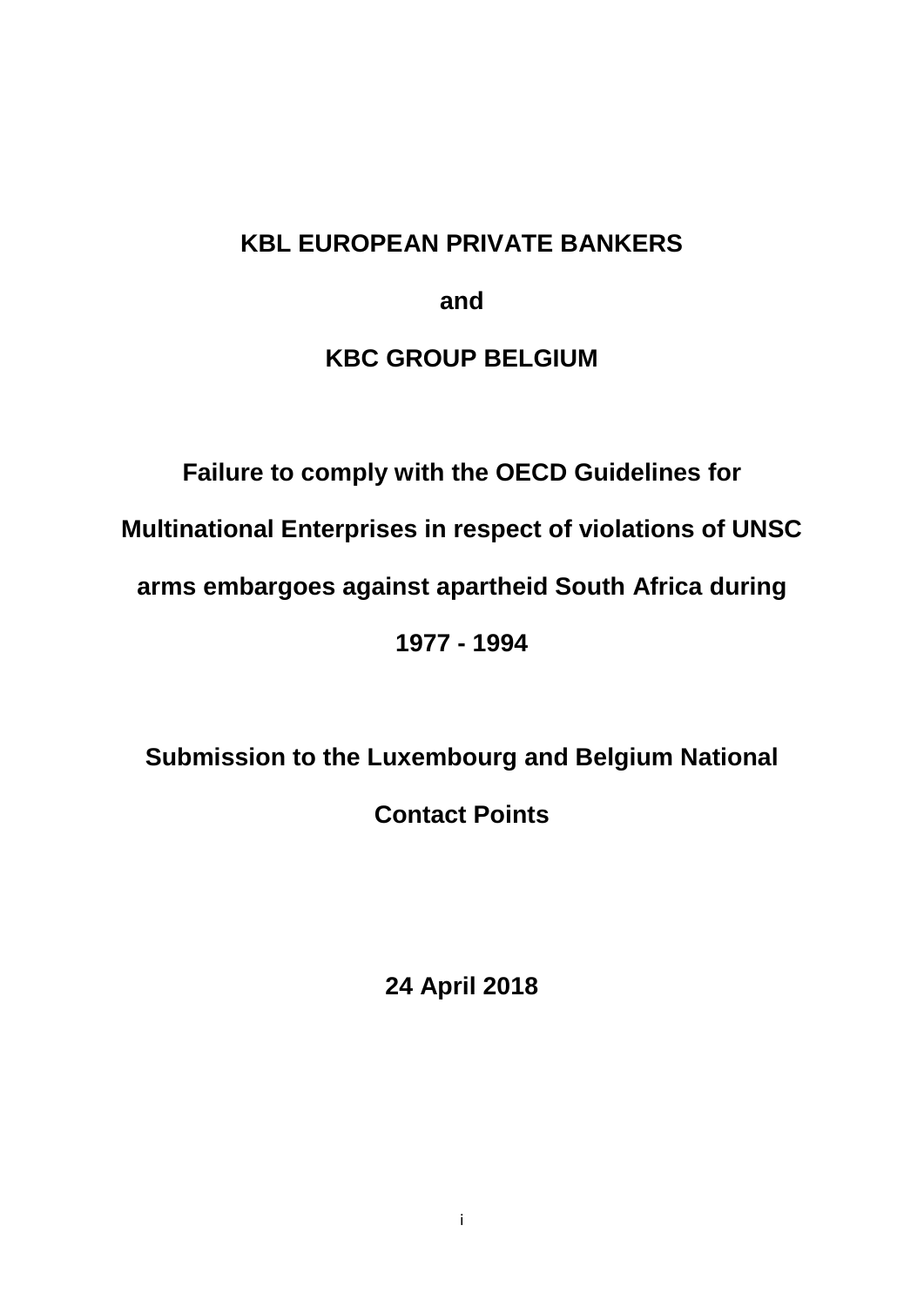**KBL EUROPEAN PRIVATE BANKERS**

**and**

**KBC GROUP BELGIUM**

**Failure to comply with the OECD Guidelines for Multinational Enterprises in respect of violations of UNSC arms embargoes against apartheid South Africa during 1977 - 1994**

**Submission to the Luxembourg and Belgium National Contact Points**

**24 April 2018**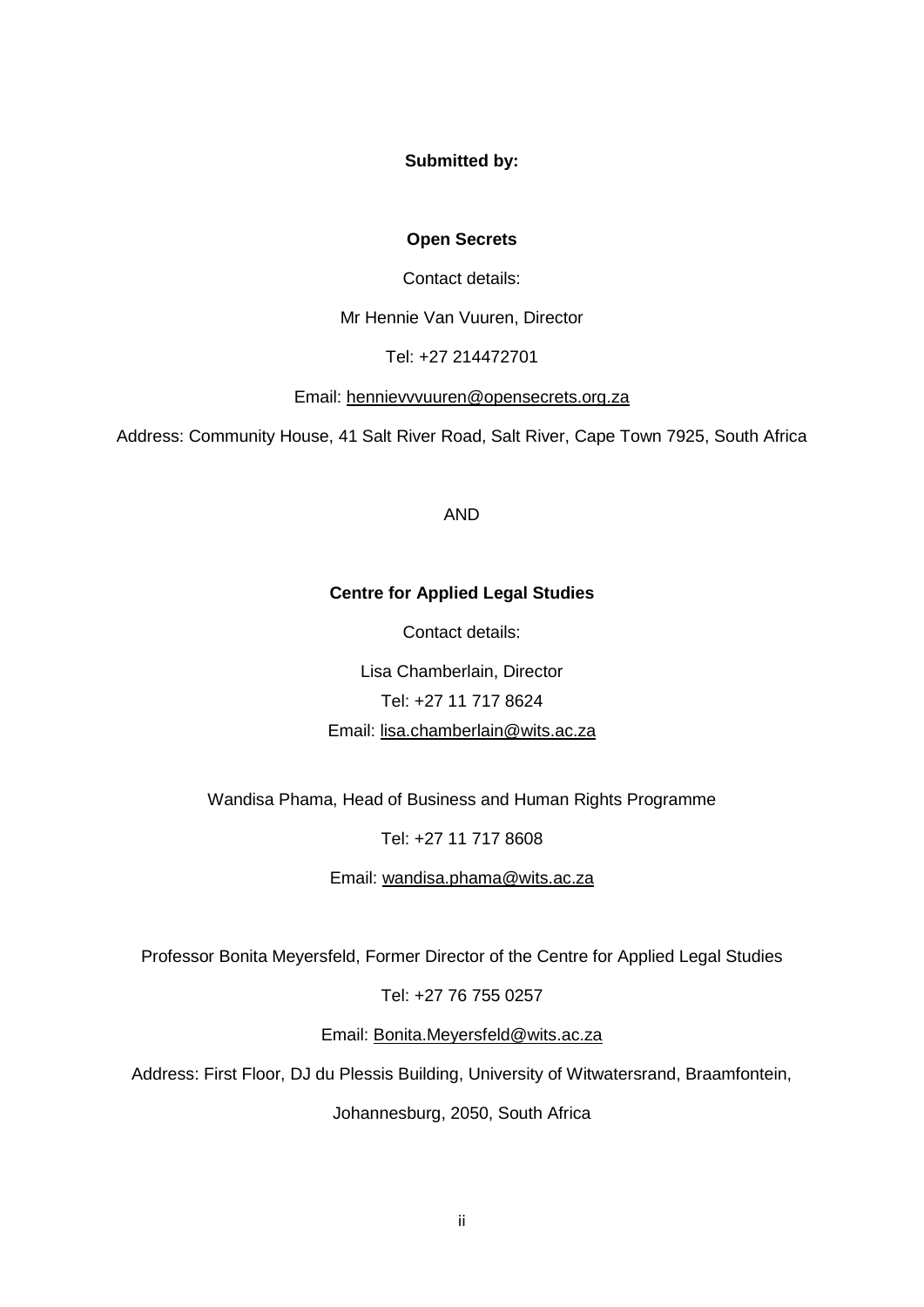**Submitted by:**

**Open Secrets**

Contact details:

Mr Hennie Van Vuuren, Director

Tel: +27 214472701

Email: hennievvvuuren@opensecrets.org.za

Address: Community House, 41 Salt River Road, Salt River, Cape Town 7925, South Africa

AND

**Centre for Applied Legal Studies**

Contact details:

Lisa Chamberlain, Director

Tel: +27 11 717 8624

Email: lisa.chamberlain@wits.ac.za

Wandisa Phama, Head of Business and Human Rights Programme

Tel: +27 11 717 8608

Email: wandisa.phama@wits.ac.za

Professor Bonita Meyersfeld, Former Director of the Centre for Applied Legal Studies

Tel: +27 76 755 0257

Email: Bonita.Meyersfeld@wits.ac.za

Address: First Floor, DJ du Plessis Building, University of Witwatersrand, Braamfontein, Johannesburg, 2050, South Africa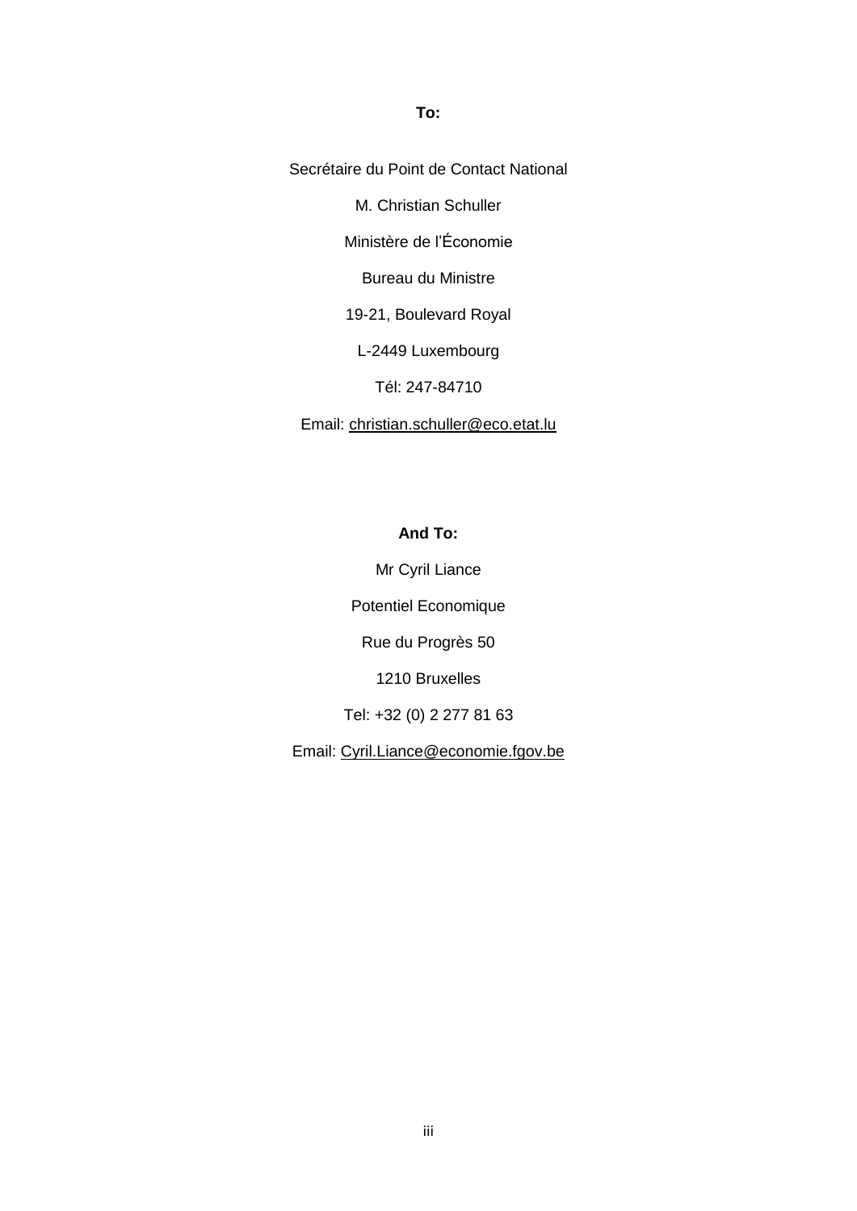**To:**

Secrétaire du Point de Contact National

M. Christian Schuller

Ministère de l'Économie

Bureau du Ministre

19-21, Boulevard Royal

L-2449 Luxembourg

Tél: 247-84710

Email: christian.schuller@eco.etat.lu

**And To:**

Mr Cyril Liance

Potentiel Economique

Rue du Progrès 50

1210 Bruxelles

Tel: +32 (0) 2 277 81 63

Email: Cyril.Liance@economie.fgov.be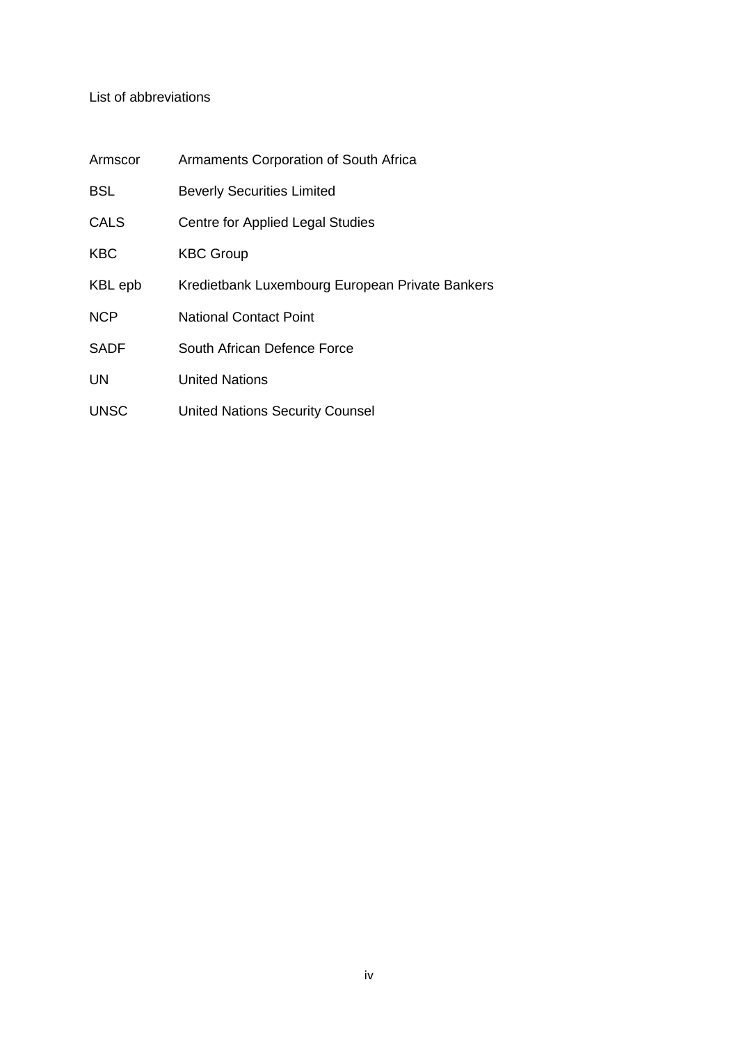List of abbreviations

| | |
|---|---|
| Armscor | Armaments Corporation of South Africa |
| BSL | Beverly Securities Limited |
| CALS | Centre for Applied Legal Studies |
| KBC | KBC Group |
| KBL epb | Kredietbank Luxembourg European Private Bankers |
| NCP | National Contact Point |
| SADF | South African Defence Force |
| UN | United Nations |
| UNSC | United Nations Security Counsel |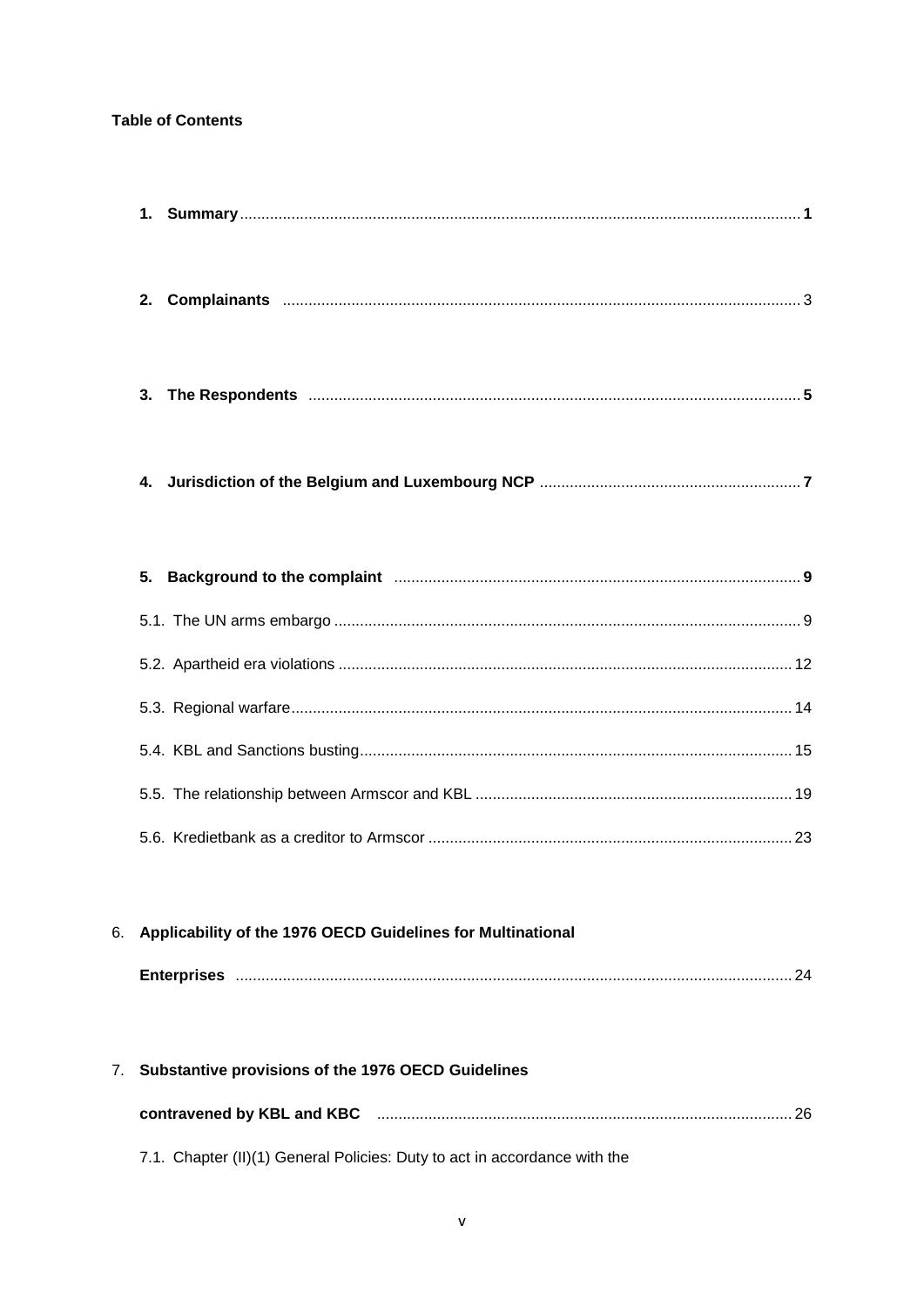**Table of Contents**

1. **Summary** .......... **1**

2. **Complainants** .......... 3

3. **The Respondents** .......... **5**

4. **Jurisdiction of the Belgium and Luxembourg NCP** .......... **7**

5. **Background to the complaint** .......... **9**

   5.1. The UN arms embargo .......... 9

   5.2. Apartheid era violations .......... 12

   5.3. Regional warfare .......... 14

   5.4. KBL and Sanctions busting .......... 15

   5.5. The relationship between Armscor and KBL .......... 19

   5.6. Kredietbank as a creditor to Armscor .......... 23

6. **Applicability of the 1976 OECD Guidelines for Multinational Enterprises** .......... 24

7. **Substantive provisions of the 1976 OECD Guidelines contravened by KBL and KBC** .......... 26

   7.1. Chapter (II)(1) General Policies: Duty to act in accordance with the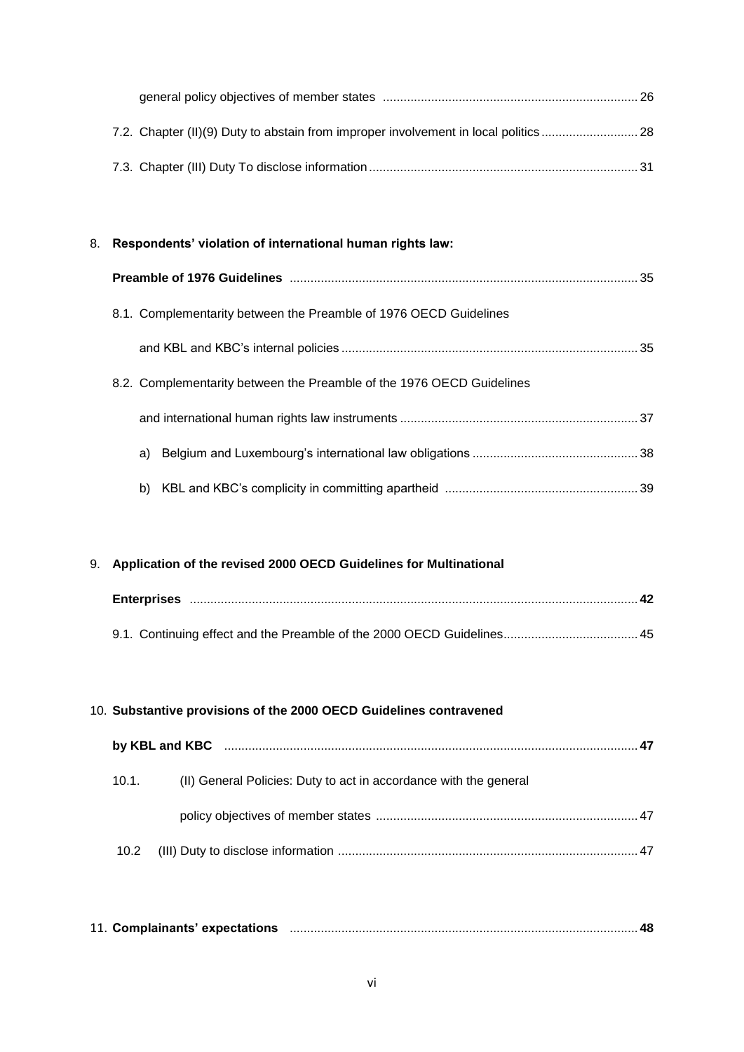general policy objectives of member states ........................................................................ 26

7.2. Chapter (II)(9) Duty to abstain from improper involvement in local politics ........................... 28

7.3. Chapter (III) Duty To disclose information ............................................................................ 31

8. **Respondents' violation of international human rights law: Preamble of 1976 Guidelines** ................................................................................................... 35

   8.1. Complementarity between the Preamble of 1976 OECD Guidelines and KBL and KBC's internal policies ..................................................................................... 35

   8.2. Complementarity between the Preamble of the 1976 OECD Guidelines and international human rights law instruments .................................................................... 37

      a) Belgium and Luxembourg's international law obligations ............................................... 38

      b) KBL and KBC's complicity in committing apartheid ....................................................... 39

9. **Application of the revised 2000 OECD Guidelines for Multinational Enterprises** ................................................................................................................................ **42**

   9.1. Continuing effect and the Preamble of the 2000 OECD Guidelines....................................... 45

10. **Substantive provisions of the 2000 OECD Guidelines contravened by KBL and KBC** ...................................................................................................................... **47**

    10.1. (II) General Policies: Duty to act in accordance with the general policy objectives of member states ........................................................................... 47

    10.2 (III) Duty to disclose information ...................................................................................... 47

11. **Complainants' expectations** ................................................................................................... **48**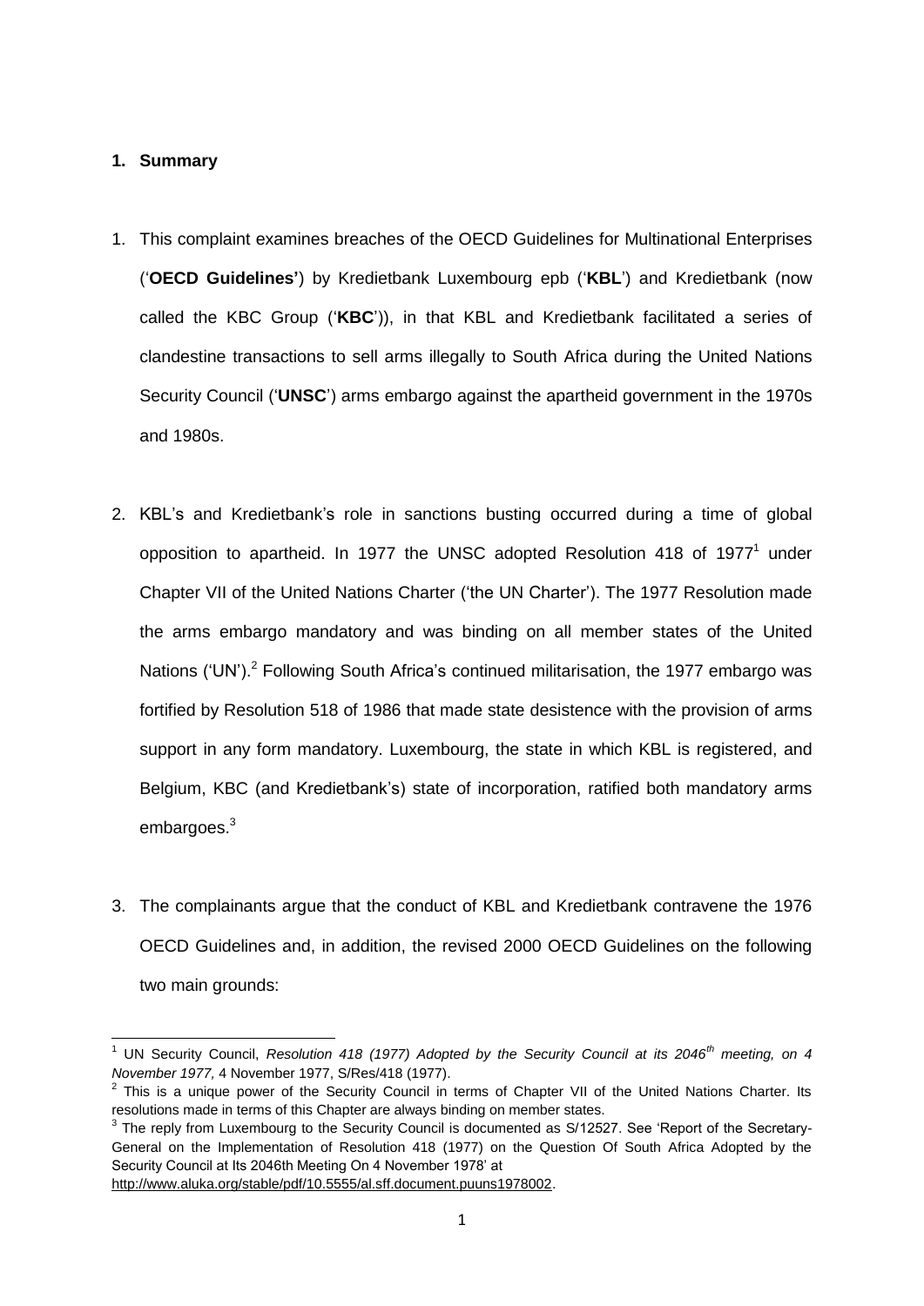## 1. Summary

1. This complaint examines breaches of the OECD Guidelines for Multinational Enterprises ('**OECD Guidelines'**) by Kredietbank Luxembourg epb ('**KBL**') and Kredietbank (now called the KBC Group ('**KBC**')), in that KBL and Kredietbank facilitated a series of clandestine transactions to sell arms illegally to South Africa during the United Nations Security Council ('**UNSC**') arms embargo against the apartheid government in the 1970s and 1980s.

2. KBL's and Kredietbank's role in sanctions busting occurred during a time of global opposition to apartheid. In 1977 the UNSC adopted Resolution 418 of 1977[1] under Chapter VII of the United Nations Charter ('the UN Charter'). The 1977 Resolution made the arms embargo mandatory and was binding on all member states of the United Nations ('UN').[2] Following South Africa's continued militarisation, the 1977 embargo was fortified by Resolution 518 of 1986 that made state desistence with the provision of arms support in any form mandatory. Luxembourg, the state in which KBL is registered, and Belgium, KBC (and Kredietbank's) state of incorporation, ratified both mandatory arms embargoes.[3]

3. The complainants argue that the conduct of KBL and Kredietbank contravene the 1976 OECD Guidelines and, in addition, the revised 2000 OECD Guidelines on the following two main grounds:

---

[1] UN Security Council, *Resolution 418 (1977) Adopted by the Security Council at its 2046th meeting, on 4 November 1977,* 4 November 1977, S/Res/418 (1977).

[2] This is a unique power of the Security Council in terms of Chapter VII of the United Nations Charter. Its resolutions made in terms of this Chapter are always binding on member states.

[3] The reply from Luxembourg to the Security Council is documented as S/12527. See 'Report of the Secretary-General on the Implementation of Resolution 418 (1977) on the Question Of South Africa Adopted by the Security Council at Its 2046th Meeting On 4 November 1978' at http://www.aluka.org/stable/pdf/10.5555/al.sff.document.puuns1978002.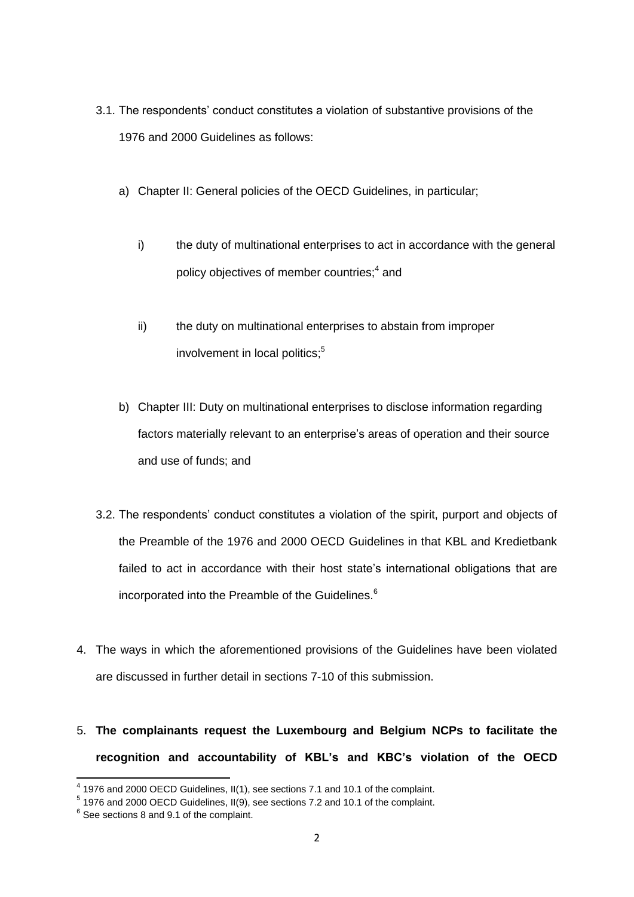3.1. The respondents' conduct constitutes a violation of substantive provisions of the 1976 and 2000 Guidelines as follows:

   a) Chapter II: General policies of the OECD Guidelines, in particular;

      i) the duty of multinational enterprises to act in accordance with the general policy objectives of member countries;[4] and

      ii) the duty on multinational enterprises to abstain from improper involvement in local politics;[5]

   b) Chapter III: Duty on multinational enterprises to disclose information regarding factors materially relevant to an enterprise's areas of operation and their source and use of funds; and

3.2. The respondents' conduct constitutes a violation of the spirit, purport and objects of the Preamble of the 1976 and 2000 OECD Guidelines in that KBL and Kredietbank failed to act in accordance with their host state's international obligations that are incorporated into the Preamble of the Guidelines.[6]

4. The ways in which the aforementioned provisions of the Guidelines have been violated are discussed in further detail in sections 7-10 of this submission.

5. **The complainants request the Luxembourg and Belgium NCPs to facilitate the recognition and accountability of KBL's and KBC's violation of the OECD**

---

[4] 1976 and 2000 OECD Guidelines, II(1), see sections 7.1 and 10.1 of the complaint.

[5] 1976 and 2000 OECD Guidelines, II(9), see sections 7.2 and 10.1 of the complaint.

[6] See sections 8 and 9.1 of the complaint.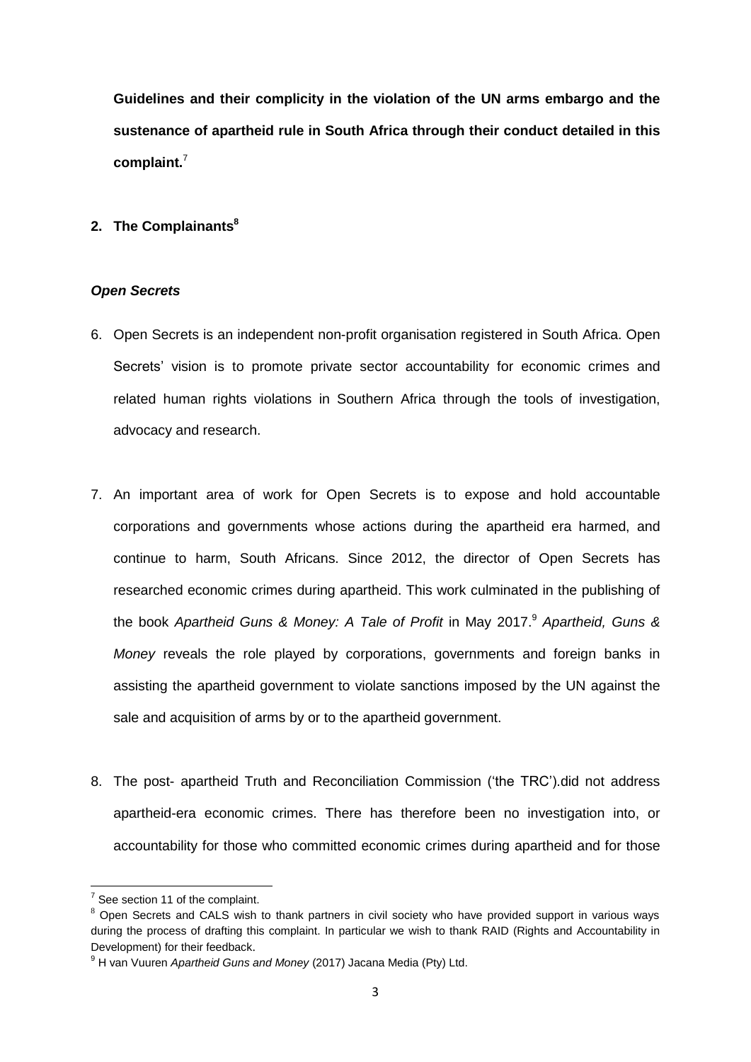**Guidelines and their complicity in the violation of the UN arms embargo and the sustenance of apartheid rule in South Africa through their conduct detailed in this complaint.**[7]

## 2. The Complainants[8]

***Open Secrets***

6. Open Secrets is an independent non-profit organisation registered in South Africa. Open Secrets' vision is to promote private sector accountability for economic crimes and related human rights violations in Southern Africa through the tools of investigation, advocacy and research.

7. An important area of work for Open Secrets is to expose and hold accountable corporations and governments whose actions during the apartheid era harmed, and continue to harm, South Africans. Since 2012, the director of Open Secrets has researched economic crimes during apartheid. This work culminated in the publishing of the book *Apartheid Guns & Money: A Tale of Profit* in May 2017.[9] *Apartheid, Guns & Money* reveals the role played by corporations, governments and foreign banks in assisting the apartheid government to violate sanctions imposed by the UN against the sale and acquisition of arms by or to the apartheid government.

8. The post- apartheid Truth and Reconciliation Commission ('the TRC').did not address apartheid-era economic crimes. There has therefore been no investigation into, or accountability for those who committed economic crimes during apartheid and for those

---

[7] See section 11 of the complaint.

[8] Open Secrets and CALS wish to thank partners in civil society who have provided support in various ways during the process of drafting this complaint. In particular we wish to thank RAID (Rights and Accountability in Development) for their feedback.

[9] H van Vuuren *Apartheid Guns and Money* (2017) Jacana Media (Pty) Ltd.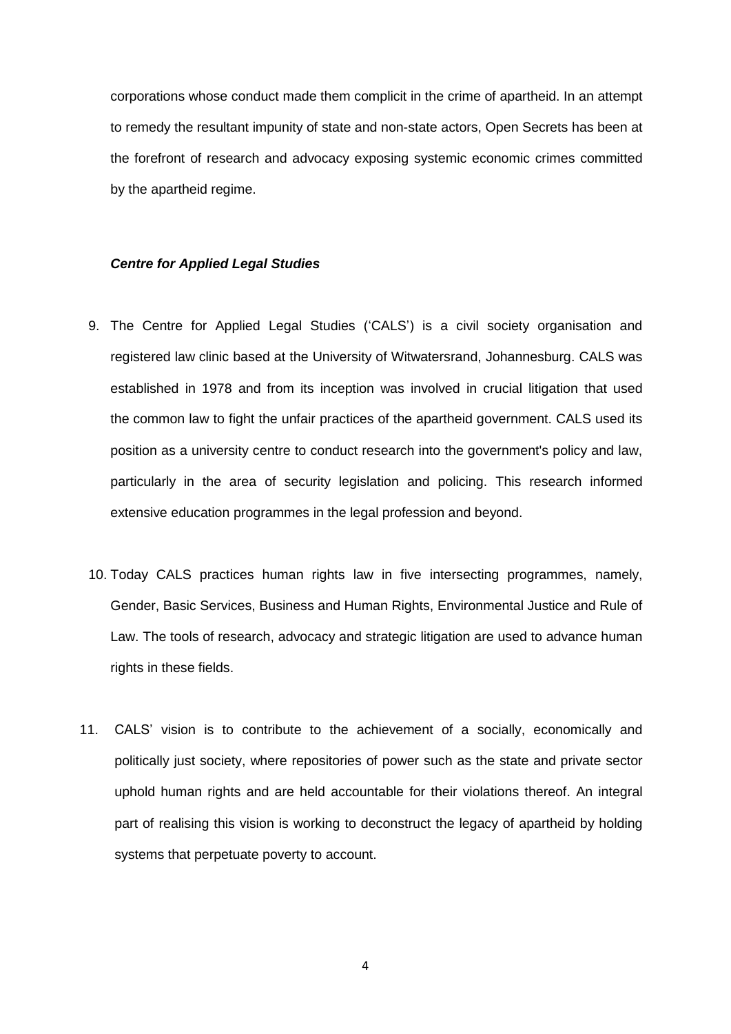corporations whose conduct made them complicit in the crime of apartheid. In an attempt to remedy the resultant impunity of state and non-state actors, Open Secrets has been at the forefront of research and advocacy exposing systemic economic crimes committed by the apartheid regime.

***Centre for Applied Legal Studies***

9. The Centre for Applied Legal Studies ('CALS') is a civil society organisation and registered law clinic based at the University of Witwatersrand, Johannesburg. CALS was established in 1978 and from its inception was involved in crucial litigation that used the common law to fight the unfair practices of the apartheid government. CALS used its position as a university centre to conduct research into the government's policy and law, particularly in the area of security legislation and policing. This research informed extensive education programmes in the legal profession and beyond.

10. Today CALS practices human rights law in five intersecting programmes, namely, Gender, Basic Services, Business and Human Rights, Environmental Justice and Rule of Law. The tools of research, advocacy and strategic litigation are used to advance human rights in these fields.

11. CALS' vision is to contribute to the achievement of a socially, economically and politically just society, where repositories of power such as the state and private sector uphold human rights and are held accountable for their violations thereof. An integral part of realising this vision is working to deconstruct the legacy of apartheid by holding systems that perpetuate poverty to account.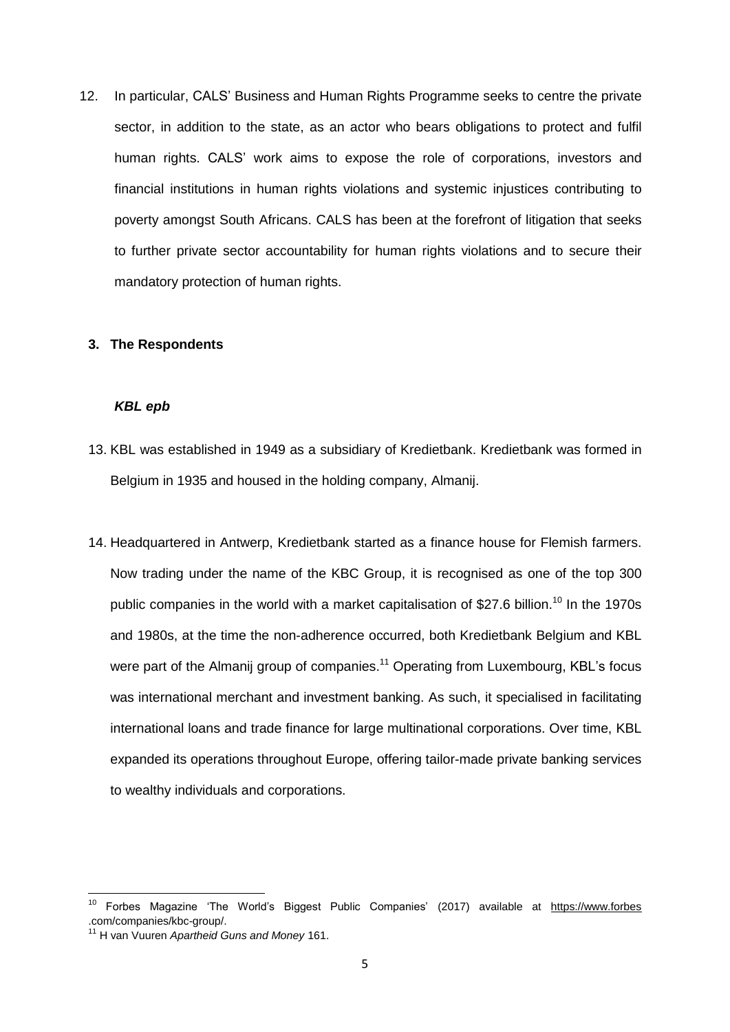12. In particular, CALS' Business and Human Rights Programme seeks to centre the private sector, in addition to the state, as an actor who bears obligations to protect and fulfil human rights. CALS' work aims to expose the role of corporations, investors and financial institutions in human rights violations and systemic injustices contributing to poverty amongst South Africans. CALS has been at the forefront of litigation that seeks to further private sector accountability for human rights violations and to secure their mandatory protection of human rights.

## 3. The Respondents

### ***KBL epb***

13. KBL was established in 1949 as a subsidiary of Kredietbank. Kredietbank was formed in Belgium in 1935 and housed in the holding company, Almanij.

14. Headquartered in Antwerp, Kredietbank started as a finance house for Flemish farmers. Now trading under the name of the KBC Group, it is recognised as one of the top 300 public companies in the world with a market capitalisation of $27.6 billion.[10] In the 1970s and 1980s, at the time the non-adherence occurred, both Kredietbank Belgium and KBL were part of the Almanij group of companies.[11] Operating from Luxembourg, KBL's focus was international merchant and investment banking. As such, it specialised in facilitating international loans and trade finance for large multinational corporations. Over time, KBL expanded its operations throughout Europe, offering tailor-made private banking services to wealthy individuals and corporations.

---

[10] Forbes Magazine 'The World's Biggest Public Companies' (2017) available at https://www.forbes.com/companies/kbc-group/.

[11] H van Vuuren *Apartheid Guns and Money* 161.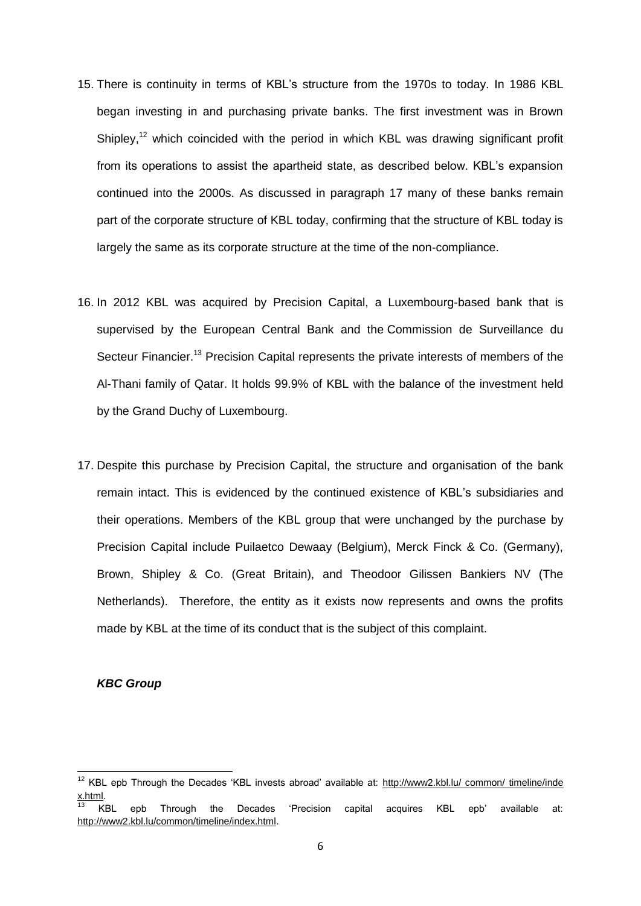15. There is continuity in terms of KBL's structure from the 1970s to today. In 1986 KBL began investing in and purchasing private banks. The first investment was in Brown Shipley,[12] which coincided with the period in which KBL was drawing significant profit from its operations to assist the apartheid state, as described below. KBL's expansion continued into the 2000s. As discussed in paragraph 17 many of these banks remain part of the corporate structure of KBL today, confirming that the structure of KBL today is largely the same as its corporate structure at the time of the non-compliance.

16. In 2012 KBL was acquired by Precision Capital, a Luxembourg-based bank that is supervised by the European Central Bank and the Commission de Surveillance du Secteur Financier.[13] Precision Capital represents the private interests of members of the Al-Thani family of Qatar. It holds 99.9% of KBL with the balance of the investment held by the Grand Duchy of Luxembourg.

17. Despite this purchase by Precision Capital, the structure and organisation of the bank remain intact. This is evidenced by the continued existence of KBL's subsidiaries and their operations. Members of the KBL group that were unchanged by the purchase by Precision Capital include Puilaetco Dewaay (Belgium), Merck Finck & Co. (Germany), Brown, Shipley & Co. (Great Britain), and Theodoor Gilissen Bankiers NV (The Netherlands). Therefore, the entity as it exists now represents and owns the profits made by KBL at the time of its conduct that is the subject of this complaint.

***KBC Group***

---

[12] KBL epb Through the Decades 'KBL invests abroad' available at: http://www2.kbl.lu/ common/ timeline/index.html.

[13] KBL epb Through the Decades 'Precision capital acquires KBL epb' available at: http://www2.kbl.lu/common/timeline/index.html.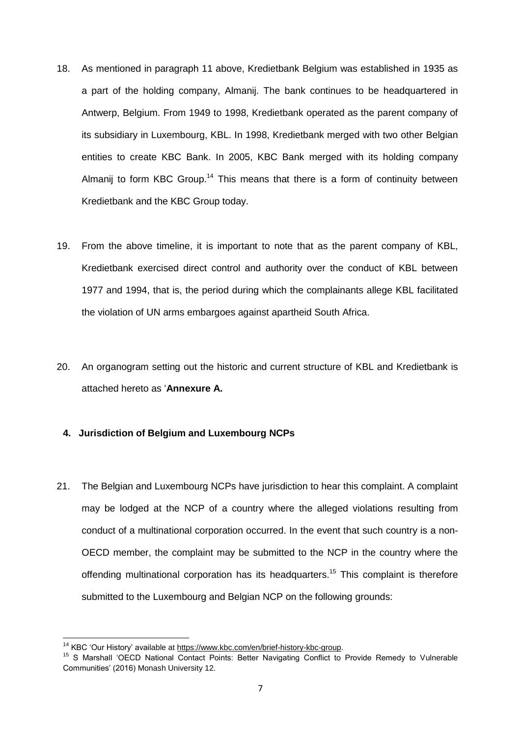18. As mentioned in paragraph 11 above, Kredietbank Belgium was established in 1935 as a part of the holding company, Almanij. The bank continues to be headquartered in Antwerp, Belgium. From 1949 to 1998, Kredietbank operated as the parent company of its subsidiary in Luxembourg, KBL. In 1998, Kredietbank merged with two other Belgian entities to create KBC Bank. In 2005, KBC Bank merged with its holding company Almanij to form KBC Group.[14] This means that there is a form of continuity between Kredietbank and the KBC Group today.

19. From the above timeline, it is important to note that as the parent company of KBL, Kredietbank exercised direct control and authority over the conduct of KBL between 1977 and 1994, that is, the period during which the complainants allege KBL facilitated the violation of UN arms embargoes against apartheid South Africa.

20. An organogram setting out the historic and current structure of KBL and Kredietbank is attached hereto as '**Annexure A.**

## 4. Jurisdiction of Belgium and Luxembourg NCPs

21. The Belgian and Luxembourg NCPs have jurisdiction to hear this complaint. A complaint may be lodged at the NCP of a country where the alleged violations resulting from conduct of a multinational corporation occurred. In the event that such country is a non-OECD member, the complaint may be submitted to the NCP in the country where the offending multinational corporation has its headquarters.[15] This complaint is therefore submitted to the Luxembourg and Belgian NCP on the following grounds:

---

[14] KBC 'Our History' available at https://www.kbc.com/en/brief-history-kbc-group.

[15] S Marshall 'OECD National Contact Points: Better Navigating Conflict to Provide Remedy to Vulnerable Communities' (2016) Monash University 12.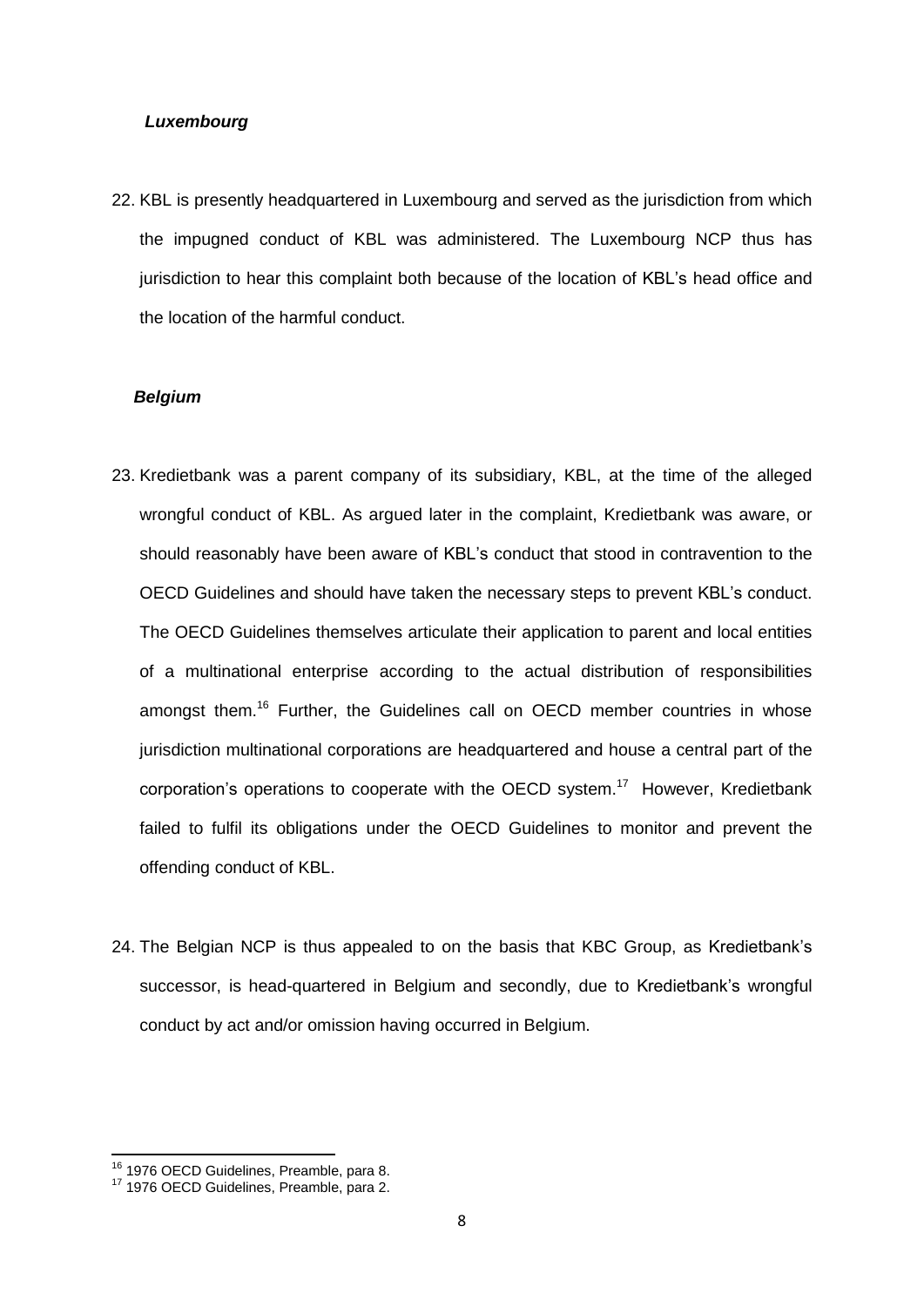***Luxembourg***

22. KBL is presently headquartered in Luxembourg and served as the jurisdiction from which the impugned conduct of KBL was administered. The Luxembourg NCP thus has jurisdiction to hear this complaint both because of the location of KBL's head office and the location of the harmful conduct.

***Belgium***

23. Kredietbank was a parent company of its subsidiary, KBL, at the time of the alleged wrongful conduct of KBL. As argued later in the complaint, Kredietbank was aware, or should reasonably have been aware of KBL's conduct that stood in contravention to the OECD Guidelines and should have taken the necessary steps to prevent KBL's conduct. The OECD Guidelines themselves articulate their application to parent and local entities of a multinational enterprise according to the actual distribution of responsibilities amongst them.[16] Further, the Guidelines call on OECD member countries in whose jurisdiction multinational corporations are headquartered and house a central part of the corporation's operations to cooperate with the OECD system.[17] However, Kredietbank failed to fulfil its obligations under the OECD Guidelines to monitor and prevent the offending conduct of KBL.

24. The Belgian NCP is thus appealed to on the basis that KBC Group, as Kredietbank's successor, is head-quartered in Belgium and secondly, due to Kredietbank's wrongful conduct by act and/or omission having occurred in Belgium.

---

[16] 1976 OECD Guidelines, Preamble, para 8.

[17] 1976 OECD Guidelines, Preamble, para 2.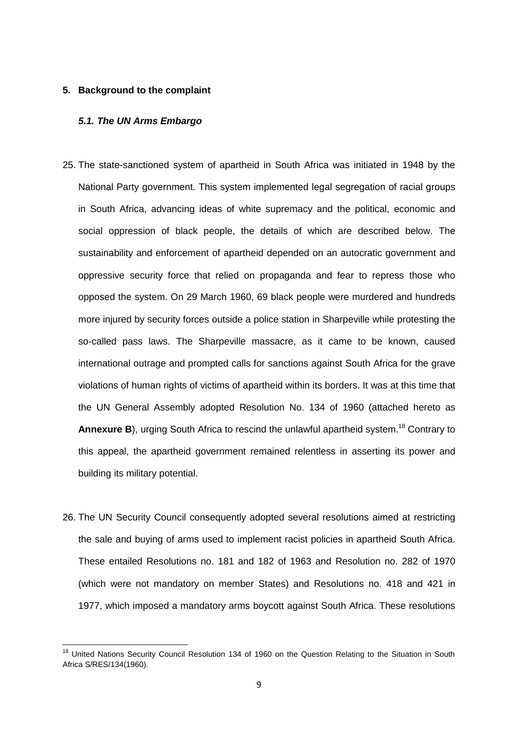## 5. Background to the complaint

### *5.1. The UN Arms Embargo*

25. The state-sanctioned system of apartheid in South Africa was initiated in 1948 by the National Party government. This system implemented legal segregation of racial groups in South Africa, advancing ideas of white supremacy and the political, economic and social oppression of black people, the details of which are described below. The sustainability and enforcement of apartheid depended on an autocratic government and oppressive security force that relied on propaganda and fear to repress those who opposed the system. On 29 March 1960, 69 black people were murdered and hundreds more injured by security forces outside a police station in Sharpeville while protesting the so-called pass laws. The Sharpeville massacre, as it came to be known, caused international outrage and prompted calls for sanctions against South Africa for the grave violations of human rights of victims of apartheid within its borders. It was at this time that the UN General Assembly adopted Resolution No. 134 of 1960 (attached hereto as **Annexure B**), urging South Africa to rescind the unlawful apartheid system.[18] Contrary to this appeal, the apartheid government remained relentless in asserting its power and building its military potential.

26. The UN Security Council consequently adopted several resolutions aimed at restricting the sale and buying of arms used to implement racist policies in apartheid South Africa. These entailed Resolutions no. 181 and 182 of 1963 and Resolution no. 282 of 1970 (which were not mandatory on member States) and Resolutions no. 418 and 421 in 1977, which imposed a mandatory arms boycott against South Africa. These resolutions

---

[18] United Nations Security Council Resolution 134 of 1960 on the Question Relating to the Situation in South Africa S/RES/134(1960).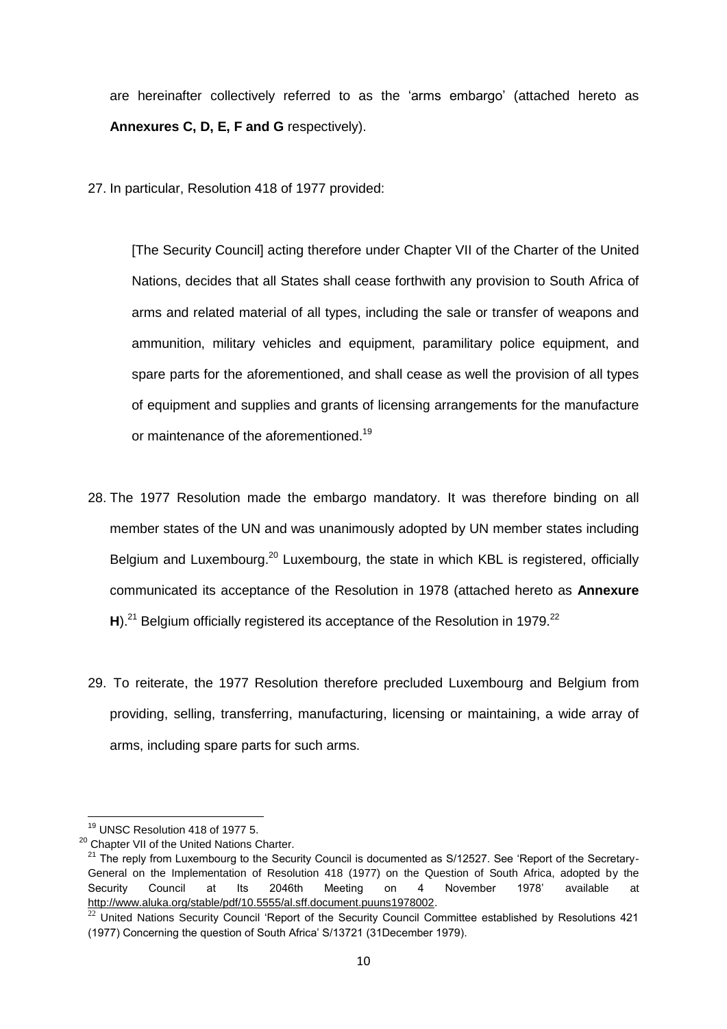are hereinafter collectively referred to as the 'arms embargo' (attached hereto as **Annexures C, D, E, F and G** respectively).

27. In particular, Resolution 418 of 1977 provided:

> [The Security Council] acting therefore under Chapter VII of the Charter of the United Nations, decides that all States shall cease forthwith any provision to South Africa of arms and related material of all types, including the sale or transfer of weapons and ammunition, military vehicles and equipment, paramilitary police equipment, and spare parts for the aforementioned, and shall cease as well the provision of all types of equipment and supplies and grants of licensing arrangements for the manufacture or maintenance of the aforementioned.[19]

28. The 1977 Resolution made the embargo mandatory. It was therefore binding on all member states of the UN and was unanimously adopted by UN member states including Belgium and Luxembourg.[20] Luxembourg, the state in which KBL is registered, officially communicated its acceptance of the Resolution in 1978 (attached hereto as **Annexure H**).[21] Belgium officially registered its acceptance of the Resolution in 1979.[22]

29. To reiterate, the 1977 Resolution therefore precluded Luxembourg and Belgium from providing, selling, transferring, manufacturing, licensing or maintaining, a wide array of arms, including spare parts for such arms.

---

[19] UNSC Resolution 418 of 1977 5.

[20] Chapter VII of the United Nations Charter.

[21] The reply from Luxembourg to the Security Council is documented as S/12527. See 'Report of the Secretary-General on the Implementation of Resolution 418 (1977) on the Question of South Africa, adopted by the Security Council at Its 2046th Meeting on 4 November 1978' available at http://www.aluka.org/stable/pdf/10.5555/al.sff.document.puuns1978002.

[22] United Nations Security Council 'Report of the Security Council Committee established by Resolutions 421 (1977) Concerning the question of South Africa' S/13721 (31December 1979).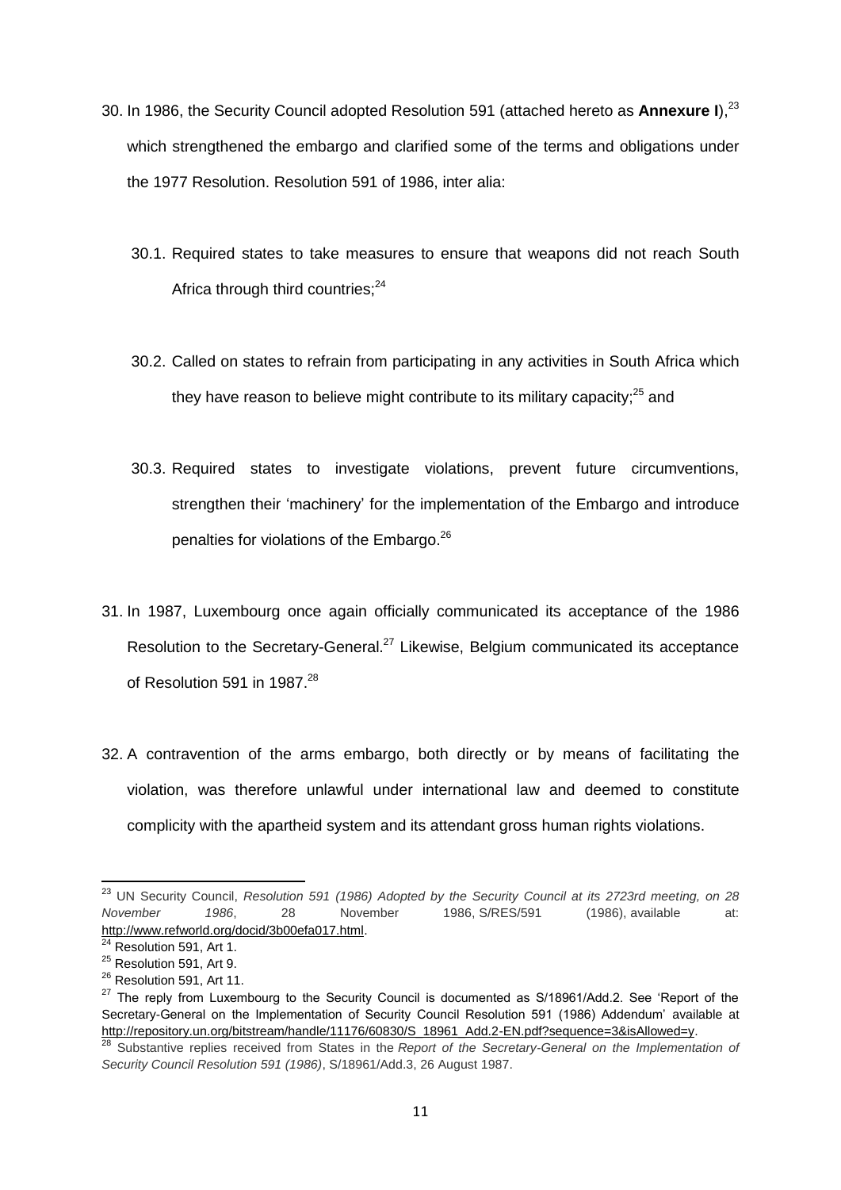30. In 1986, the Security Council adopted Resolution 591 (attached hereto as **Annexure I**),[23] which strengthened the embargo and clarified some of the terms and obligations under the 1977 Resolution. Resolution 591 of 1986, inter alia:

    30.1. Required states to take measures to ensure that weapons did not reach South Africa through third countries;[24]

    30.2. Called on states to refrain from participating in any activities in South Africa which they have reason to believe might contribute to its military capacity;[25] and

    30.3. Required states to investigate violations, prevent future circumventions, strengthen their 'machinery' for the implementation of the Embargo and introduce penalties for violations of the Embargo.[26]

31. In 1987, Luxembourg once again officially communicated its acceptance of the 1986 Resolution to the Secretary-General.[27] Likewise, Belgium communicated its acceptance of Resolution 591 in 1987.[28]

32. A contravention of the arms embargo, both directly or by means of facilitating the violation, was therefore unlawful under international law and deemed to constitute complicity with the apartheid system and its attendant gross human rights violations.

---

[23] UN Security Council, *Resolution 591 (1986) Adopted by the Security Council at its 2723rd meeting, on 28 November 1986*, 28 November 1986, S/RES/591 (1986), available at: http://www.refworld.org/docid/3b00efa017.html.

[24] Resolution 591, Art 1.

[25] Resolution 591, Art 9.

[26] Resolution 591, Art 11.

[27] The reply from Luxembourg to the Security Council is documented as S/18961/Add.2. See 'Report of the Secretary-General on the Implementation of Security Council Resolution 591 (1986) Addendum' available at http://repository.un.org/bitstream/handle/11176/60830/S_18961_Add.2-EN.pdf?sequence=3&isAllowed=y.

[28] Substantive replies received from States in the *Report of the Secretary-General on the Implementation of Security Council Resolution 591 (1986)*, S/18961/Add.3, 26 August 1987.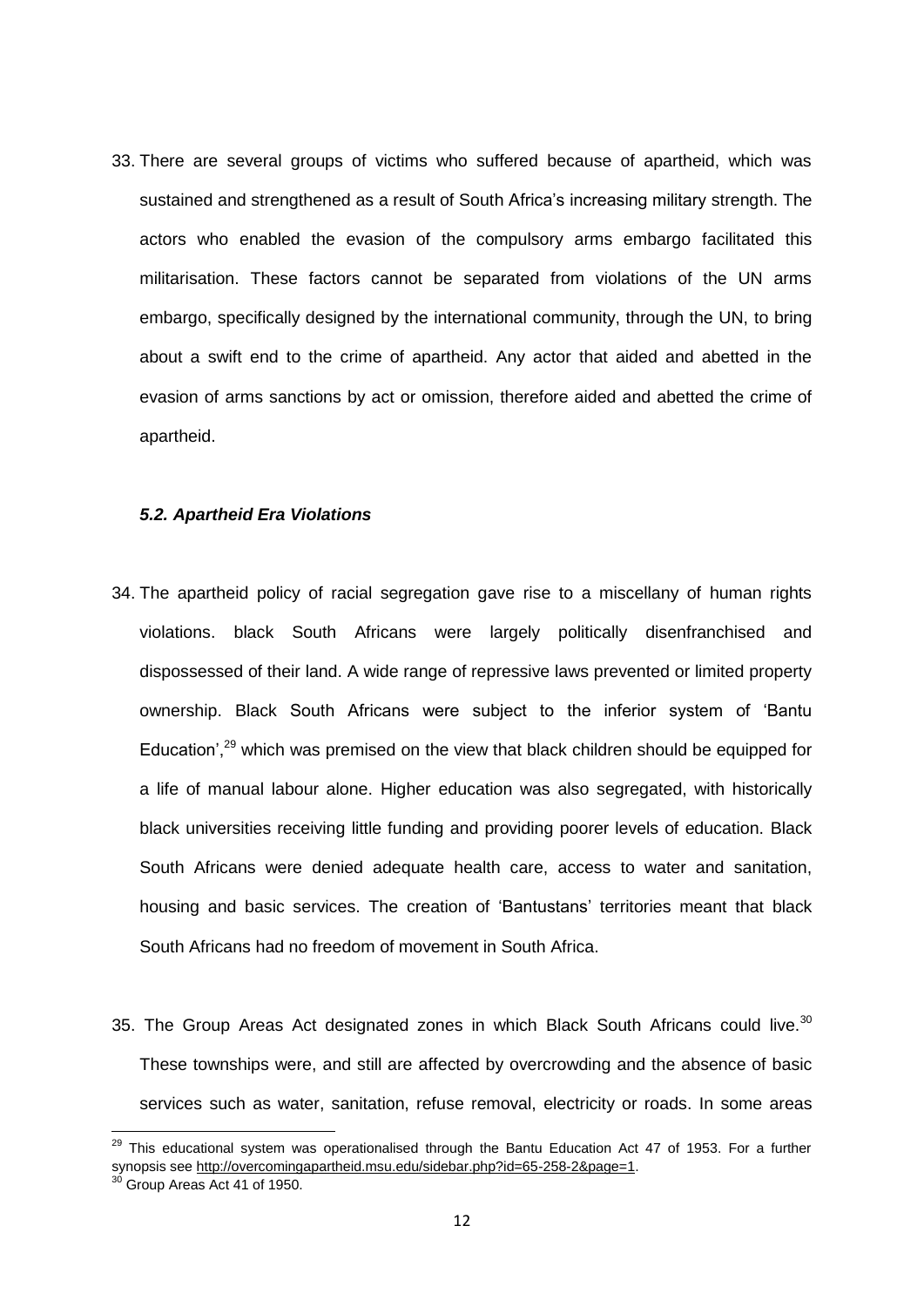33. There are several groups of victims who suffered because of apartheid, which was sustained and strengthened as a result of South Africa's increasing military strength. The actors who enabled the evasion of the compulsory arms embargo facilitated this militarisation. These factors cannot be separated from violations of the UN arms embargo, specifically designed by the international community, through the UN, to bring about a swift end to the crime of apartheid. Any actor that aided and abetted in the evasion of arms sanctions by act or omission, therefore aided and abetted the crime of apartheid.

### *5.2. Apartheid Era Violations*

34. The apartheid policy of racial segregation gave rise to a miscellany of human rights violations. black South Africans were largely politically disenfranchised and dispossessed of their land. A wide range of repressive laws prevented or limited property ownership. Black South Africans were subject to the inferior system of 'Bantu Education',[29] which was premised on the view that black children should be equipped for a life of manual labour alone. Higher education was also segregated, with historically black universities receiving little funding and providing poorer levels of education. Black South Africans were denied adequate health care, access to water and sanitation, housing and basic services. The creation of 'Bantustans' territories meant that black South Africans had no freedom of movement in South Africa.

35. The Group Areas Act designated zones in which Black South Africans could live.[30] These townships were, and still are affected by overcrowding and the absence of basic services such as water, sanitation, refuse removal, electricity or roads. In some areas

---

[29] This educational system was operationalised through the Bantu Education Act 47 of 1953. For a further synopsis see http://overcomingapartheid.msu.edu/sidebar.php?id=65-258-2&page=1.

[30] Group Areas Act 41 of 1950.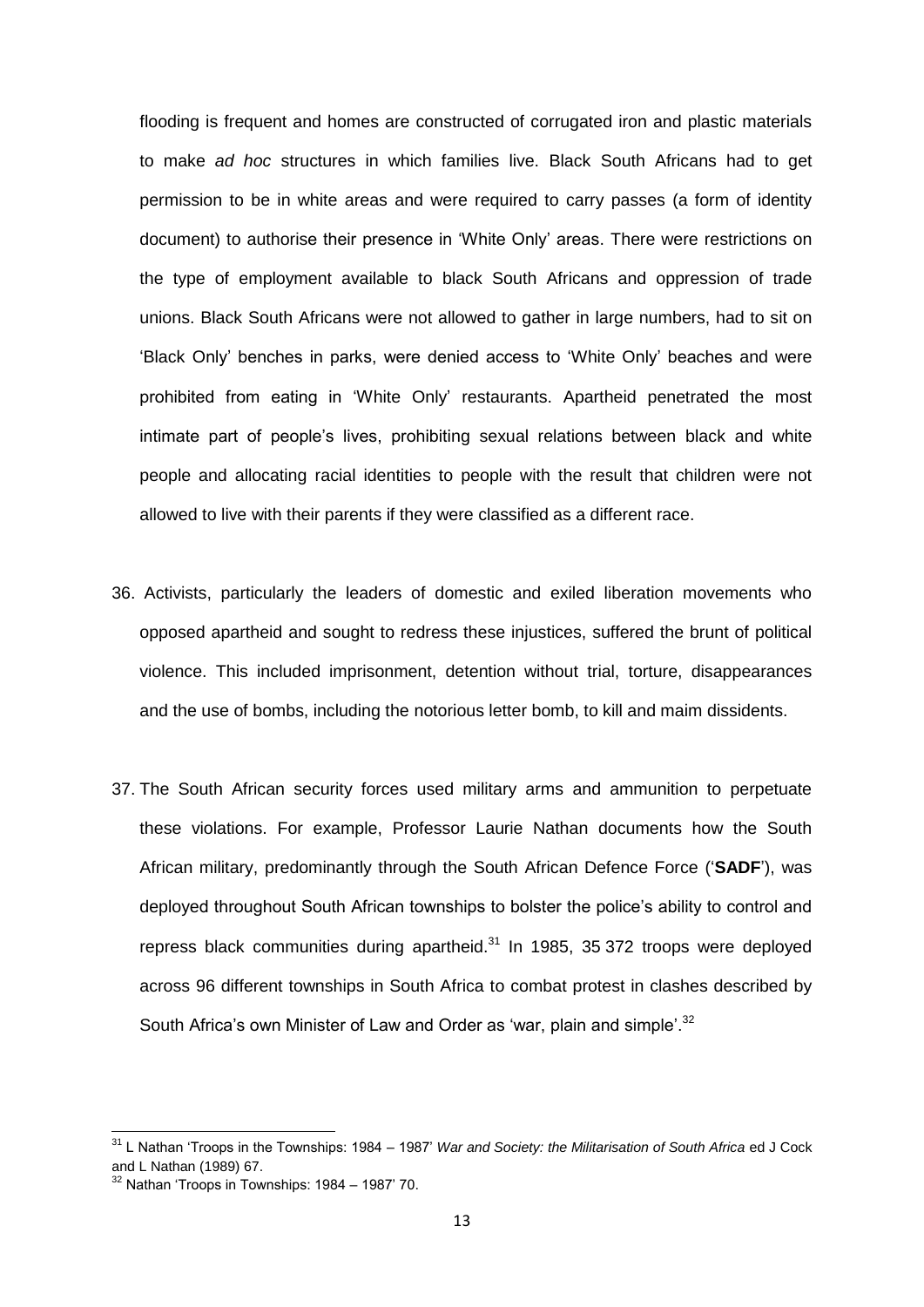flooding is frequent and homes are constructed of corrugated iron and plastic materials to make *ad hoc* structures in which families live. Black South Africans had to get permission to be in white areas and were required to carry passes (a form of identity document) to authorise their presence in 'White Only' areas. There were restrictions on the type of employment available to black South Africans and oppression of trade unions. Black South Africans were not allowed to gather in large numbers, had to sit on 'Black Only' benches in parks, were denied access to 'White Only' beaches and were prohibited from eating in 'White Only' restaurants. Apartheid penetrated the most intimate part of people's lives, prohibiting sexual relations between black and white people and allocating racial identities to people with the result that children were not allowed to live with their parents if they were classified as a different race.

36. Activists, particularly the leaders of domestic and exiled liberation movements who opposed apartheid and sought to redress these injustices, suffered the brunt of political violence. This included imprisonment, detention without trial, torture, disappearances and the use of bombs, including the notorious letter bomb, to kill and maim dissidents.

37. The South African security forces used military arms and ammunition to perpetuate these violations. For example, Professor Laurie Nathan documents how the South African military, predominantly through the South African Defence Force ('**SADF**'), was deployed throughout South African townships to bolster the police's ability to control and repress black communities during apartheid.[31] In 1985, 35 372 troops were deployed across 96 different townships in South Africa to combat protest in clashes described by South Africa's own Minister of Law and Order as 'war, plain and simple'.[32]

---

[31] L Nathan 'Troops in the Townships: 1984 – 1987' *War and Society: the Militarisation of South Africa* ed J Cock and L Nathan (1989) 67.

[32] Nathan 'Troops in Townships: 1984 – 1987' 70.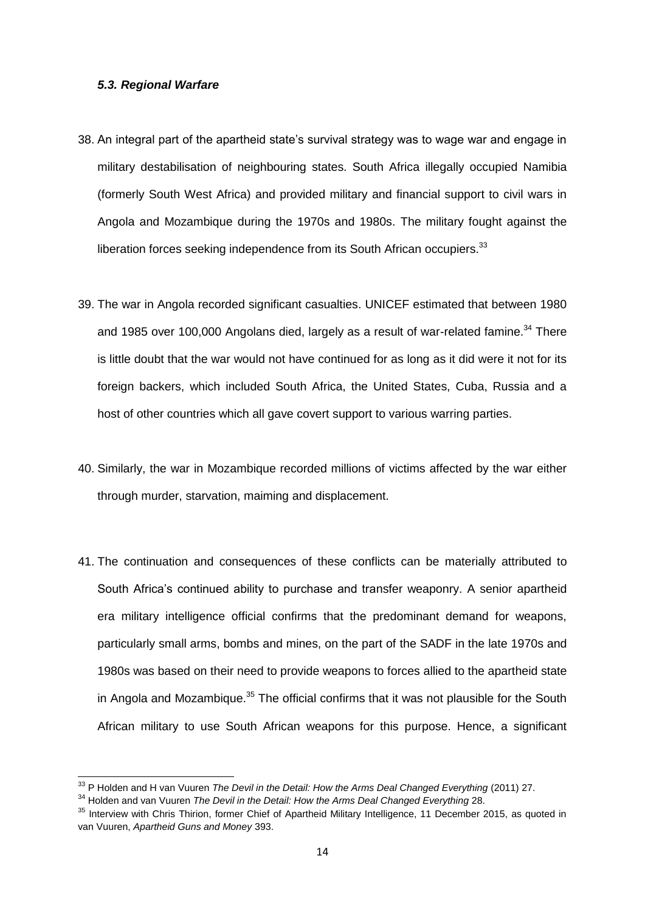### *5.3. Regional Warfare*

38. An integral part of the apartheid state's survival strategy was to wage war and engage in military destabilisation of neighbouring states. South Africa illegally occupied Namibia (formerly South West Africa) and provided military and financial support to civil wars in Angola and Mozambique during the 1970s and 1980s. The military fought against the liberation forces seeking independence from its South African occupiers.[33]

39. The war in Angola recorded significant casualties. UNICEF estimated that between 1980 and 1985 over 100,000 Angolans died, largely as a result of war-related famine.[34] There is little doubt that the war would not have continued for as long as it did were it not for its foreign backers, which included South Africa, the United States, Cuba, Russia and a host of other countries which all gave covert support to various warring parties.

40. Similarly, the war in Mozambique recorded millions of victims affected by the war either through murder, starvation, maiming and displacement.

41. The continuation and consequences of these conflicts can be materially attributed to South Africa's continued ability to purchase and transfer weaponry. A senior apartheid era military intelligence official confirms that the predominant demand for weapons, particularly small arms, bombs and mines, on the part of the SADF in the late 1970s and 1980s was based on their need to provide weapons to forces allied to the apartheid state in Angola and Mozambique.[35] The official confirms that it was not plausible for the South African military to use South African weapons for this purpose. Hence, a significant

---

[33] P Holden and H van Vuuren *The Devil in the Detail: How the Arms Deal Changed Everything* (2011) 27.

[34] Holden and van Vuuren *The Devil in the Detail: How the Arms Deal Changed Everything* 28.

[35] Interview with Chris Thirion, former Chief of Apartheid Military Intelligence, 11 December 2015, as quoted in van Vuuren, *Apartheid Guns and Money* 393.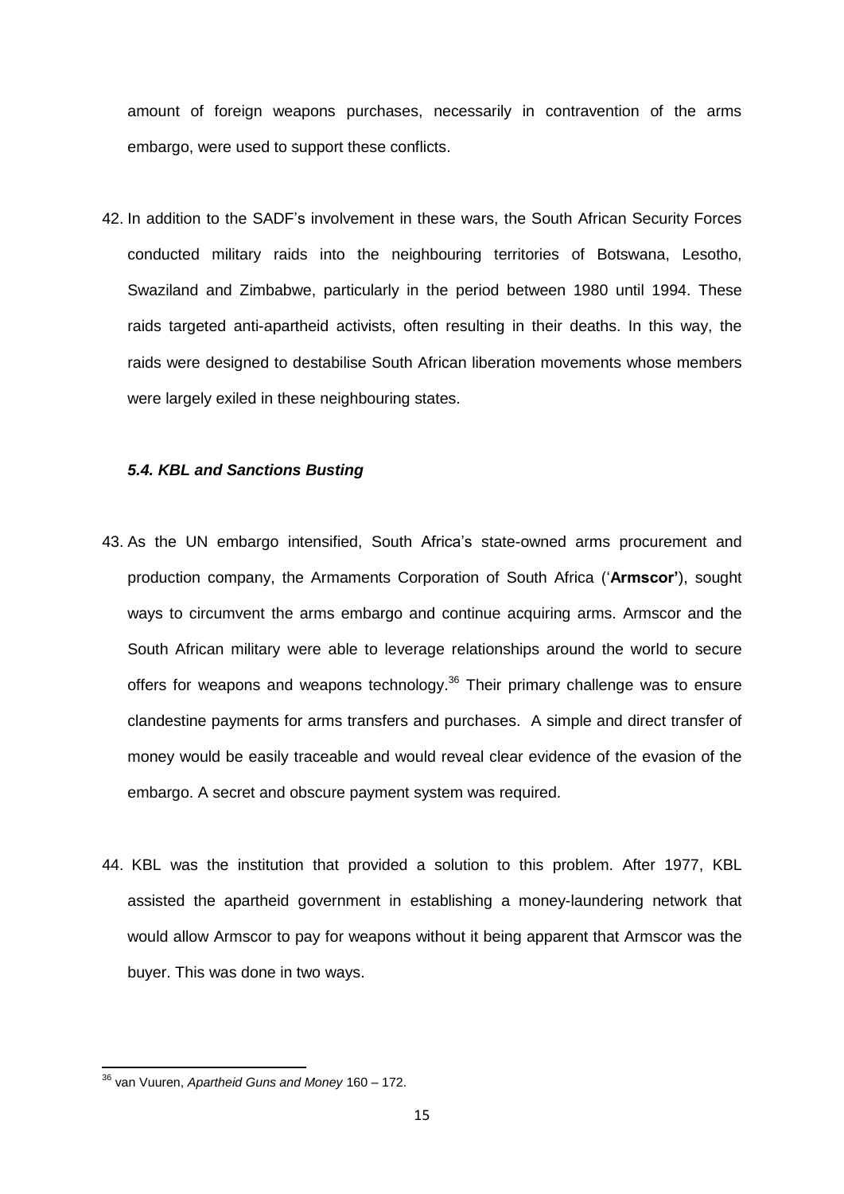amount of foreign weapons purchases, necessarily in contravention of the arms embargo, were used to support these conflicts.

42. In addition to the SADF's involvement in these wars, the South African Security Forces conducted military raids into the neighbouring territories of Botswana, Lesotho, Swaziland and Zimbabwe, particularly in the period between 1980 until 1994. These raids targeted anti-apartheid activists, often resulting in their deaths. In this way, the raids were designed to destabilise South African liberation movements whose members were largely exiled in these neighbouring states.

### *5.4. KBL and Sanctions Busting*

43. As the UN embargo intensified, South Africa's state-owned arms procurement and production company, the Armaments Corporation of South Africa ('**Armscor'**), sought ways to circumvent the arms embargo and continue acquiring arms. Armscor and the South African military were able to leverage relationships around the world to secure offers for weapons and weapons technology.[36] Their primary challenge was to ensure clandestine payments for arms transfers and purchases. A simple and direct transfer of money would be easily traceable and would reveal clear evidence of the evasion of the embargo. A secret and obscure payment system was required.

44. KBL was the institution that provided a solution to this problem. After 1977, KBL assisted the apartheid government in establishing a money-laundering network that would allow Armscor to pay for weapons without it being apparent that Armscor was the buyer. This was done in two ways.

---

[36] van Vuuren, *Apartheid Guns and Money* 160 – 172.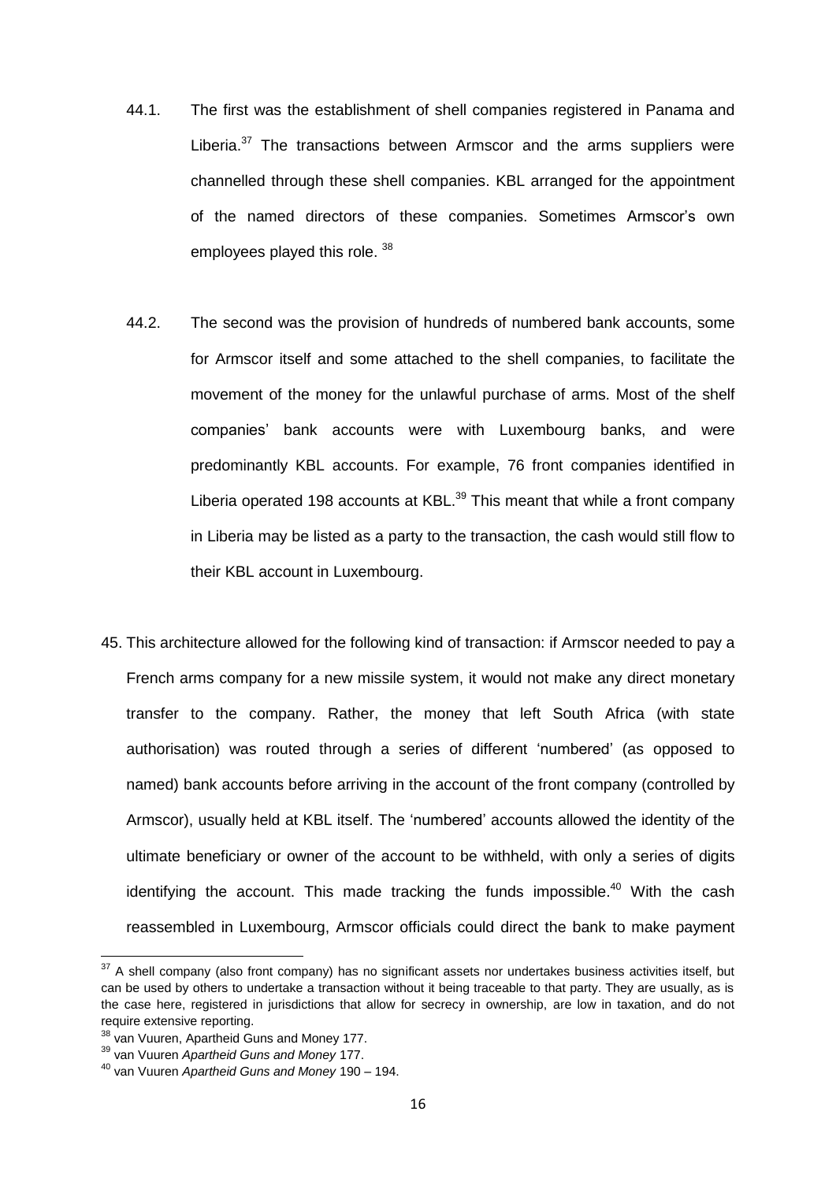44.1. The first was the establishment of shell companies registered in Panama and Liberia.[37] The transactions between Armscor and the arms suppliers were channelled through these shell companies. KBL arranged for the appointment of the named directors of these companies. Sometimes Armscor's own employees played this role. [38]

44.2. The second was the provision of hundreds of numbered bank accounts, some for Armscor itself and some attached to the shell companies, to facilitate the movement of the money for the unlawful purchase of arms. Most of the shelf companies' bank accounts were with Luxembourg banks, and were predominantly KBL accounts. For example, 76 front companies identified in Liberia operated 198 accounts at KBL.[39] This meant that while a front company in Liberia may be listed as a party to the transaction, the cash would still flow to their KBL account in Luxembourg.

45. This architecture allowed for the following kind of transaction: if Armscor needed to pay a French arms company for a new missile system, it would not make any direct monetary transfer to the company. Rather, the money that left South Africa (with state authorisation) was routed through a series of different 'numbered' (as opposed to named) bank accounts before arriving in the account of the front company (controlled by Armscor), usually held at KBL itself. The 'numbered' accounts allowed the identity of the ultimate beneficiary or owner of the account to be withheld, with only a series of digits identifying the account. This made tracking the funds impossible.[40] With the cash reassembled in Luxembourg, Armscor officials could direct the bank to make payment

---

[37] A shell company (also front company) has no significant assets nor undertakes business activities itself, but can be used by others to undertake a transaction without it being traceable to that party. They are usually, as is the case here, registered in jurisdictions that allow for secrecy in ownership, are low in taxation, and do not require extensive reporting.

[38] van Vuuren, Apartheid Guns and Money 177.

[39] van Vuuren *Apartheid Guns and Money* 177.

[40] van Vuuren *Apartheid Guns and Money* 190 – 194.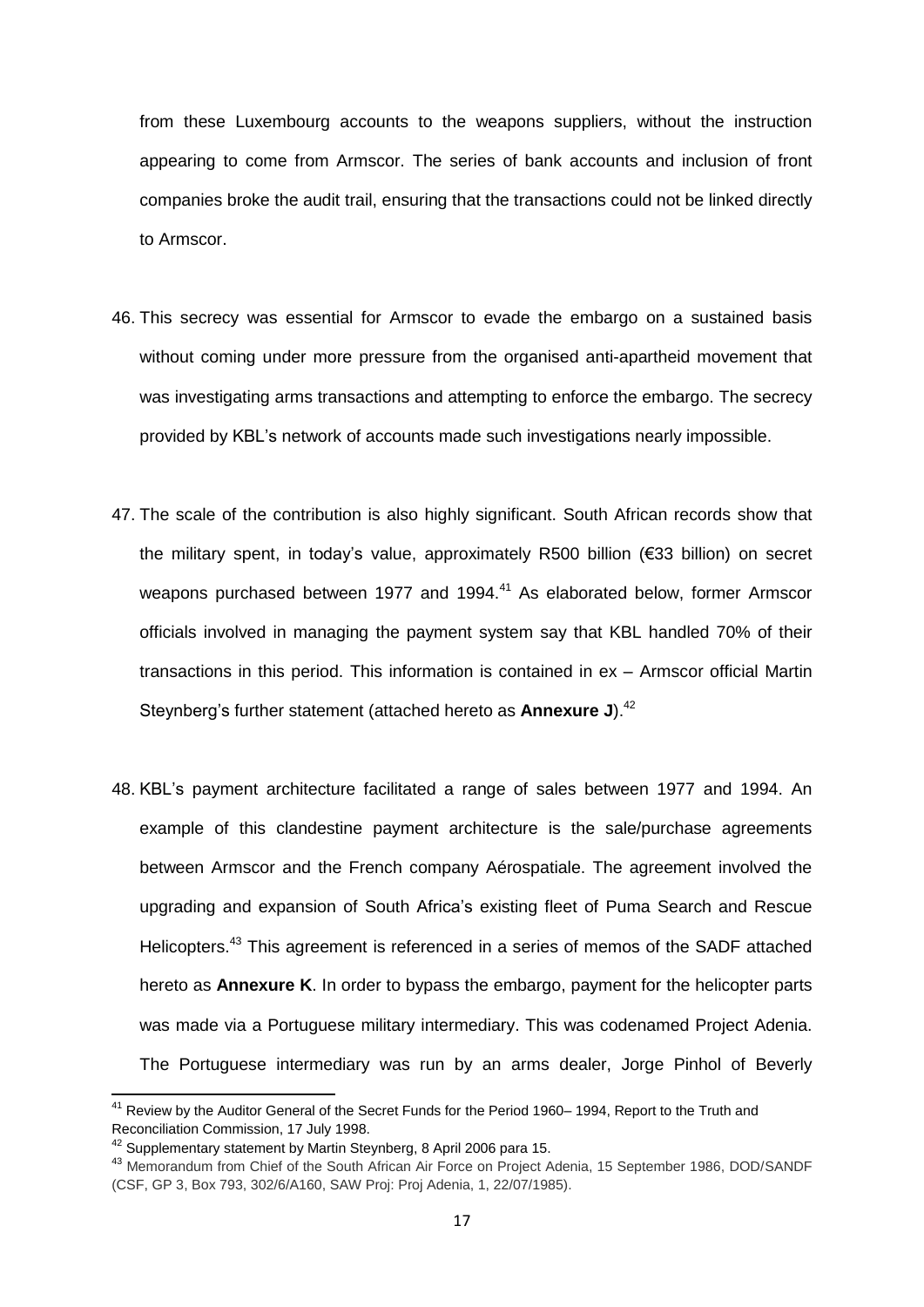from these Luxembourg accounts to the weapons suppliers, without the instruction appearing to come from Armscor. The series of bank accounts and inclusion of front companies broke the audit trail, ensuring that the transactions could not be linked directly to Armscor.

46. This secrecy was essential for Armscor to evade the embargo on a sustained basis without coming under more pressure from the organised anti-apartheid movement that was investigating arms transactions and attempting to enforce the embargo. The secrecy provided by KBL's network of accounts made such investigations nearly impossible.

47. The scale of the contribution is also highly significant. South African records show that the military spent, in today's value, approximately R500 billion (€33 billion) on secret weapons purchased between 1977 and 1994.[41] As elaborated below, former Armscor officials involved in managing the payment system say that KBL handled 70% of their transactions in this period. This information is contained in ex – Armscor official Martin Steynberg's further statement (attached hereto as **Annexure J**).[42]

48. KBL's payment architecture facilitated a range of sales between 1977 and 1994. An example of this clandestine payment architecture is the sale/purchase agreements between Armscor and the French company Aérospatiale. The agreement involved the upgrading and expansion of South Africa's existing fleet of Puma Search and Rescue Helicopters.[43] This agreement is referenced in a series of memos of the SADF attached hereto as **Annexure K**. In order to bypass the embargo, payment for the helicopter parts was made via a Portuguese military intermediary. This was codenamed Project Adenia. The Portuguese intermediary was run by an arms dealer, Jorge Pinhol of Beverly

---

[41] Review by the Auditor General of the Secret Funds for the Period 1960– 1994, Report to the Truth and Reconciliation Commission, 17 July 1998.

[42] Supplementary statement by Martin Steynberg, 8 April 2006 para 15.

[43] Memorandum from Chief of the South African Air Force on Project Adenia, 15 September 1986, DOD/SANDF (CSF, GP 3, Box 793, 302/6/A160, SAW Proj: Proj Adenia, 1, 22/07/1985).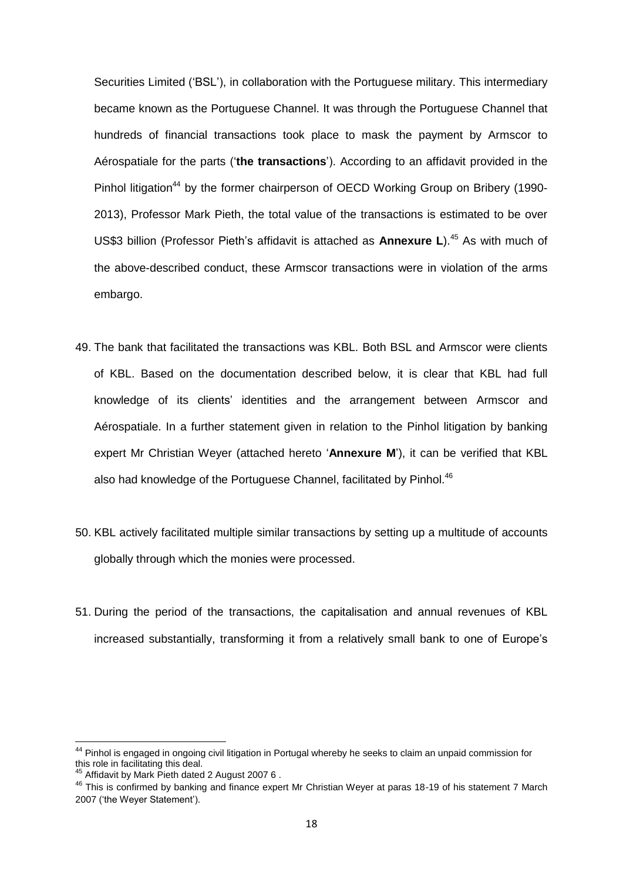Securities Limited ('BSL'), in collaboration with the Portuguese military. This intermediary became known as the Portuguese Channel. It was through the Portuguese Channel that hundreds of financial transactions took place to mask the payment by Armscor to Aérospatiale for the parts ('**the transactions**'). According to an affidavit provided in the Pinhol litigation[44] by the former chairperson of OECD Working Group on Bribery (1990-2013), Professor Mark Pieth, the total value of the transactions is estimated to be over US$3 billion (Professor Pieth's affidavit is attached as **Annexure L**).[45] As with much of the above-described conduct, these Armscor transactions were in violation of the arms embargo.

49. The bank that facilitated the transactions was KBL. Both BSL and Armscor were clients of KBL. Based on the documentation described below, it is clear that KBL had full knowledge of its clients' identities and the arrangement between Armscor and Aérospatiale. In a further statement given in relation to the Pinhol litigation by banking expert Mr Christian Weyer (attached hereto '**Annexure M**'), it can be verified that KBL also had knowledge of the Portuguese Channel, facilitated by Pinhol.[46]

50. KBL actively facilitated multiple similar transactions by setting up a multitude of accounts globally through which the monies were processed.

51. During the period of the transactions, the capitalisation and annual revenues of KBL increased substantially, transforming it from a relatively small bank to one of Europe's

---

[44] Pinhol is engaged in ongoing civil litigation in Portugal whereby he seeks to claim an unpaid commission for this role in facilitating this deal.

[45] Affidavit by Mark Pieth dated 2 August 2007 6 .

[46] This is confirmed by banking and finance expert Mr Christian Weyer at paras 18-19 of his statement 7 March 2007 ('the Weyer Statement').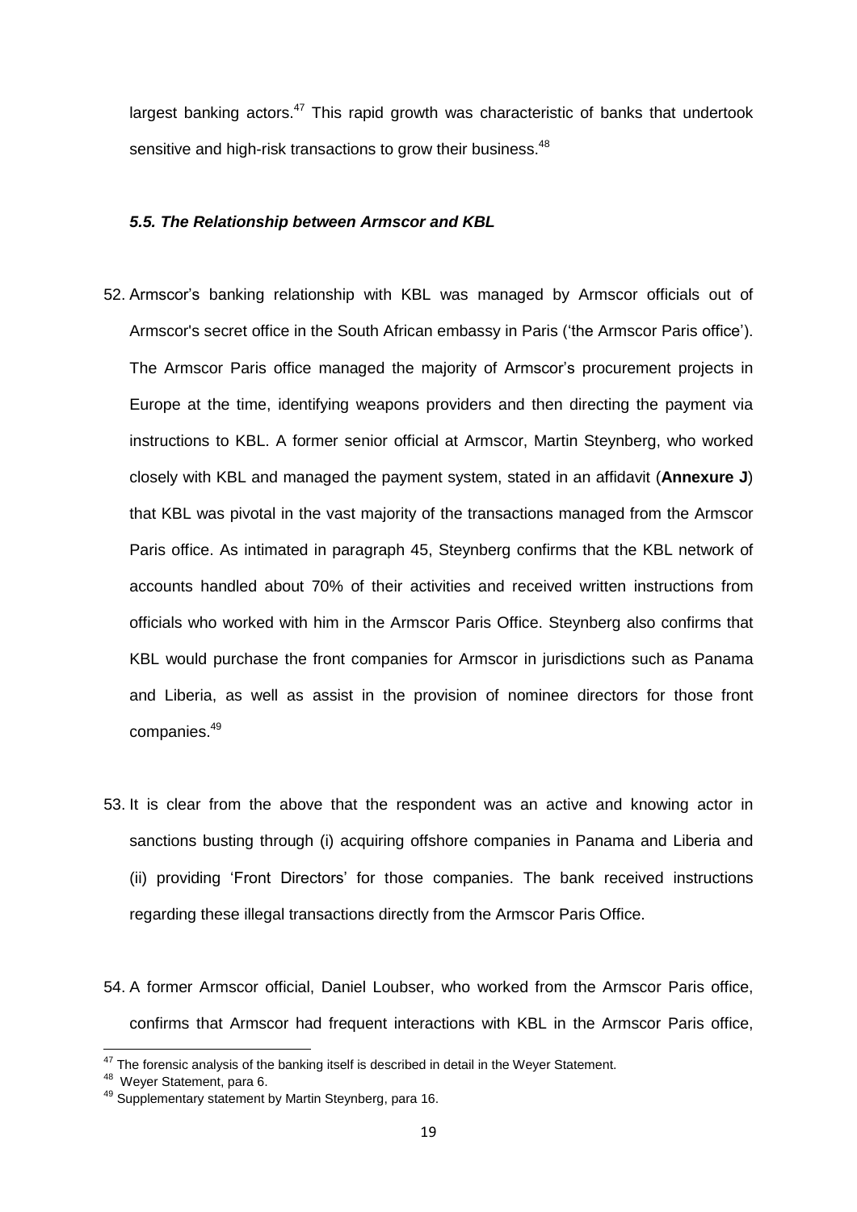largest banking actors.[47] This rapid growth was characteristic of banks that undertook sensitive and high-risk transactions to grow their business.[48]

### *5.5. The Relationship between Armscor and KBL*

52. Armscor's banking relationship with KBL was managed by Armscor officials out of Armscor's secret office in the South African embassy in Paris ('the Armscor Paris office'). The Armscor Paris office managed the majority of Armscor's procurement projects in Europe at the time, identifying weapons providers and then directing the payment via instructions to KBL. A former senior official at Armscor, Martin Steynberg, who worked closely with KBL and managed the payment system, stated in an affidavit (**Annexure J**) that KBL was pivotal in the vast majority of the transactions managed from the Armscor Paris office. As intimated in paragraph 45, Steynberg confirms that the KBL network of accounts handled about 70% of their activities and received written instructions from officials who worked with him in the Armscor Paris Office. Steynberg also confirms that KBL would purchase the front companies for Armscor in jurisdictions such as Panama and Liberia, as well as assist in the provision of nominee directors for those front companies.[49]

53. It is clear from the above that the respondent was an active and knowing actor in sanctions busting through (i) acquiring offshore companies in Panama and Liberia and (ii) providing 'Front Directors' for those companies. The bank received instructions regarding these illegal transactions directly from the Armscor Paris Office.

54. A former Armscor official, Daniel Loubser, who worked from the Armscor Paris office, confirms that Armscor had frequent interactions with KBL in the Armscor Paris office,

---

[47] The forensic analysis of the banking itself is described in detail in the Weyer Statement.

[48] Weyer Statement, para 6.

[49] Supplementary statement by Martin Steynberg, para 16.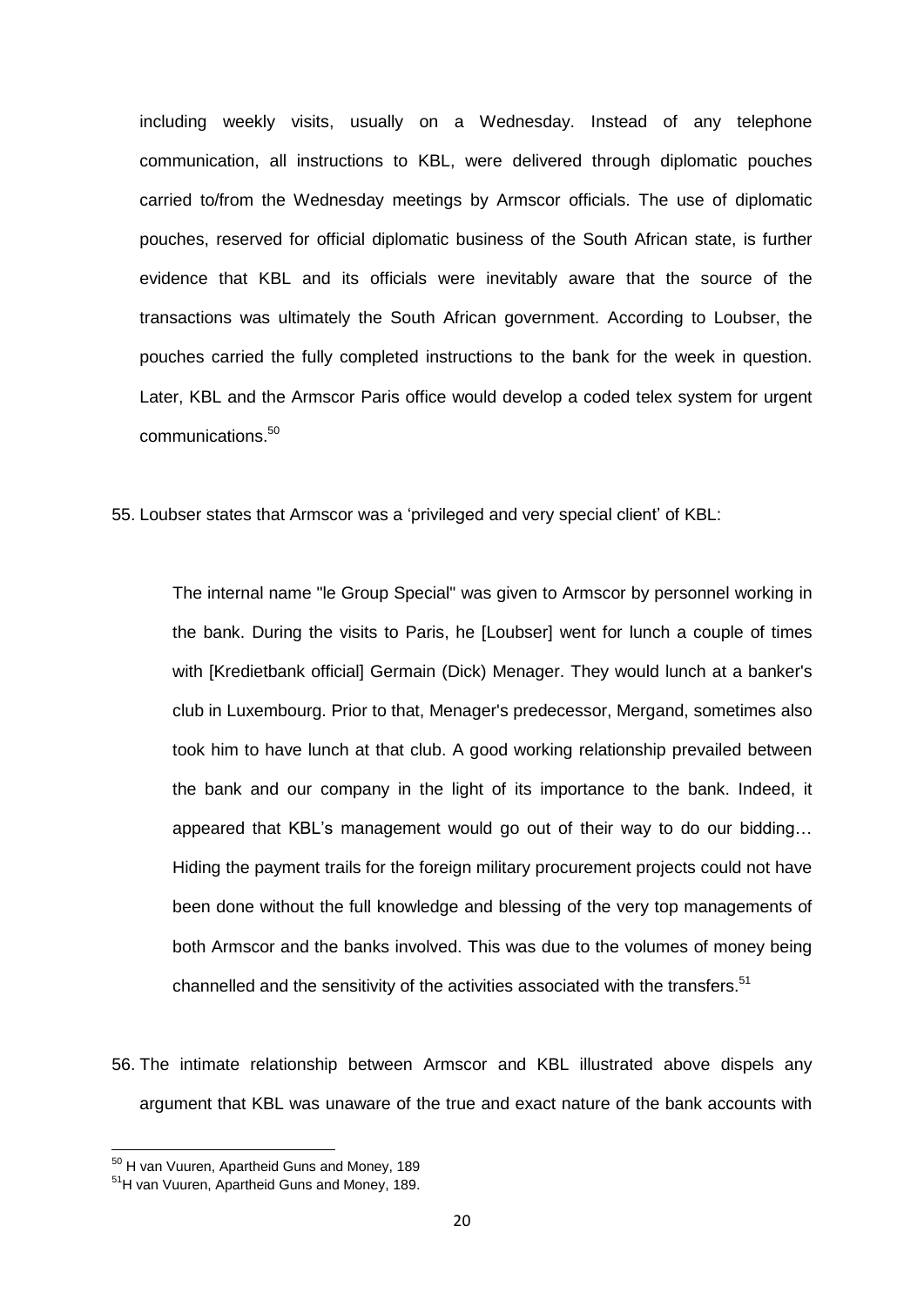including weekly visits, usually on a Wednesday. Instead of any telephone communication, all instructions to KBL, were delivered through diplomatic pouches carried to/from the Wednesday meetings by Armscor officials. The use of diplomatic pouches, reserved for official diplomatic business of the South African state, is further evidence that KBL and its officials were inevitably aware that the source of the transactions was ultimately the South African government. According to Loubser, the pouches carried the fully completed instructions to the bank for the week in question. Later, KBL and the Armscor Paris office would develop a coded telex system for urgent communications.[50]

55. Loubser states that Armscor was a 'privileged and very special client' of KBL:

> The internal name "le Group Special" was given to Armscor by personnel working in the bank. During the visits to Paris, he [Loubser] went for lunch a couple of times with [Kredietbank official] Germain (Dick) Menager. They would lunch at a banker's club in Luxembourg. Prior to that, Menager's predecessor, Mergand, sometimes also took him to have lunch at that club. A good working relationship prevailed between the bank and our company in the light of its importance to the bank. Indeed, it appeared that KBL's management would go out of their way to do our bidding… Hiding the payment trails for the foreign military procurement projects could not have been done without the full knowledge and blessing of the very top managements of both Armscor and the banks involved. This was due to the volumes of money being channelled and the sensitivity of the activities associated with the transfers.[51]

56. The intimate relationship between Armscor and KBL illustrated above dispels any argument that KBL was unaware of the true and exact nature of the bank accounts with

---

[50] H van Vuuren, Apartheid Guns and Money, 189

[51] H van Vuuren, Apartheid Guns and Money, 189.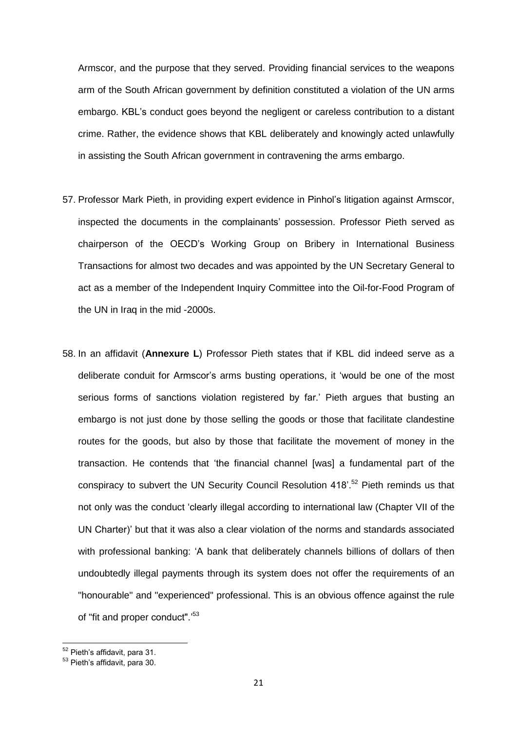Armscor, and the purpose that they served. Providing financial services to the weapons arm of the South African government by definition constituted a violation of the UN arms embargo. KBL's conduct goes beyond the negligent or careless contribution to a distant crime. Rather, the evidence shows that KBL deliberately and knowingly acted unlawfully in assisting the South African government in contravening the arms embargo.

57. Professor Mark Pieth, in providing expert evidence in Pinhol's litigation against Armscor, inspected the documents in the complainants' possession. Professor Pieth served as chairperson of the OECD's Working Group on Bribery in International Business Transactions for almost two decades and was appointed by the UN Secretary General to act as a member of the Independent Inquiry Committee into the Oil-for-Food Program of the UN in Iraq in the mid -2000s.

58. In an affidavit (**Annexure L**) Professor Pieth states that if KBL did indeed serve as a deliberate conduit for Armscor's arms busting operations, it 'would be one of the most serious forms of sanctions violation registered by far.' Pieth argues that busting an embargo is not just done by those selling the goods or those that facilitate clandestine routes for the goods, but also by those that facilitate the movement of money in the transaction. He contends that 'the financial channel [was] a fundamental part of the conspiracy to subvert the UN Security Council Resolution 418'.[52] Pieth reminds us that not only was the conduct 'clearly illegal according to international law (Chapter VII of the UN Charter)' but that it was also a clear violation of the norms and standards associated with professional banking: 'A bank that deliberately channels billions of dollars of then undoubtedly illegal payments through its system does not offer the requirements of an "honourable" and "experienced" professional. This is an obvious offence against the rule of "fit and proper conduct".'[53]

---

[52] Pieth's affidavit, para 31.

[53] Pieth's affidavit, para 30.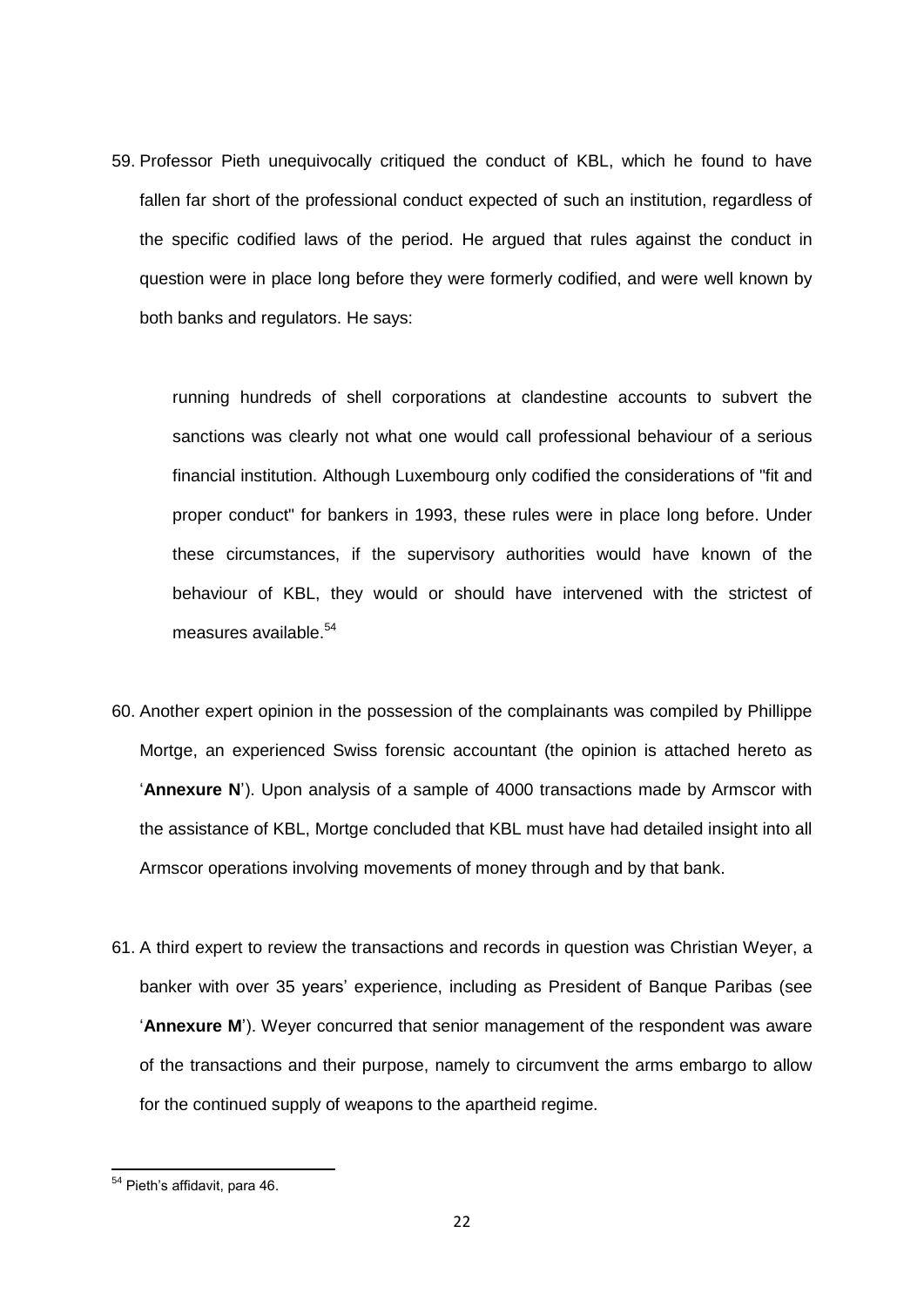59. Professor Pieth unequivocally critiqued the conduct of KBL, which he found to have fallen far short of the professional conduct expected of such an institution, regardless of the specific codified laws of the period. He argued that rules against the conduct in question were in place long before they were formerly codified, and were well known by both banks and regulators. He says:

   > running hundreds of shell corporations at clandestine accounts to subvert the sanctions was clearly not what one would call professional behaviour of a serious financial institution. Although Luxembourg only codified the considerations of "fit and proper conduct" for bankers in 1993, these rules were in place long before. Under these circumstances, if the supervisory authorities would have known of the behaviour of KBL, they would or should have intervened with the strictest of measures available.[54]

60. Another expert opinion in the possession of the complainants was compiled by Phillippe Mortge, an experienced Swiss forensic accountant (the opinion is attached hereto as '**Annexure N**'). Upon analysis of a sample of 4000 transactions made by Armscor with the assistance of KBL, Mortge concluded that KBL must have had detailed insight into all Armscor operations involving movements of money through and by that bank.

61. A third expert to review the transactions and records in question was Christian Weyer, a banker with over 35 years' experience, including as President of Banque Paribas (see '**Annexure M**'). Weyer concurred that senior management of the respondent was aware of the transactions and their purpose, namely to circumvent the arms embargo to allow for the continued supply of weapons to the apartheid regime.

---

[54] Pieth's affidavit, para 46.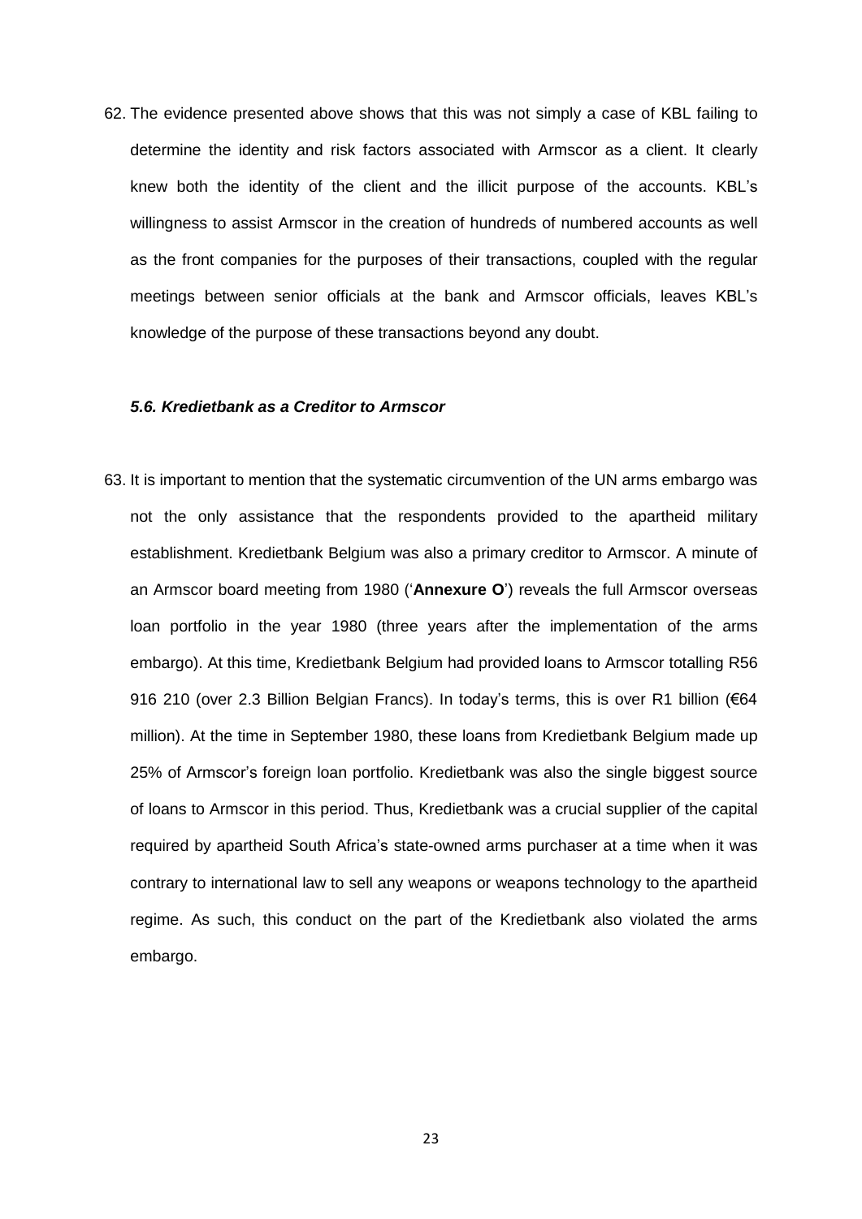62. The evidence presented above shows that this was not simply a case of KBL failing to determine the identity and risk factors associated with Armscor as a client. It clearly knew both the identity of the client and the illicit purpose of the accounts. KBL's willingness to assist Armscor in the creation of hundreds of numbered accounts as well as the front companies for the purposes of their transactions, coupled with the regular meetings between senior officials at the bank and Armscor officials, leaves KBL's knowledge of the purpose of these transactions beyond any doubt.

#### *5.6. Kredietbank as a Creditor to Armscor*

63. It is important to mention that the systematic circumvention of the UN arms embargo was not the only assistance that the respondents provided to the apartheid military establishment. Kredietbank Belgium was also a primary creditor to Armscor. A minute of an Armscor board meeting from 1980 ('**Annexure O**') reveals the full Armscor overseas loan portfolio in the year 1980 (three years after the implementation of the arms embargo). At this time, Kredietbank Belgium had provided loans to Armscor totalling R56 916 210 (over 2.3 Billion Belgian Francs). In today's terms, this is over R1 billion (€64 million). At the time in September 1980, these loans from Kredietbank Belgium made up 25% of Armscor's foreign loan portfolio. Kredietbank was also the single biggest source of loans to Armscor in this period. Thus, Kredietbank was a crucial supplier of the capital required by apartheid South Africa's state-owned arms purchaser at a time when it was contrary to international law to sell any weapons or weapons technology to the apartheid regime. As such, this conduct on the part of the Kredietbank also violated the arms embargo.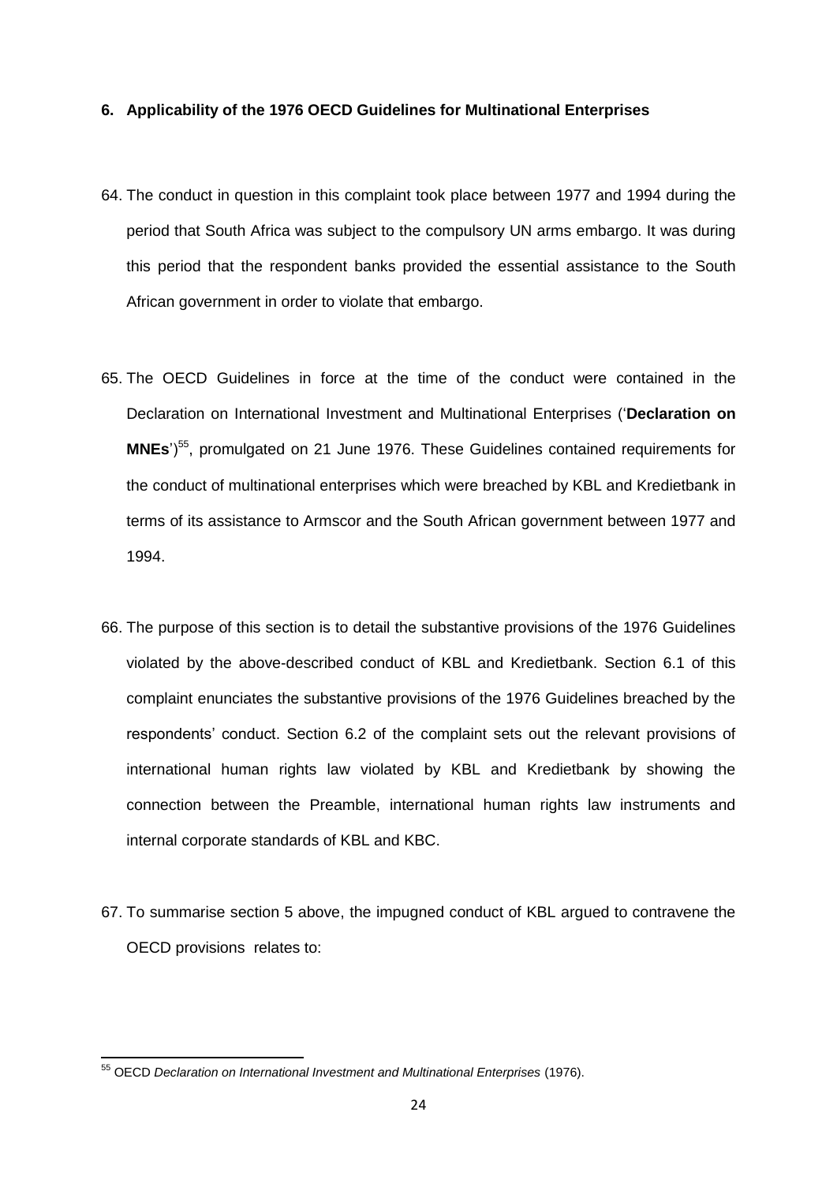## 6. Applicability of the 1976 OECD Guidelines for Multinational Enterprises

64. The conduct in question in this complaint took place between 1977 and 1994 during the period that South Africa was subject to the compulsory UN arms embargo. It was during this period that the respondent banks provided the essential assistance to the South African government in order to violate that embargo.

65. The OECD Guidelines in force at the time of the conduct were contained in the Declaration on International Investment and Multinational Enterprises ('**Declaration on MNEs**')[55], promulgated on 21 June 1976. These Guidelines contained requirements for the conduct of multinational enterprises which were breached by KBL and Kredietbank in terms of its assistance to Armscor and the South African government between 1977 and 1994.

66. The purpose of this section is to detail the substantive provisions of the 1976 Guidelines violated by the above-described conduct of KBL and Kredietbank. Section 6.1 of this complaint enunciates the substantive provisions of the 1976 Guidelines breached by the respondents' conduct. Section 6.2 of the complaint sets out the relevant provisions of international human rights law violated by KBL and Kredietbank by showing the connection between the Preamble, international human rights law instruments and internal corporate standards of KBL and KBC.

67. To summarise section 5 above, the impugned conduct of KBL argued to contravene the OECD provisions relates to:

---

[55] OECD *Declaration on International Investment and Multinational Enterprises* (1976).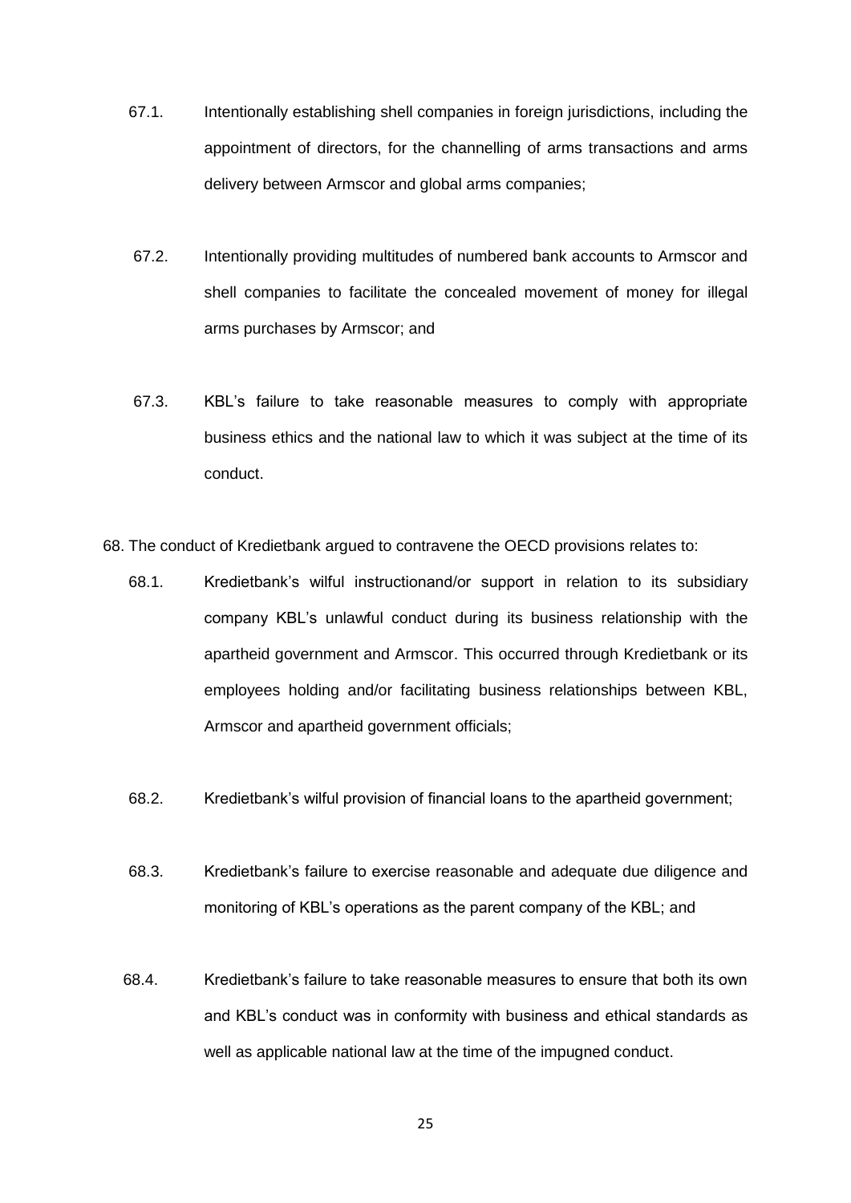67.1. Intentionally establishing shell companies in foreign jurisdictions, including the appointment of directors, for the channelling of arms transactions and arms delivery between Armscor and global arms companies;

67.2. Intentionally providing multitudes of numbered bank accounts to Armscor and shell companies to facilitate the concealed movement of money for illegal arms purchases by Armscor; and

67.3. KBL's failure to take reasonable measures to comply with appropriate business ethics and the national law to which it was subject at the time of its conduct.

68. The conduct of Kredietbank argued to contravene the OECD provisions relates to:

68.1. Kredietbank's wilful instructionand/or support in relation to its subsidiary company KBL's unlawful conduct during its business relationship with the apartheid government and Armscor. This occurred through Kredietbank or its employees holding and/or facilitating business relationships between KBL, Armscor and apartheid government officials;

68.2. Kredietbank's wilful provision of financial loans to the apartheid government;

68.3. Kredietbank's failure to exercise reasonable and adequate due diligence and monitoring of KBL's operations as the parent company of the KBL; and

68.4. Kredietbank's failure to take reasonable measures to ensure that both its own and KBL's conduct was in conformity with business and ethical standards as well as applicable national law at the time of the impugned conduct.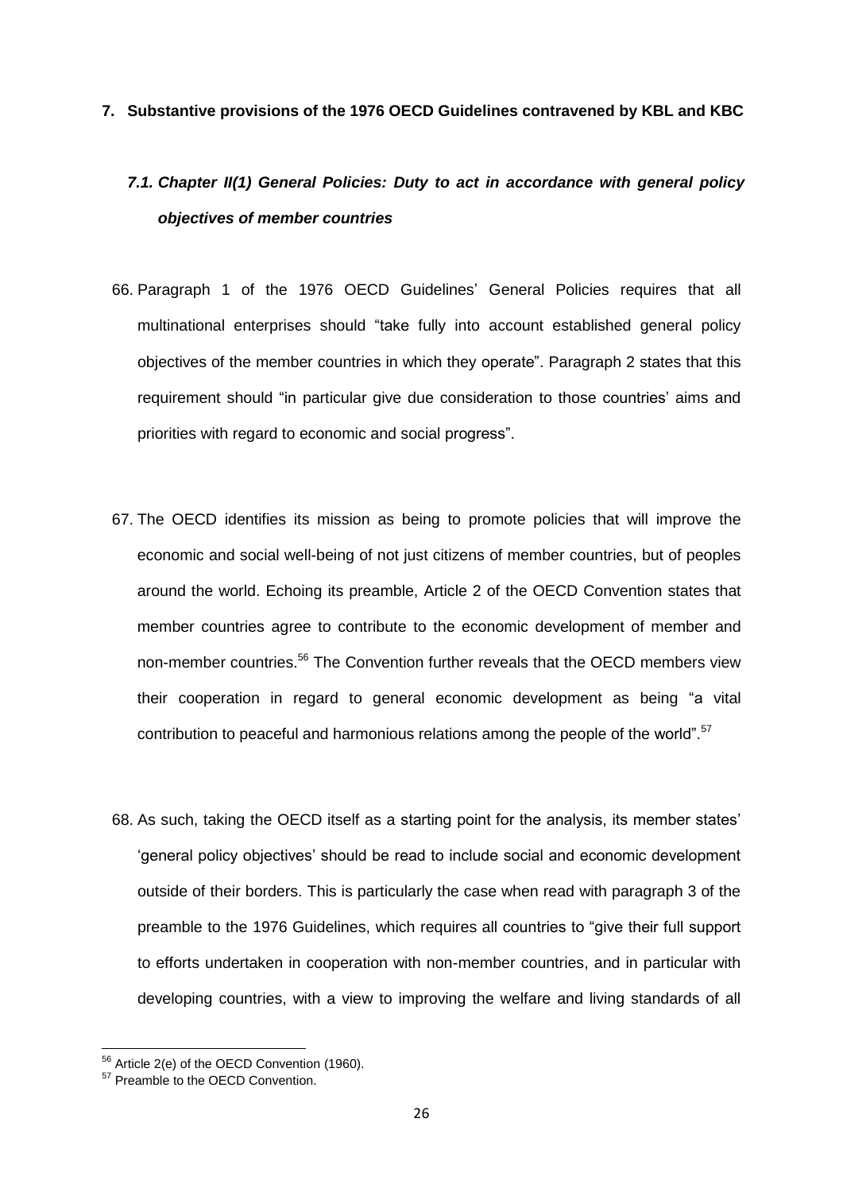## 7. Substantive provisions of the 1976 OECD Guidelines contravened by KBL and KBC

### *7.1. Chapter II(1) General Policies: Duty to act in accordance with general policy objectives of member countries*

66. Paragraph 1 of the 1976 OECD Guidelines' General Policies requires that all multinational enterprises should "take fully into account established general policy objectives of the member countries in which they operate". Paragraph 2 states that this requirement should "in particular give due consideration to those countries' aims and priorities with regard to economic and social progress".

67. The OECD identifies its mission as being to promote policies that will improve the economic and social well-being of not just citizens of member countries, but of peoples around the world. Echoing its preamble, Article 2 of the OECD Convention states that member countries agree to contribute to the economic development of member and non-member countries.[56] The Convention further reveals that the OECD members view their cooperation in regard to general economic development as being "a vital contribution to peaceful and harmonious relations among the people of the world".[57]

68. As such, taking the OECD itself as a starting point for the analysis, its member states' 'general policy objectives' should be read to include social and economic development outside of their borders. This is particularly the case when read with paragraph 3 of the preamble to the 1976 Guidelines, which requires all countries to "give their full support to efforts undertaken in cooperation with non-member countries, and in particular with developing countries, with a view to improving the welfare and living standards of all

[56] Article 2(e) of the OECD Convention (1960).

[57] Preamble to the OECD Convention.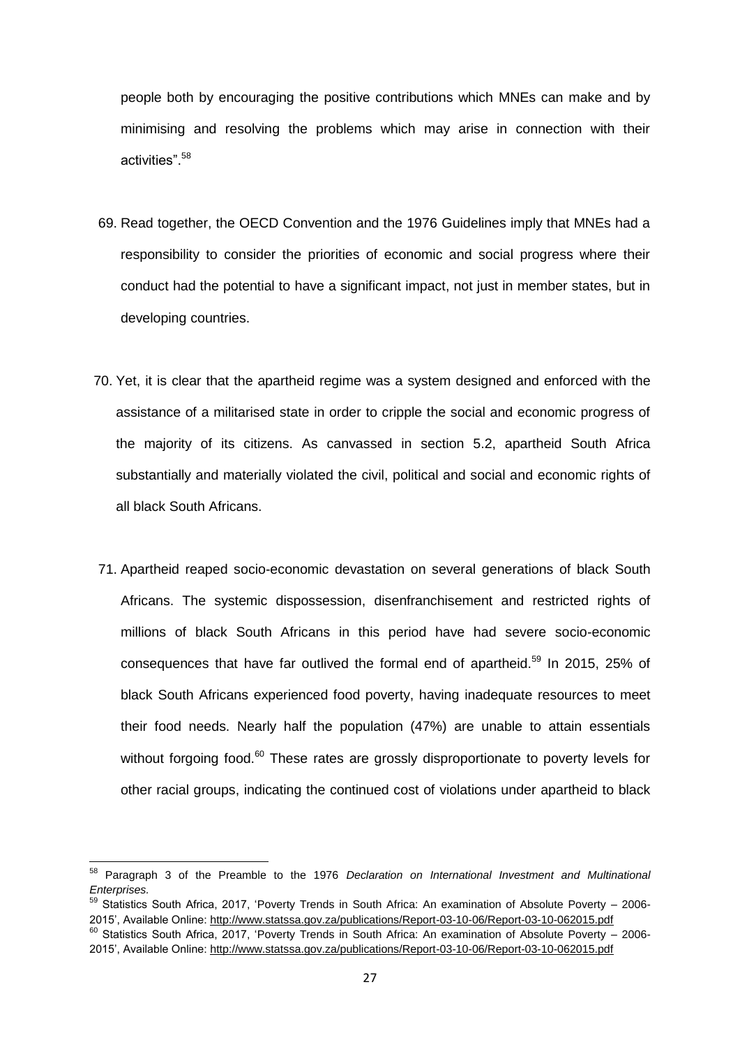people both by encouraging the positive contributions which MNEs can make and by minimising and resolving the problems which may arise in connection with their activities".[58]

69. Read together, the OECD Convention and the 1976 Guidelines imply that MNEs had a responsibility to consider the priorities of economic and social progress where their conduct had the potential to have a significant impact, not just in member states, but in developing countries.

70. Yet, it is clear that the apartheid regime was a system designed and enforced with the assistance of a militarised state in order to cripple the social and economic progress of the majority of its citizens. As canvassed in section 5.2, apartheid South Africa substantially and materially violated the civil, political and social and economic rights of all black South Africans.

71. Apartheid reaped socio-economic devastation on several generations of black South Africans. The systemic dispossession, disenfranchisement and restricted rights of millions of black South Africans in this period have had severe socio-economic consequences that have far outlived the formal end of apartheid.[59] In 2015, 25% of black South Africans experienced food poverty, having inadequate resources to meet their food needs. Nearly half the population (47%) are unable to attain essentials without forgoing food.[60] These rates are grossly disproportionate to poverty levels for other racial groups, indicating the continued cost of violations under apartheid to black

---

[58] Paragraph 3 of the Preamble to the 1976 *Declaration on International Investment and Multinational Enterprises.*

[59] Statistics South Africa, 2017, 'Poverty Trends in South Africa: An examination of Absolute Poverty – 2006-2015', Available Online: http://www.statssa.gov.za/publications/Report-03-10-06/Report-03-10-062015.pdf

[60] Statistics South Africa, 2017, 'Poverty Trends in South Africa: An examination of Absolute Poverty – 2006-2015', Available Online: http://www.statssa.gov.za/publications/Report-03-10-06/Report-03-10-062015.pdf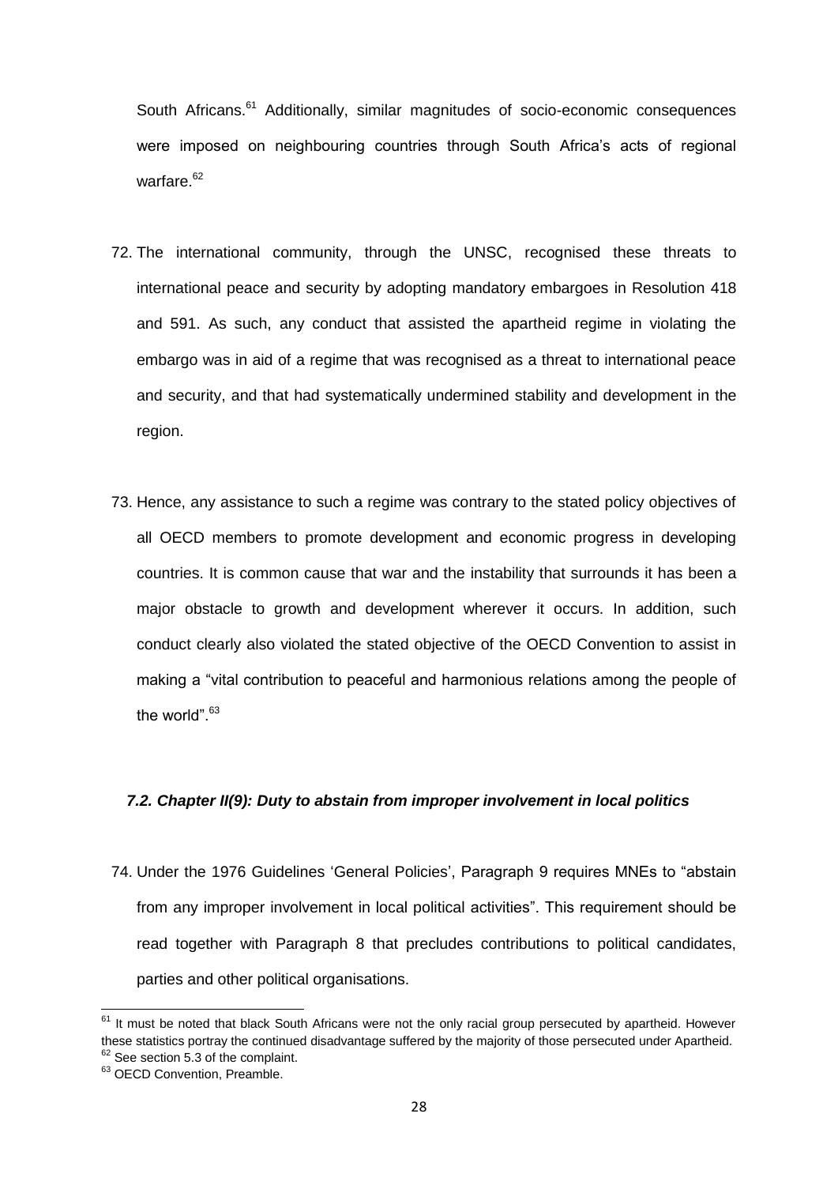South Africans.[61] Additionally, similar magnitudes of socio-economic consequences were imposed on neighbouring countries through South Africa's acts of regional warfare.[62]

72. The international community, through the UNSC, recognised these threats to international peace and security by adopting mandatory embargoes in Resolution 418 and 591. As such, any conduct that assisted the apartheid regime in violating the embargo was in aid of a regime that was recognised as a threat to international peace and security, and that had systematically undermined stability and development in the region.

73. Hence, any assistance to such a regime was contrary to the stated policy objectives of all OECD members to promote development and economic progress in developing countries. It is common cause that war and the instability that surrounds it has been a major obstacle to growth and development wherever it occurs. In addition, such conduct clearly also violated the stated objective of the OECD Convention to assist in making a "vital contribution to peaceful and harmonious relations among the people of the world".[63]

### *7.2. Chapter II(9): Duty to abstain from improper involvement in local politics*

74. Under the 1976 Guidelines 'General Policies', Paragraph 9 requires MNEs to "abstain from any improper involvement in local political activities". This requirement should be read together with Paragraph 8 that precludes contributions to political candidates, parties and other political organisations.

---

[61] It must be noted that black South Africans were not the only racial group persecuted by apartheid. However these statistics portray the continued disadvantage suffered by the majority of those persecuted under Apartheid.

[62] See section 5.3 of the complaint.

[63] OECD Convention, Preamble.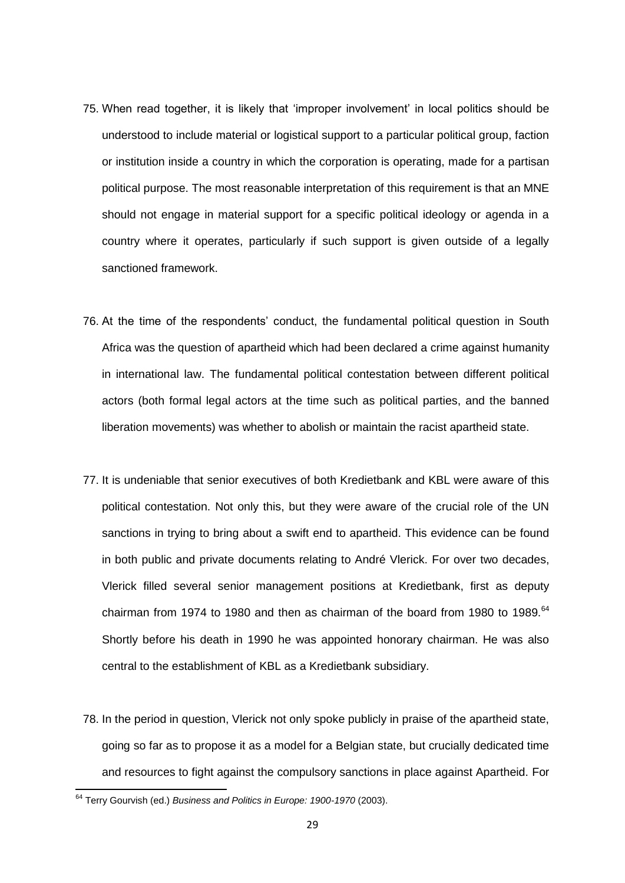75. When read together, it is likely that 'improper involvement' in local politics should be understood to include material or logistical support to a particular political group, faction or institution inside a country in which the corporation is operating, made for a partisan political purpose. The most reasonable interpretation of this requirement is that an MNE should not engage in material support for a specific political ideology or agenda in a country where it operates, particularly if such support is given outside of a legally sanctioned framework.

76. At the time of the respondents' conduct, the fundamental political question in South Africa was the question of apartheid which had been declared a crime against humanity in international law. The fundamental political contestation between different political actors (both formal legal actors at the time such as political parties, and the banned liberation movements) was whether to abolish or maintain the racist apartheid state.

77. It is undeniable that senior executives of both Kredietbank and KBL were aware of this political contestation. Not only this, but they were aware of the crucial role of the UN sanctions in trying to bring about a swift end to apartheid. This evidence can be found in both public and private documents relating to André Vlerick. For over two decades, Vlerick filled several senior management positions at Kredietbank, first as deputy chairman from 1974 to 1980 and then as chairman of the board from 1980 to 1989.[64] Shortly before his death in 1990 he was appointed honorary chairman. He was also central to the establishment of KBL as a Kredietbank subsidiary.

78. In the period in question, Vlerick not only spoke publicly in praise of the apartheid state, going so far as to propose it as a model for a Belgian state, but crucially dedicated time and resources to fight against the compulsory sanctions in place against Apartheid. For

[64] Terry Gourvish (ed.) *Business and Politics in Europe: 1900-1970* (2003).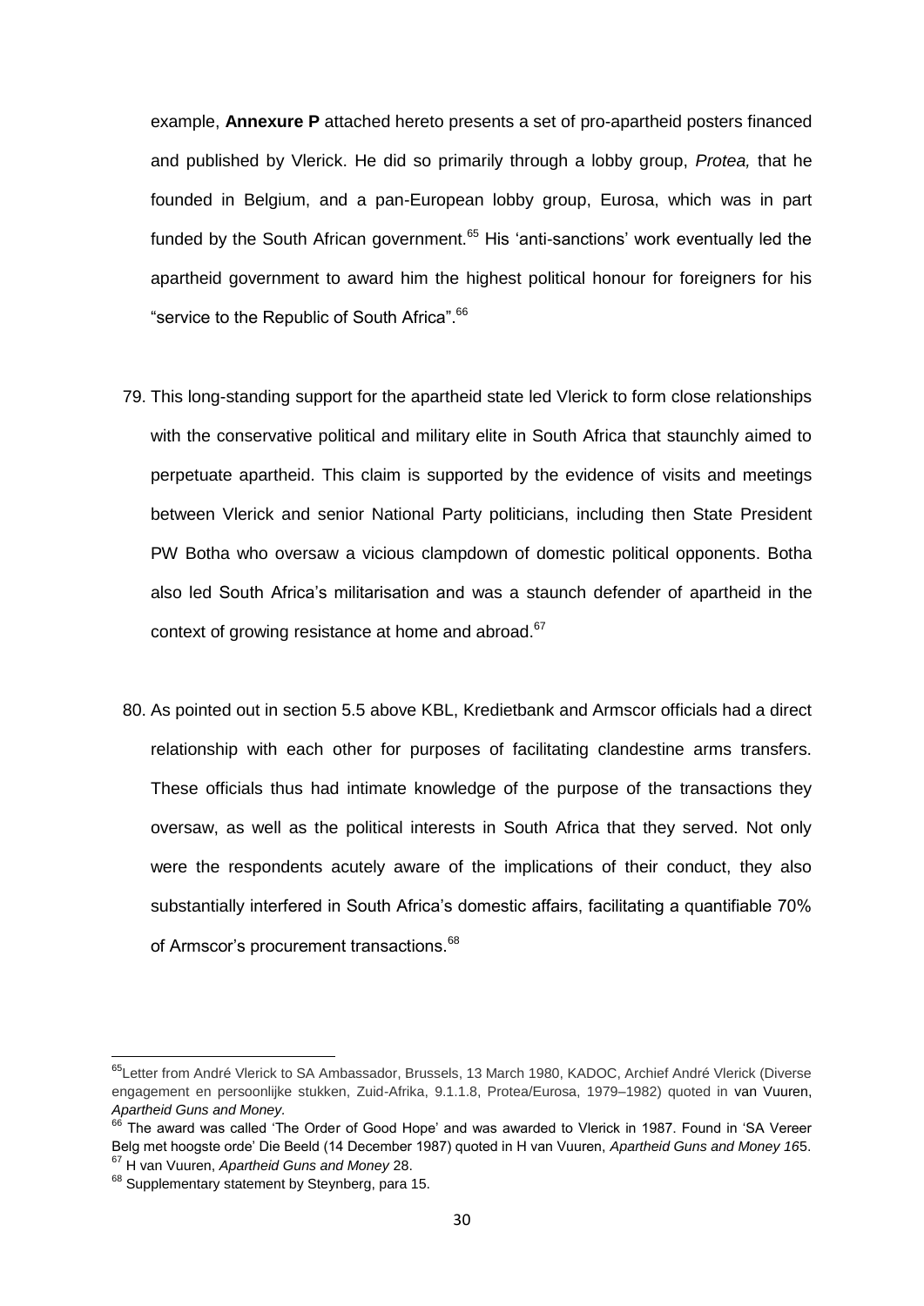example, **Annexure P** attached hereto presents a set of pro-apartheid posters financed and published by Vlerick. He did so primarily through a lobby group, *Protea,* that he founded in Belgium, and a pan-European lobby group, Eurosa, which was in part funded by the South African government.[65] His 'anti-sanctions' work eventually led the apartheid government to award him the highest political honour for foreigners for his "service to the Republic of South Africa".[66]

79. This long-standing support for the apartheid state led Vlerick to form close relationships with the conservative political and military elite in South Africa that staunchly aimed to perpetuate apartheid. This claim is supported by the evidence of visits and meetings between Vlerick and senior National Party politicians, including then State President PW Botha who oversaw a vicious clampdown of domestic political opponents. Botha also led South Africa's militarisation and was a staunch defender of apartheid in the context of growing resistance at home and abroad.[67]

80. As pointed out in section 5.5 above KBL, Kredietbank and Armscor officials had a direct relationship with each other for purposes of facilitating clandestine arms transfers. These officials thus had intimate knowledge of the purpose of the transactions they oversaw, as well as the political interests in South Africa that they served. Not only were the respondents acutely aware of the implications of their conduct, they also substantially interfered in South Africa's domestic affairs, facilitating a quantifiable 70% of Armscor's procurement transactions.[68]

---

[65] Letter from André Vlerick to SA Ambassador, Brussels, 13 March 1980, KADOC, Archief André Vlerick (Diverse engagement en persoonlijke stukken, Zuid-Afrika, 9.1.1.8, Protea/Eurosa, 1979–1982) quoted in van Vuuren, *Apartheid Guns and Money.*

[66] The award was called 'The Order of Good Hope' and was awarded to Vlerick in 1987. Found in 'SA Vereer Belg met hoogste orde' Die Beeld (14 December 1987) quoted in H van Vuuren, *Apartheid Guns and Money 16*5.

[67] H van Vuuren, *Apartheid Guns and Money* 28.

[68] Supplementary statement by Steynberg, para 15.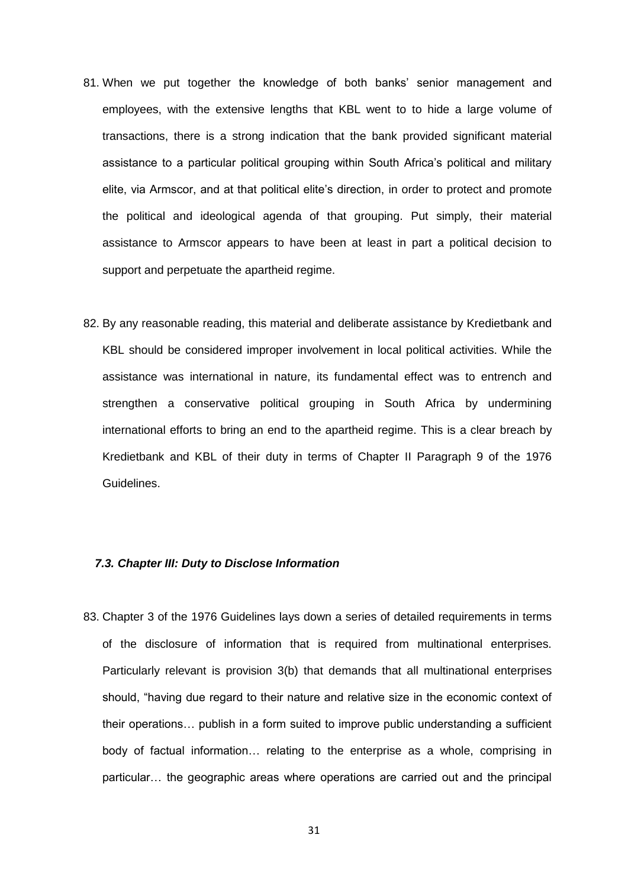81. When we put together the knowledge of both banks' senior management and employees, with the extensive lengths that KBL went to to hide a large volume of transactions, there is a strong indication that the bank provided significant material assistance to a particular political grouping within South Africa's political and military elite, via Armscor, and at that political elite's direction, in order to protect and promote the political and ideological agenda of that grouping. Put simply, their material assistance to Armscor appears to have been at least in part a political decision to support and perpetuate the apartheid regime.

82. By any reasonable reading, this material and deliberate assistance by Kredietbank and KBL should be considered improper involvement in local political activities. While the assistance was international in nature, its fundamental effect was to entrench and strengthen a conservative political grouping in South Africa by undermining international efforts to bring an end to the apartheid regime. This is a clear breach by Kredietbank and KBL of their duty in terms of Chapter II Paragraph 9 of the 1976 Guidelines.

### *7.3. Chapter III: Duty to Disclose Information*

83. Chapter 3 of the 1976 Guidelines lays down a series of detailed requirements in terms of the disclosure of information that is required from multinational enterprises. Particularly relevant is provision 3(b) that demands that all multinational enterprises should, "having due regard to their nature and relative size in the economic context of their operations… publish in a form suited to improve public understanding a sufficient body of factual information… relating to the enterprise as a whole, comprising in particular… the geographic areas where operations are carried out and the principal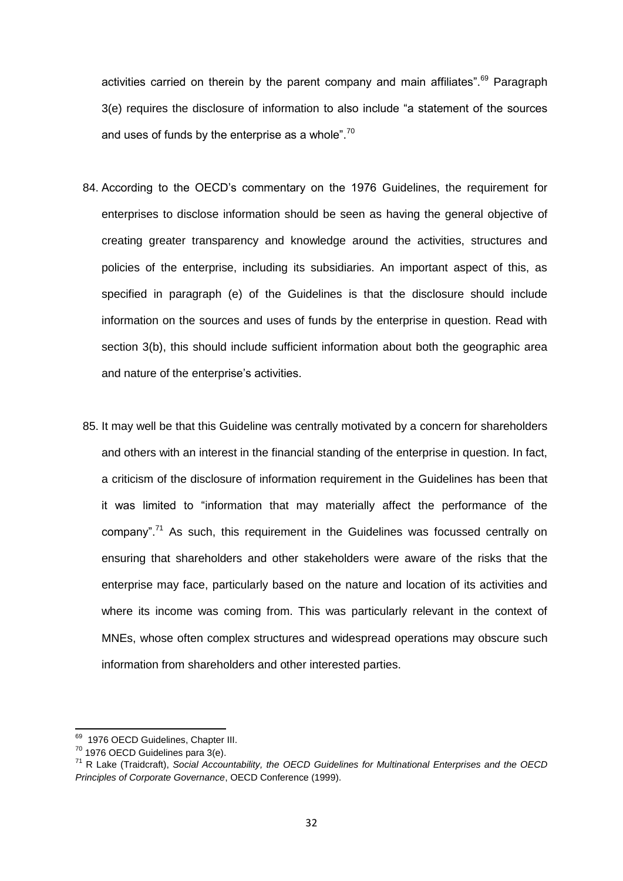activities carried on therein by the parent company and main affiliates".[69] Paragraph 3(e) requires the disclosure of information to also include "a statement of the sources and uses of funds by the enterprise as a whole".[70]

84. According to the OECD's commentary on the 1976 Guidelines, the requirement for enterprises to disclose information should be seen as having the general objective of creating greater transparency and knowledge around the activities, structures and policies of the enterprise, including its subsidiaries. An important aspect of this, as specified in paragraph (e) of the Guidelines is that the disclosure should include information on the sources and uses of funds by the enterprise in question. Read with section 3(b), this should include sufficient information about both the geographic area and nature of the enterprise's activities.

85. It may well be that this Guideline was centrally motivated by a concern for shareholders and others with an interest in the financial standing of the enterprise in question. In fact, a criticism of the disclosure of information requirement in the Guidelines has been that it was limited to "information that may materially affect the performance of the company".[71] As such, this requirement in the Guidelines was focussed centrally on ensuring that shareholders and other stakeholders were aware of the risks that the enterprise may face, particularly based on the nature and location of its activities and where its income was coming from. This was particularly relevant in the context of MNEs, whose often complex structures and widespread operations may obscure such information from shareholders and other interested parties.

---

[69] 1976 OECD Guidelines, Chapter III.

[70] 1976 OECD Guidelines para 3(e).

[71] R Lake (Traidcraft), *Social Accountability, the OECD Guidelines for Multinational Enterprises and the OECD Principles of Corporate Governance*, OECD Conference (1999).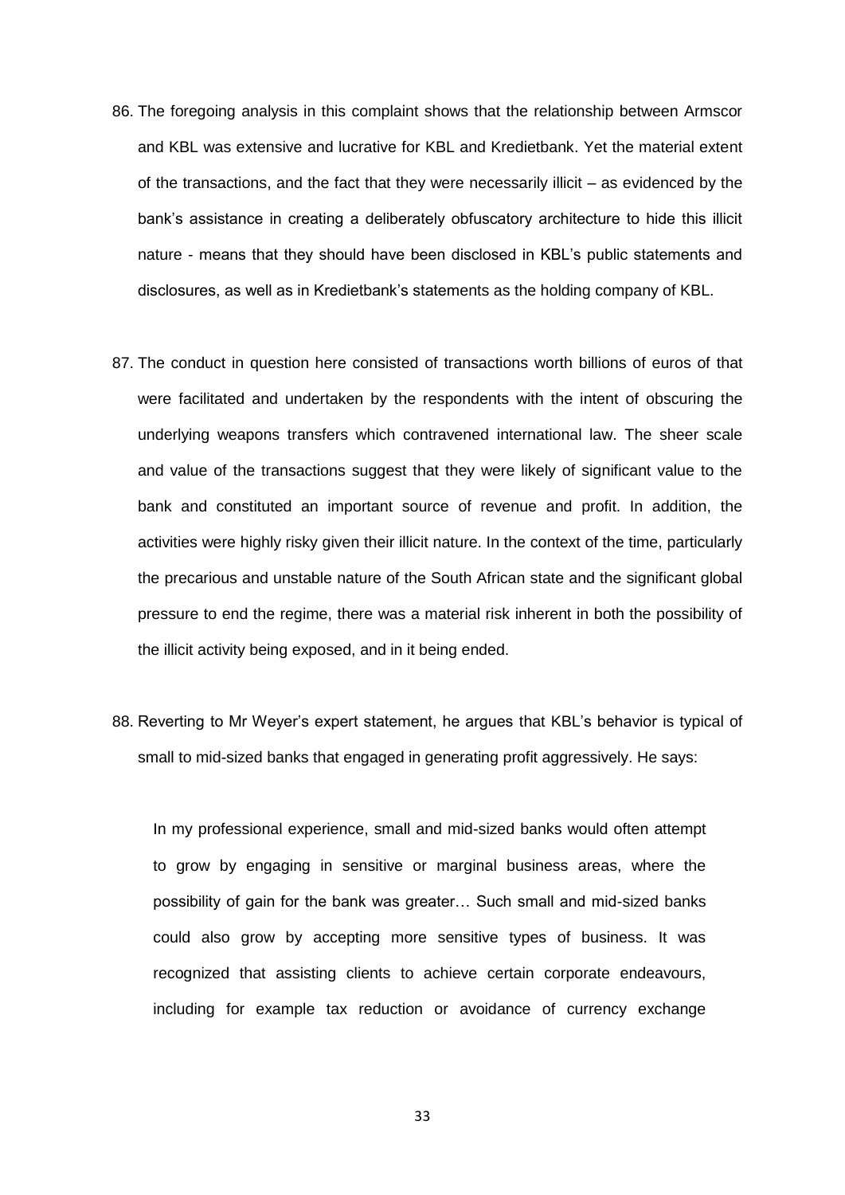86. The foregoing analysis in this complaint shows that the relationship between Armscor and KBL was extensive and lucrative for KBL and Kredietbank. Yet the material extent of the transactions, and the fact that they were necessarily illicit – as evidenced by the bank's assistance in creating a deliberately obfuscatory architecture to hide this illicit nature - means that they should have been disclosed in KBL's public statements and disclosures, as well as in Kredietbank's statements as the holding company of KBL.

87. The conduct in question here consisted of transactions worth billions of euros of that were facilitated and undertaken by the respondents with the intent of obscuring the underlying weapons transfers which contravened international law. The sheer scale and value of the transactions suggest that they were likely of significant value to the bank and constituted an important source of revenue and profit. In addition, the activities were highly risky given their illicit nature. In the context of the time, particularly the precarious and unstable nature of the South African state and the significant global pressure to end the regime, there was a material risk inherent in both the possibility of the illicit activity being exposed, and in it being ended.

88. Reverting to Mr Weyer's expert statement, he argues that KBL's behavior is typical of small to mid-sized banks that engaged in generating profit aggressively. He says:

> In my professional experience, small and mid-sized banks would often attempt to grow by engaging in sensitive or marginal business areas, where the possibility of gain for the bank was greater… Such small and mid-sized banks could also grow by accepting more sensitive types of business. It was recognized that assisting clients to achieve certain corporate endeavours, including for example tax reduction or avoidance of currency exchange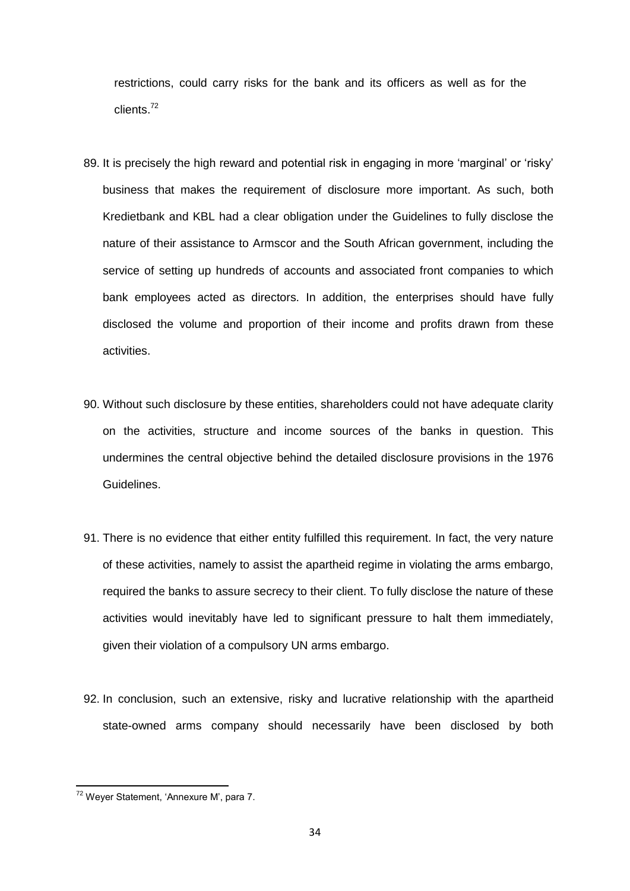restrictions, could carry risks for the bank and its officers as well as for the clients.[72]

89. It is precisely the high reward and potential risk in engaging in more 'marginal' or 'risky' business that makes the requirement of disclosure more important. As such, both Kredietbank and KBL had a clear obligation under the Guidelines to fully disclose the nature of their assistance to Armscor and the South African government, including the service of setting up hundreds of accounts and associated front companies to which bank employees acted as directors. In addition, the enterprises should have fully disclosed the volume and proportion of their income and profits drawn from these activities.

90. Without such disclosure by these entities, shareholders could not have adequate clarity on the activities, structure and income sources of the banks in question. This undermines the central objective behind the detailed disclosure provisions in the 1976 Guidelines.

91. There is no evidence that either entity fulfilled this requirement. In fact, the very nature of these activities, namely to assist the apartheid regime in violating the arms embargo, required the banks to assure secrecy to their client. To fully disclose the nature of these activities would inevitably have led to significant pressure to halt them immediately, given their violation of a compulsory UN arms embargo.

92. In conclusion, such an extensive, risky and lucrative relationship with the apartheid state-owned arms company should necessarily have been disclosed by both

[72] Weyer Statement, 'Annexure M', para 7.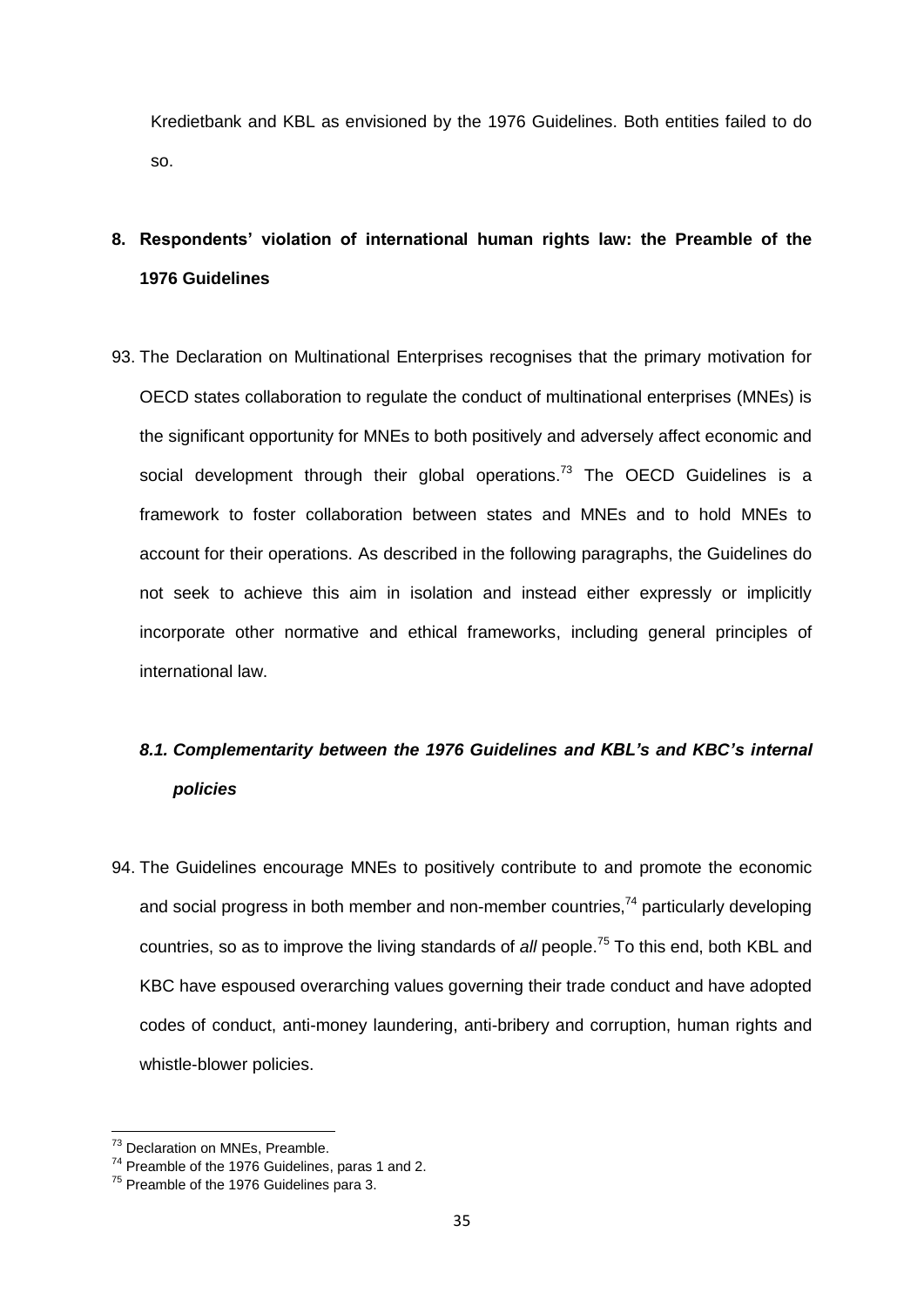Kredietbank and KBL as envisioned by the 1976 Guidelines. Both entities failed to do so.

## 8. Respondents' violation of international human rights law: the Preamble of the 1976 Guidelines

93. The Declaration on Multinational Enterprises recognises that the primary motivation for OECD states collaboration to regulate the conduct of multinational enterprises (MNEs) is the significant opportunity for MNEs to both positively and adversely affect economic and social development through their global operations.[73] The OECD Guidelines is a framework to foster collaboration between states and MNEs and to hold MNEs to account for their operations. As described in the following paragraphs, the Guidelines do not seek to achieve this aim in isolation and instead either expressly or implicitly incorporate other normative and ethical frameworks, including general principles of international law.

### *8.1. Complementarity between the 1976 Guidelines and KBL's and KBC's internal policies*

94. The Guidelines encourage MNEs to positively contribute to and promote the economic and social progress in both member and non-member countries,[74] particularly developing countries, so as to improve the living standards of *all* people.[75] To this end, both KBL and KBC have espoused overarching values governing their trade conduct and have adopted codes of conduct, anti-money laundering, anti-bribery and corruption, human rights and whistle-blower policies.

---

[73] Declaration on MNEs, Preamble.

[74] Preamble of the 1976 Guidelines, paras 1 and 2.

[75] Preamble of the 1976 Guidelines para 3.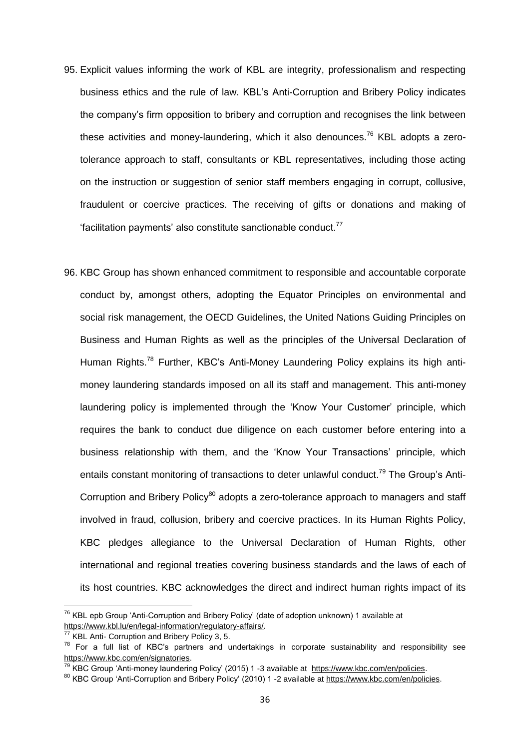95. Explicit values informing the work of KBL are integrity, professionalism and respecting business ethics and the rule of law. KBL's Anti-Corruption and Bribery Policy indicates the company's firm opposition to bribery and corruption and recognises the link between these activities and money-laundering, which it also denounces.[76] KBL adopts a zero-tolerance approach to staff, consultants or KBL representatives, including those acting on the instruction or suggestion of senior staff members engaging in corrupt, collusive, fraudulent or coercive practices. The receiving of gifts or donations and making of 'facilitation payments' also constitute sanctionable conduct.[77]

96. KBC Group has shown enhanced commitment to responsible and accountable corporate conduct by, amongst others, adopting the Equator Principles on environmental and social risk management, the OECD Guidelines, the United Nations Guiding Principles on Business and Human Rights as well as the principles of the Universal Declaration of Human Rights.[78] Further, KBC's Anti-Money Laundering Policy explains its high anti-money laundering standards imposed on all its staff and management. This anti-money laundering policy is implemented through the 'Know Your Customer' principle, which requires the bank to conduct due diligence on each customer before entering into a business relationship with them, and the 'Know Your Transactions' principle, which entails constant monitoring of transactions to deter unlawful conduct.[79] The Group's Anti-Corruption and Bribery Policy[80] adopts a zero-tolerance approach to managers and staff involved in fraud, collusion, bribery and coercive practices. In its Human Rights Policy, KBC pledges allegiance to the Universal Declaration of Human Rights, other international and regional treaties covering business standards and the laws of each of its host countries. KBC acknowledges the direct and indirect human rights impact of its

---

[76] KBL epb Group 'Anti-Corruption and Bribery Policy' (date of adoption unknown) 1 available at https://www.kbl.lu/en/legal-information/regulatory-affairs/.

[77] KBL Anti- Corruption and Bribery Policy 3, 5.

[78] For a full list of KBC's partners and undertakings in corporate sustainability and responsibility see https://www.kbc.com/en/signatories.

[79] KBC Group 'Anti-money laundering Policy' (2015) 1 -3 available at https://www.kbc.com/en/policies.

[80] KBC Group 'Anti-Corruption and Bribery Policy' (2010) 1 -2 available at https://www.kbc.com/en/policies.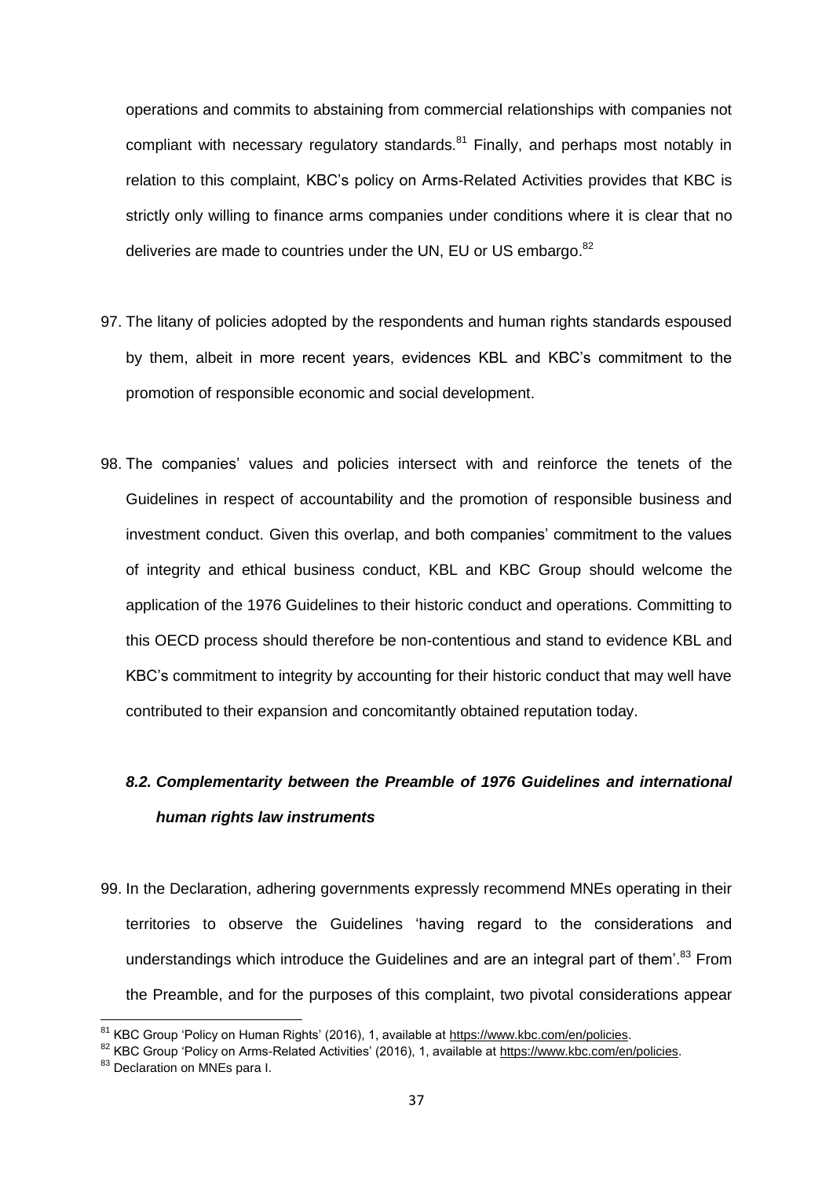operations and commits to abstaining from commercial relationships with companies not compliant with necessary regulatory standards.[81] Finally, and perhaps most notably in relation to this complaint, KBC's policy on Arms-Related Activities provides that KBC is strictly only willing to finance arms companies under conditions where it is clear that no deliveries are made to countries under the UN, EU or US embargo.[82]

97. The litany of policies adopted by the respondents and human rights standards espoused by them, albeit in more recent years, evidences KBL and KBC's commitment to the promotion of responsible economic and social development.

98. The companies' values and policies intersect with and reinforce the tenets of the Guidelines in respect of accountability and the promotion of responsible business and investment conduct. Given this overlap, and both companies' commitment to the values of integrity and ethical business conduct, KBL and KBC Group should welcome the application of the 1976 Guidelines to their historic conduct and operations. Committing to this OECD process should therefore be non-contentious and stand to evidence KBL and KBC's commitment to integrity by accounting for their historic conduct that may well have contributed to their expansion and concomitantly obtained reputation today.

### *8.2. Complementarity between the Preamble of 1976 Guidelines and international human rights law instruments*

99. In the Declaration, adhering governments expressly recommend MNEs operating in their territories to observe the Guidelines 'having regard to the considerations and understandings which introduce the Guidelines and are an integral part of them'.[83] From the Preamble, and for the purposes of this complaint, two pivotal considerations appear

---

[81] KBC Group 'Policy on Human Rights' (2016), 1, available at https://www.kbc.com/en/policies.

[82] KBC Group 'Policy on Arms-Related Activities' (2016), 1, available at https://www.kbc.com/en/policies.

[83] Declaration on MNEs para I.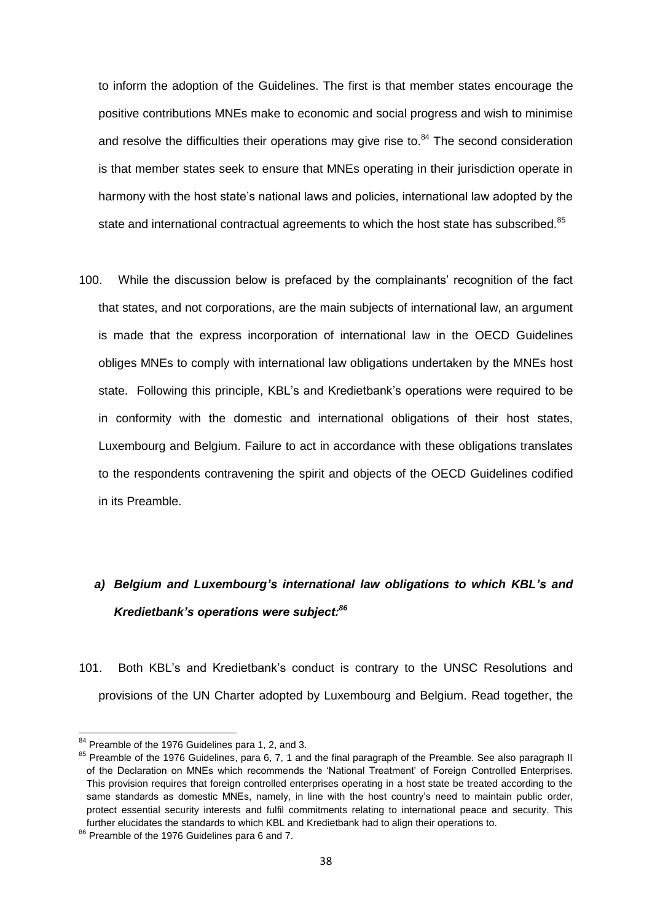to inform the adoption of the Guidelines. The first is that member states encourage the positive contributions MNEs make to economic and social progress and wish to minimise and resolve the difficulties their operations may give rise to.[84] The second consideration is that member states seek to ensure that MNEs operating in their jurisdiction operate in harmony with the host state's national laws and policies, international law adopted by the state and international contractual agreements to which the host state has subscribed.[85]

100. While the discussion below is prefaced by the complainants' recognition of the fact that states, and not corporations, are the main subjects of international law, an argument is made that the express incorporation of international law in the OECD Guidelines obliges MNEs to comply with international law obligations undertaken by the MNEs host state. Following this principle, KBL's and Kredietbank's operations were required to be in conformity with the domestic and international obligations of their host states, Luxembourg and Belgium. Failure to act in accordance with these obligations translates to the respondents contravening the spirit and objects of the OECD Guidelines codified in its Preamble.

## *a) Belgium and Luxembourg's international law obligations to which KBL's and Kredietbank's operations were subject:[86]*

101. Both KBL's and Kredietbank's conduct is contrary to the UNSC Resolutions and provisions of the UN Charter adopted by Luxembourg and Belgium. Read together, the

---

[84] Preamble of the 1976 Guidelines para 1, 2, and 3.

[85] Preamble of the 1976 Guidelines, para 6, 7, 1 and the final paragraph of the Preamble. See also paragraph II of the Declaration on MNEs which recommends the 'National Treatment' of Foreign Controlled Enterprises. This provision requires that foreign controlled enterprises operating in a host state be treated according to the same standards as domestic MNEs, namely, in line with the host country's need to maintain public order, protect essential security interests and fulfil commitments relating to international peace and security. This further elucidates the standards to which KBL and Kredietbank had to align their operations to.

[86] Preamble of the 1976 Guidelines para 6 and 7.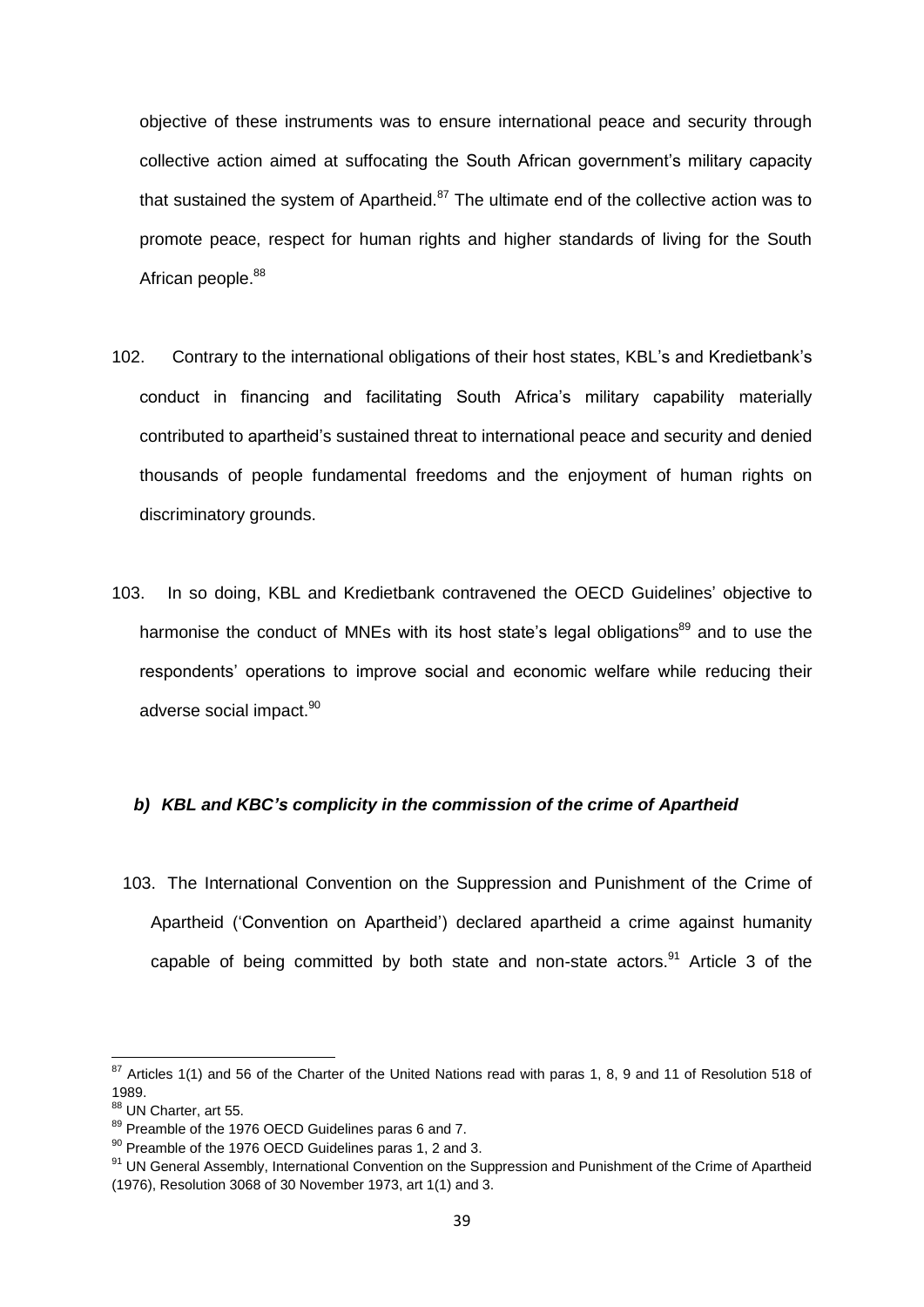objective of these instruments was to ensure international peace and security through collective action aimed at suffocating the South African government's military capacity that sustained the system of Apartheid.[87] The ultimate end of the collective action was to promote peace, respect for human rights and higher standards of living for the South African people.[88]

102. Contrary to the international obligations of their host states, KBL's and Kredietbank's conduct in financing and facilitating South Africa's military capability materially contributed to apartheid's sustained threat to international peace and security and denied thousands of people fundamental freedoms and the enjoyment of human rights on discriminatory grounds.

103. In so doing, KBL and Kredietbank contravened the OECD Guidelines' objective to harmonise the conduct of MNEs with its host state's legal obligations[89] and to use the respondents' operations to improve social and economic welfare while reducing their adverse social impact.[90]

***b) KBL and KBC's complicity in the commission of the crime of Apartheid***

103. The International Convention on the Suppression and Punishment of the Crime of Apartheid ('Convention on Apartheid') declared apartheid a crime against humanity capable of being committed by both state and non-state actors.[91] Article 3 of the

---

[87] Articles 1(1) and 56 of the Charter of the United Nations read with paras 1, 8, 9 and 11 of Resolution 518 of 1989.

[88] UN Charter, art 55.

[89] Preamble of the 1976 OECD Guidelines paras 6 and 7.

[90] Preamble of the 1976 OECD Guidelines paras 1, 2 and 3.

[91] UN General Assembly, International Convention on the Suppression and Punishment of the Crime of Apartheid (1976), Resolution 3068 of 30 November 1973, art 1(1) and 3.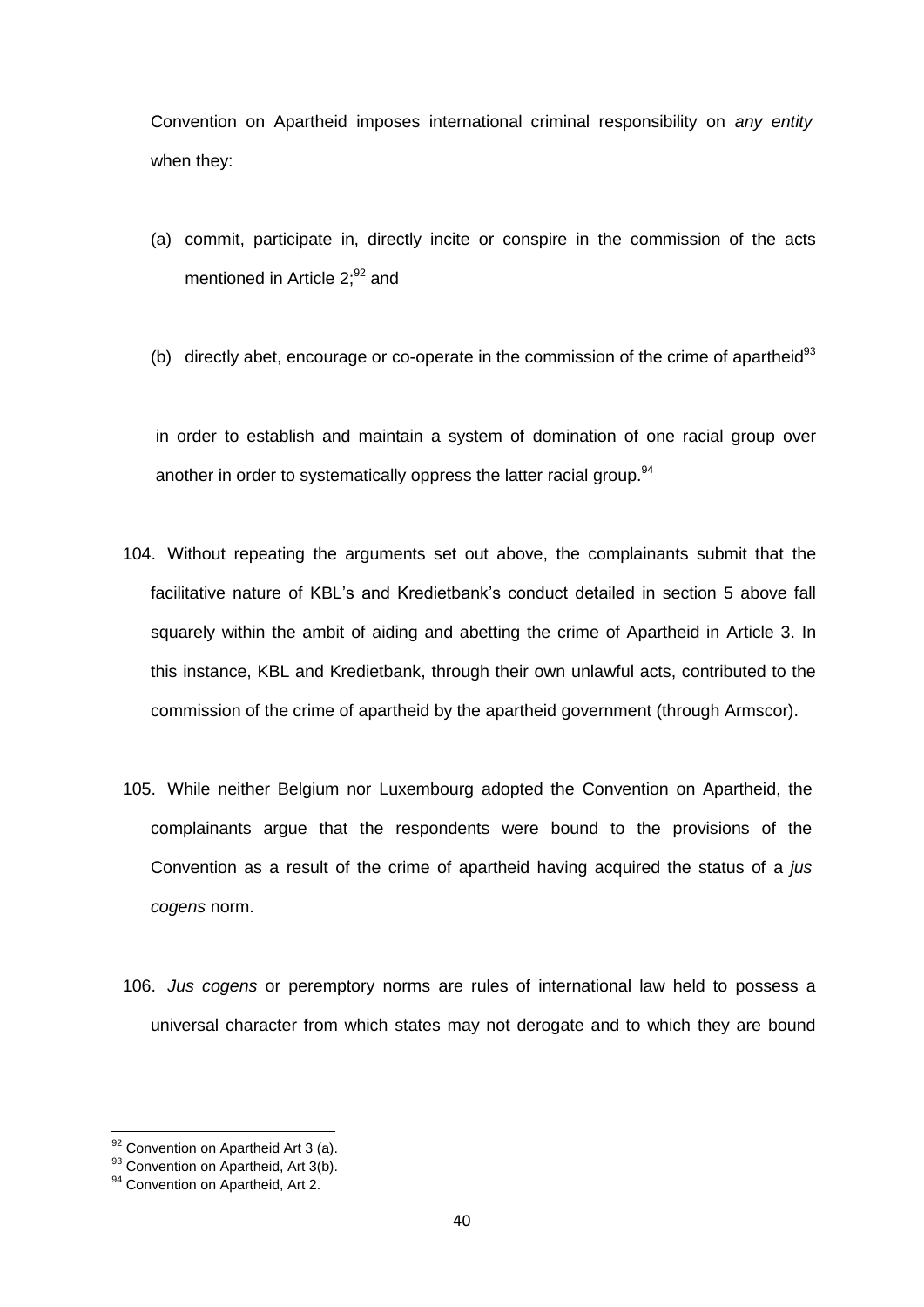Convention on Apartheid imposes international criminal responsibility on *any entity* when they:

(a) commit, participate in, directly incite or conspire in the commission of the acts mentioned in Article 2;[92] and

(b) directly abet, encourage or co-operate in the commission of the crime of apartheid[93]

in order to establish and maintain a system of domination of one racial group over another in order to systematically oppress the latter racial group.[94]

104. Without repeating the arguments set out above, the complainants submit that the facilitative nature of KBL's and Kredietbank's conduct detailed in section 5 above fall squarely within the ambit of aiding and abetting the crime of Apartheid in Article 3. In this instance, KBL and Kredietbank, through their own unlawful acts, contributed to the commission of the crime of apartheid by the apartheid government (through Armscor).

105. While neither Belgium nor Luxembourg adopted the Convention on Apartheid, the complainants argue that the respondents were bound to the provisions of the Convention as a result of the crime of apartheid having acquired the status of a *jus cogens* norm.

106. *Jus cogens* or peremptory norms are rules of international law held to possess a universal character from which states may not derogate and to which they are bound

---

[92] Convention on Apartheid Art 3 (a).

[93] Convention on Apartheid, Art 3(b).

[94] Convention on Apartheid, Art 2.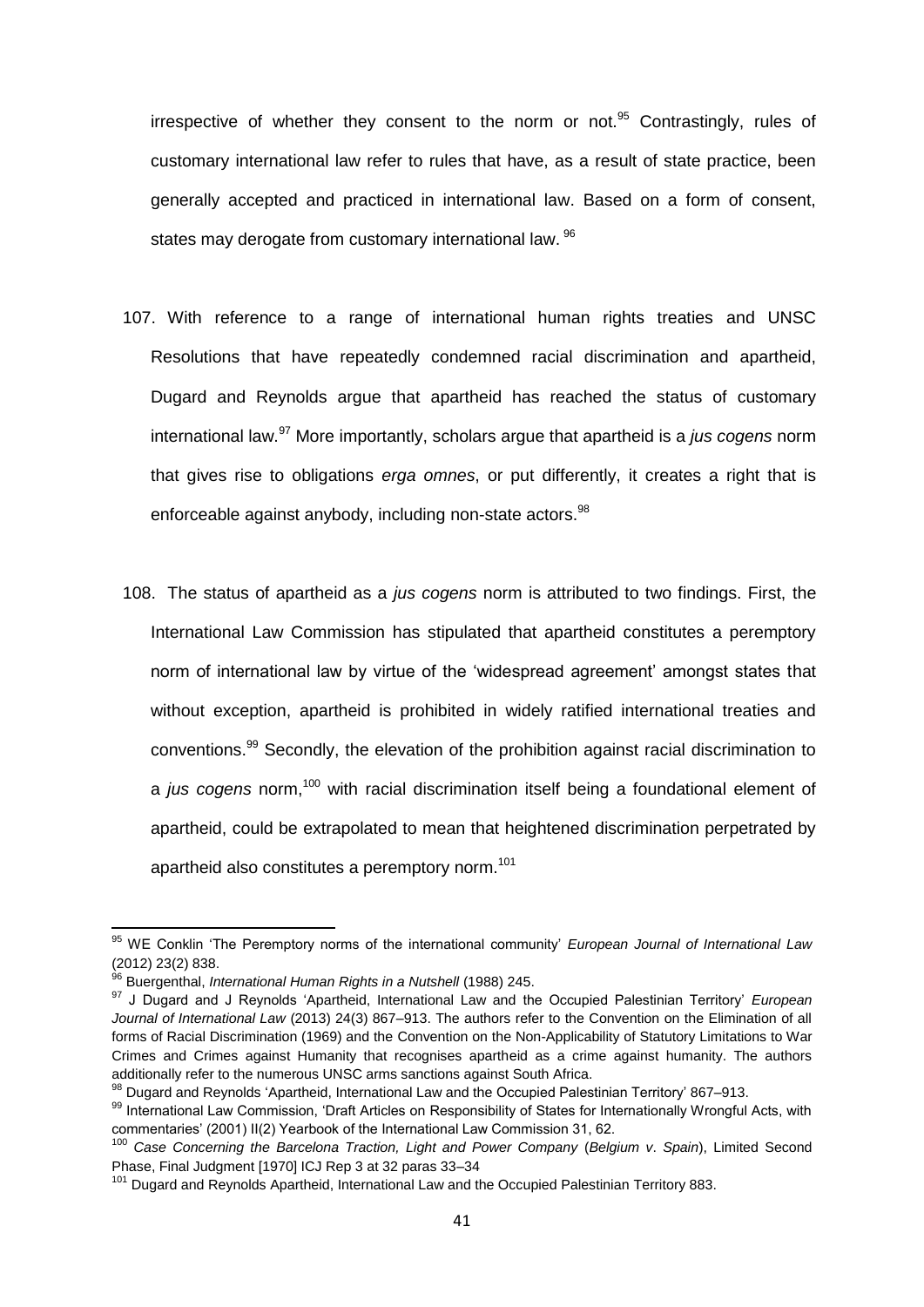irrespective of whether they consent to the norm or not.[95] Contrastingly, rules of customary international law refer to rules that have, as a result of state practice, been generally accepted and practiced in international law. Based on a form of consent, states may derogate from customary international law.[96]

107. With reference to a range of international human rights treaties and UNSC Resolutions that have repeatedly condemned racial discrimination and apartheid, Dugard and Reynolds argue that apartheid has reached the status of customary international law.[97] More importantly, scholars argue that apartheid is a *jus cogens* norm that gives rise to obligations *erga omnes*, or put differently, it creates a right that is enforceable against anybody, including non-state actors.[98]

108. The status of apartheid as a *jus cogens* norm is attributed to two findings. First, the International Law Commission has stipulated that apartheid constitutes a peremptory norm of international law by virtue of the 'widespread agreement' amongst states that without exception, apartheid is prohibited in widely ratified international treaties and conventions.[99] Secondly, the elevation of the prohibition against racial discrimination to a *jus cogens* norm,[100] with racial discrimination itself being a foundational element of apartheid, could be extrapolated to mean that heightened discrimination perpetrated by apartheid also constitutes a peremptory norm.[101]

---

[95] WE Conklin 'The Peremptory norms of the international community' *European Journal of International Law* (2012) 23(2) 838.

[96] Buergenthal, *International Human Rights in a Nutshell* (1988) 245.

[97] J Dugard and J Reynolds 'Apartheid, International Law and the Occupied Palestinian Territory' *European Journal of International Law* (2013) 24(3) 867–913. The authors refer to the Convention on the Elimination of all forms of Racial Discrimination (1969) and the Convention on the Non-Applicability of Statutory Limitations to War Crimes and Crimes against Humanity that recognises apartheid as a crime against humanity. The authors additionally refer to the numerous UNSC arms sanctions against South Africa.

[98] Dugard and Reynolds 'Apartheid, International Law and the Occupied Palestinian Territory' 867–913.

[99] International Law Commission, 'Draft Articles on Responsibility of States for Internationally Wrongful Acts, with commentaries' (2001) II(2) Yearbook of the International Law Commission 31, 62.

[100] *Case Concerning the Barcelona Traction, Light and Power Company* (*Belgium v. Spain*), Limited Second Phase, Final Judgment [1970] ICJ Rep 3 at 32 paras 33–34

[101] Dugard and Reynolds Apartheid, International Law and the Occupied Palestinian Territory 883.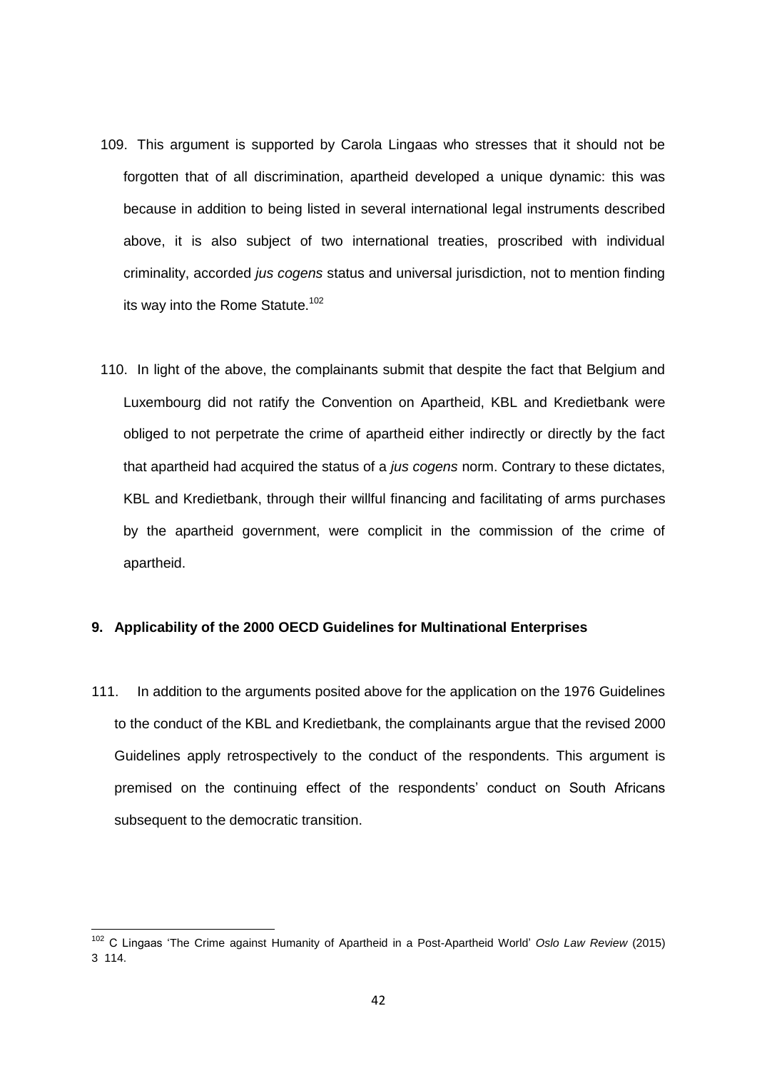109. This argument is supported by Carola Lingaas who stresses that it should not be forgotten that of all discrimination, apartheid developed a unique dynamic: this was because in addition to being listed in several international legal instruments described above, it is also subject of two international treaties, proscribed with individual criminality, accorded *jus cogens* status and universal jurisdiction, not to mention finding its way into the Rome Statute.[102]

110. In light of the above, the complainants submit that despite the fact that Belgium and Luxembourg did not ratify the Convention on Apartheid, KBL and Kredietbank were obliged to not perpetrate the crime of apartheid either indirectly or directly by the fact that apartheid had acquired the status of a *jus cogens* norm. Contrary to these dictates, KBL and Kredietbank, through their willful financing and facilitating of arms purchases by the apartheid government, were complicit in the commission of the crime of apartheid.

**9. Applicability of the 2000 OECD Guidelines for Multinational Enterprises**

111. In addition to the arguments posited above for the application on the 1976 Guidelines to the conduct of the KBL and Kredietbank, the complainants argue that the revised 2000 Guidelines apply retrospectively to the conduct of the respondents. This argument is premised on the continuing effect of the respondents' conduct on South Africans subsequent to the democratic transition.

---

[102] C Lingaas 'The Crime against Humanity of Apartheid in a Post-Apartheid World' *Oslo Law Review* (2015) 3 114.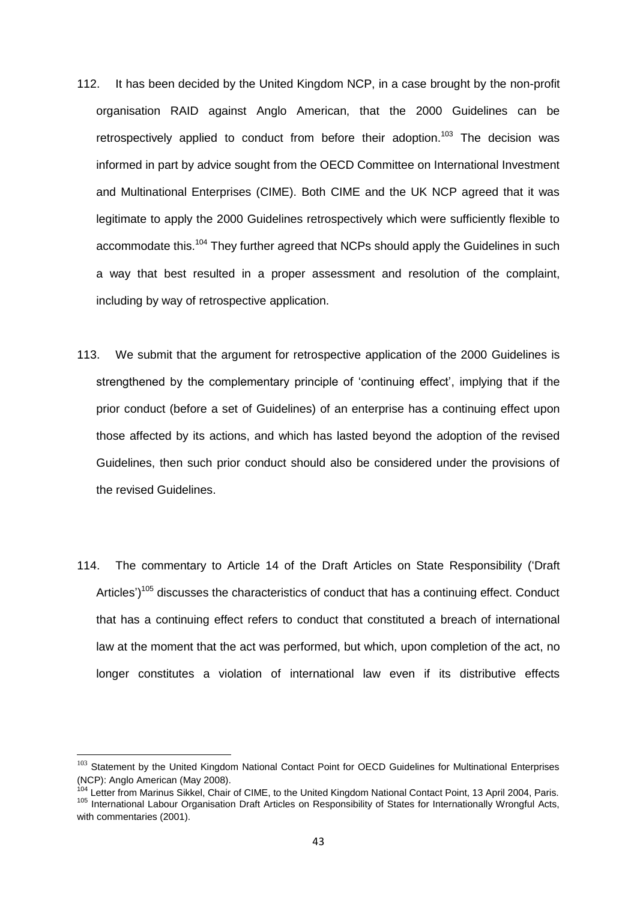112. It has been decided by the United Kingdom NCP, in a case brought by the non-profit organisation RAID against Anglo American, that the 2000 Guidelines can be retrospectively applied to conduct from before their adoption.[103] The decision was informed in part by advice sought from the OECD Committee on International Investment and Multinational Enterprises (CIME). Both CIME and the UK NCP agreed that it was legitimate to apply the 2000 Guidelines retrospectively which were sufficiently flexible to accommodate this.[104] They further agreed that NCPs should apply the Guidelines in such a way that best resulted in a proper assessment and resolution of the complaint, including by way of retrospective application.

113. We submit that the argument for retrospective application of the 2000 Guidelines is strengthened by the complementary principle of 'continuing effect', implying that if the prior conduct (before a set of Guidelines) of an enterprise has a continuing effect upon those affected by its actions, and which has lasted beyond the adoption of the revised Guidelines, then such prior conduct should also be considered under the provisions of the revised Guidelines.

114. The commentary to Article 14 of the Draft Articles on State Responsibility ('Draft Articles')[105] discusses the characteristics of conduct that has a continuing effect. Conduct that has a continuing effect refers to conduct that constituted a breach of international law at the moment that the act was performed, but which, upon completion of the act, no longer constitutes a violation of international law even if its distributive effects

---

[103] Statement by the United Kingdom National Contact Point for OECD Guidelines for Multinational Enterprises (NCP): Anglo American (May 2008).

[104] Letter from Marinus Sikkel, Chair of CIME, to the United Kingdom National Contact Point, 13 April 2004, Paris.

[105] International Labour Organisation Draft Articles on Responsibility of States for Internationally Wrongful Acts, with commentaries (2001).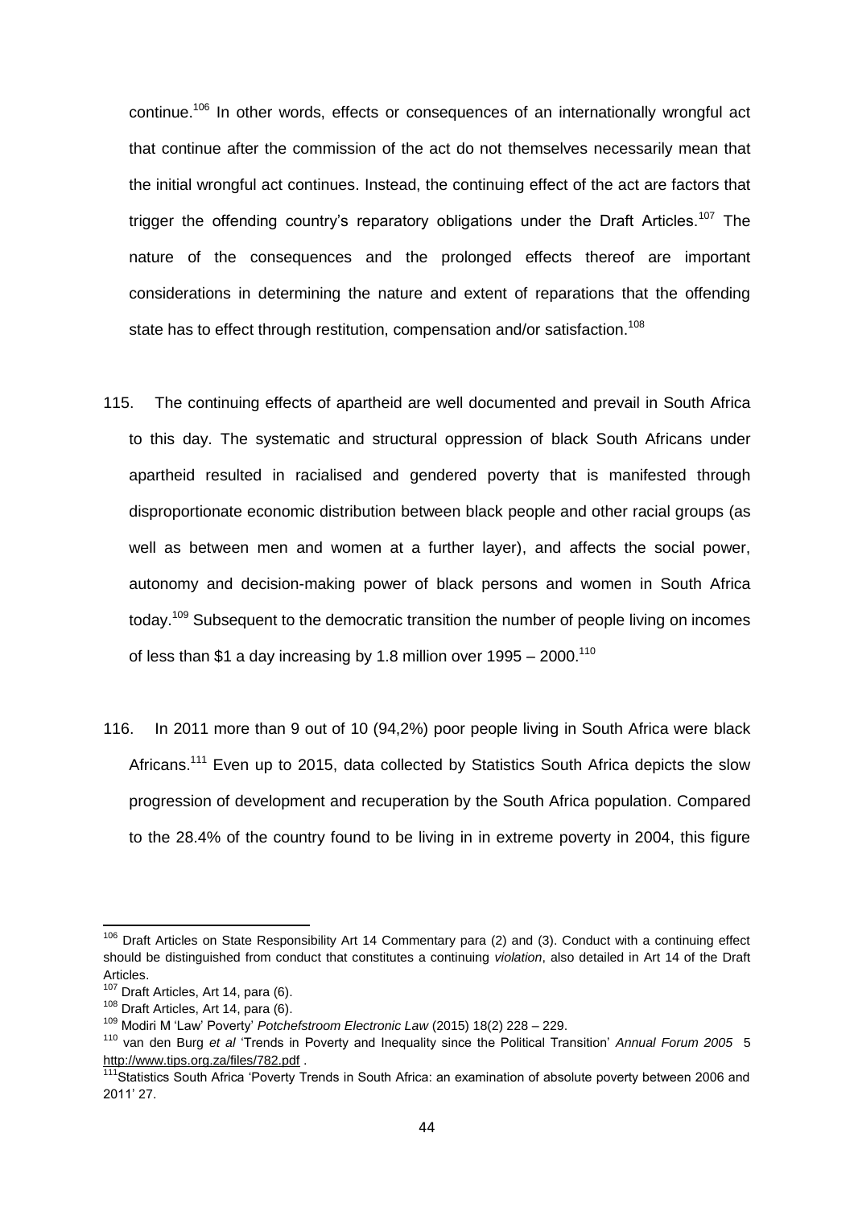continue.[106] In other words, effects or consequences of an internationally wrongful act that continue after the commission of the act do not themselves necessarily mean that the initial wrongful act continues. Instead, the continuing effect of the act are factors that trigger the offending country's reparatory obligations under the Draft Articles.[107] The nature of the consequences and the prolonged effects thereof are important considerations in determining the nature and extent of reparations that the offending state has to effect through restitution, compensation and/or satisfaction.[108]

115. The continuing effects of apartheid are well documented and prevail in South Africa to this day. The systematic and structural oppression of black South Africans under apartheid resulted in racialised and gendered poverty that is manifested through disproportionate economic distribution between black people and other racial groups (as well as between men and women at a further layer), and affects the social power, autonomy and decision-making power of black persons and women in South Africa today.[109] Subsequent to the democratic transition the number of people living on incomes of less than $1 a day increasing by 1.8 million over 1995 – 2000.[110]

116. In 2011 more than 9 out of 10 (94,2%) poor people living in South Africa were black Africans.[111] Even up to 2015, data collected by Statistics South Africa depicts the slow progression of development and recuperation by the South Africa population. Compared to the 28.4% of the country found to be living in in extreme poverty in 2004, this figure

---

[106] Draft Articles on State Responsibility Art 14 Commentary para (2) and (3). Conduct with a continuing effect should be distinguished from conduct that constitutes a continuing *violation*, also detailed in Art 14 of the Draft Articles.

[107] Draft Articles, Art 14, para (6).

[108] Draft Articles, Art 14, para (6).

[109] Modiri M 'Law' Poverty' *Potchefstroom Electronic Law* (2015) 18(2) 228 – 229.

[110] van den Burg *et al* 'Trends in Poverty and Inequality since the Political Transition' *Annual Forum 2005* 5 http://www.tips.org.za/files/782.pdf .

[111] Statistics South Africa 'Poverty Trends in South Africa: an examination of absolute poverty between 2006 and 2011' 27.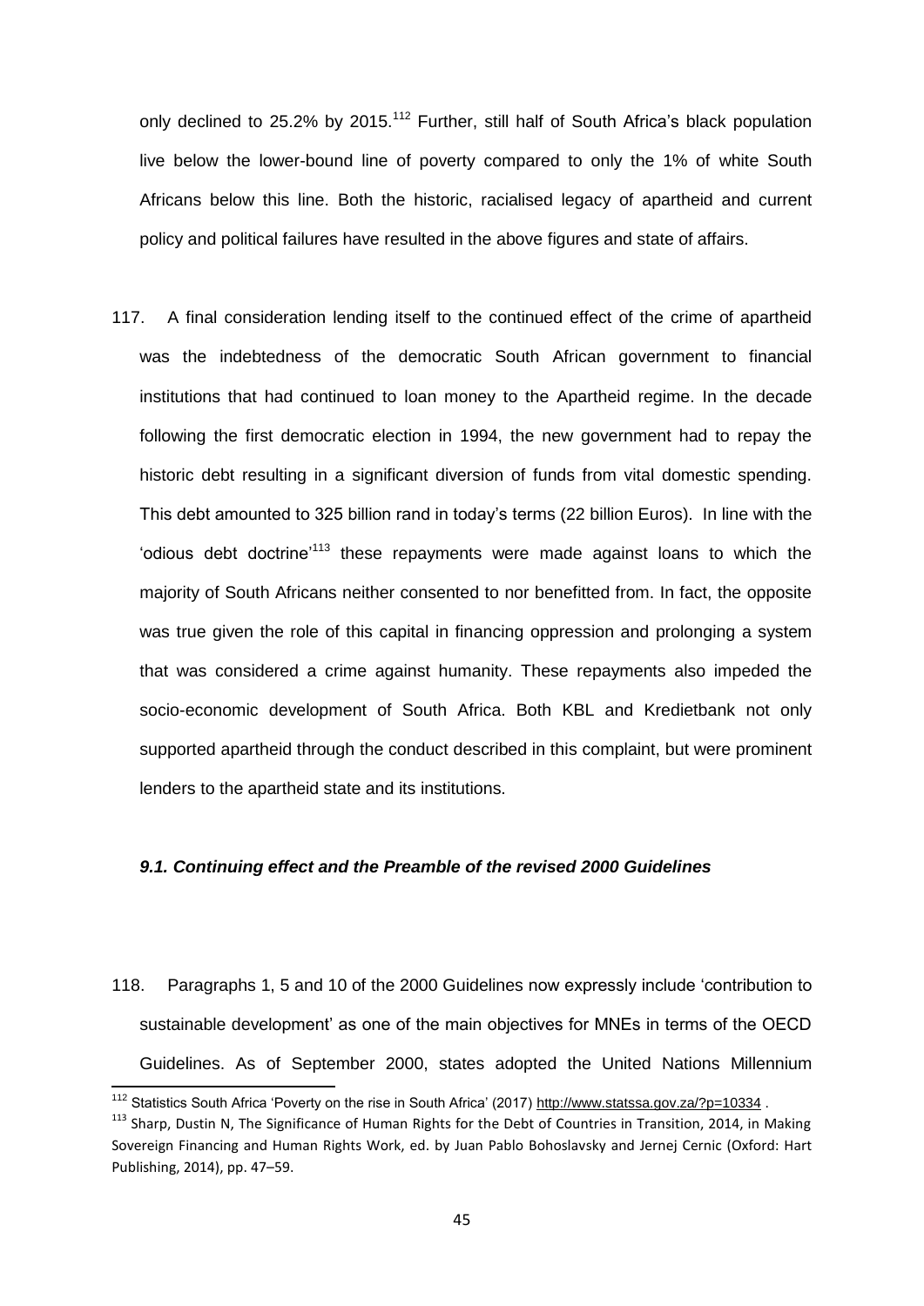only declined to 25.2% by 2015.[112] Further, still half of South Africa's black population live below the lower-bound line of poverty compared to only the 1% of white South Africans below this line. Both the historic, racialised legacy of apartheid and current policy and political failures have resulted in the above figures and state of affairs.

117. A final consideration lending itself to the continued effect of the crime of apartheid was the indebtedness of the democratic South African government to financial institutions that had continued to loan money to the Apartheid regime. In the decade following the first democratic election in 1994, the new government had to repay the historic debt resulting in a significant diversion of funds from vital domestic spending. This debt amounted to 325 billion rand in today's terms (22 billion Euros). In line with the 'odious debt doctrine'[113] these repayments were made against loans to which the majority of South Africans neither consented to nor benefitted from. In fact, the opposite was true given the role of this capital in financing oppression and prolonging a system that was considered a crime against humanity. These repayments also impeded the socio-economic development of South Africa. Both KBL and Kredietbank not only supported apartheid through the conduct described in this complaint, but were prominent lenders to the apartheid state and its institutions.

### *9.1. Continuing effect and the Preamble of the revised 2000 Guidelines*

118. Paragraphs 1, 5 and 10 of the 2000 Guidelines now expressly include 'contribution to sustainable development' as one of the main objectives for MNEs in terms of the OECD Guidelines. As of September 2000, states adopted the United Nations Millennium

---

[112] Statistics South Africa 'Poverty on the rise in South Africa' (2017) http://www.statssa.gov.za/?p=10334 .

[113] Sharp, Dustin N, The Significance of Human Rights for the Debt of Countries in Transition, 2014, in Making Sovereign Financing and Human Rights Work, ed. by Juan Pablo Bohoslavsky and Jernej Cernic (Oxford: Hart Publishing, 2014), pp. 47–59.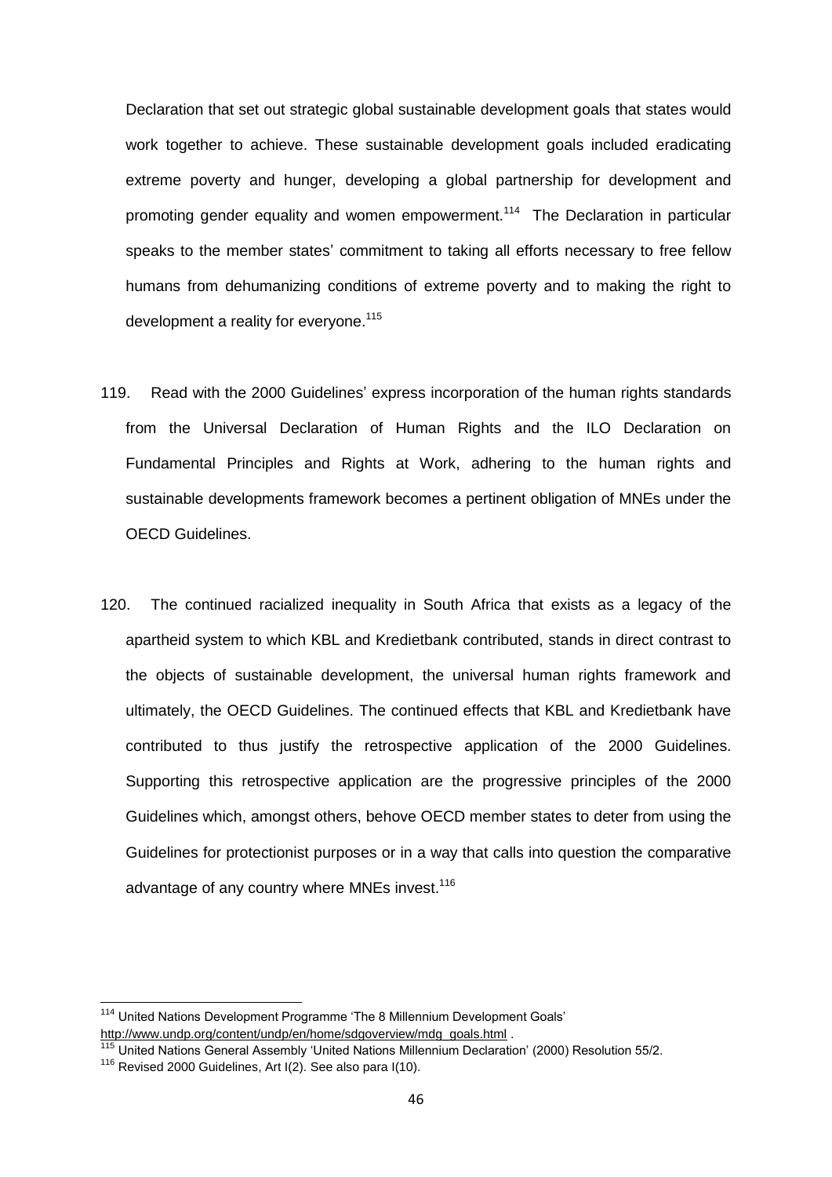Declaration that set out strategic global sustainable development goals that states would work together to achieve. These sustainable development goals included eradicating extreme poverty and hunger, developing a global partnership for development and promoting gender equality and women empowerment.[114] The Declaration in particular speaks to the member states' commitment to taking all efforts necessary to free fellow humans from dehumanizing conditions of extreme poverty and to making the right to development a reality for everyone.[115]

119. Read with the 2000 Guidelines' express incorporation of the human rights standards from the Universal Declaration of Human Rights and the ILO Declaration on Fundamental Principles and Rights at Work, adhering to the human rights and sustainable developments framework becomes a pertinent obligation of MNEs under the OECD Guidelines.

120. The continued racialized inequality in South Africa that exists as a legacy of the apartheid system to which KBL and Kredietbank contributed, stands in direct contrast to the objects of sustainable development, the universal human rights framework and ultimately, the OECD Guidelines. The continued effects that KBL and Kredietbank have contributed to thus justify the retrospective application of the 2000 Guidelines. Supporting this retrospective application are the progressive principles of the 2000 Guidelines which, amongst others, behove OECD member states to deter from using the Guidelines for protectionist purposes or in a way that calls into question the comparative advantage of any country where MNEs invest.[116]

---

[114] United Nations Development Programme 'The 8 Millennium Development Goals' http://www.undp.org/content/undp/en/home/sdgoverview/mdg_goals.html .

[115] United Nations General Assembly 'United Nations Millennium Declaration' (2000) Resolution 55/2.

[116] Revised 2000 Guidelines, Art I(2). See also para I(10).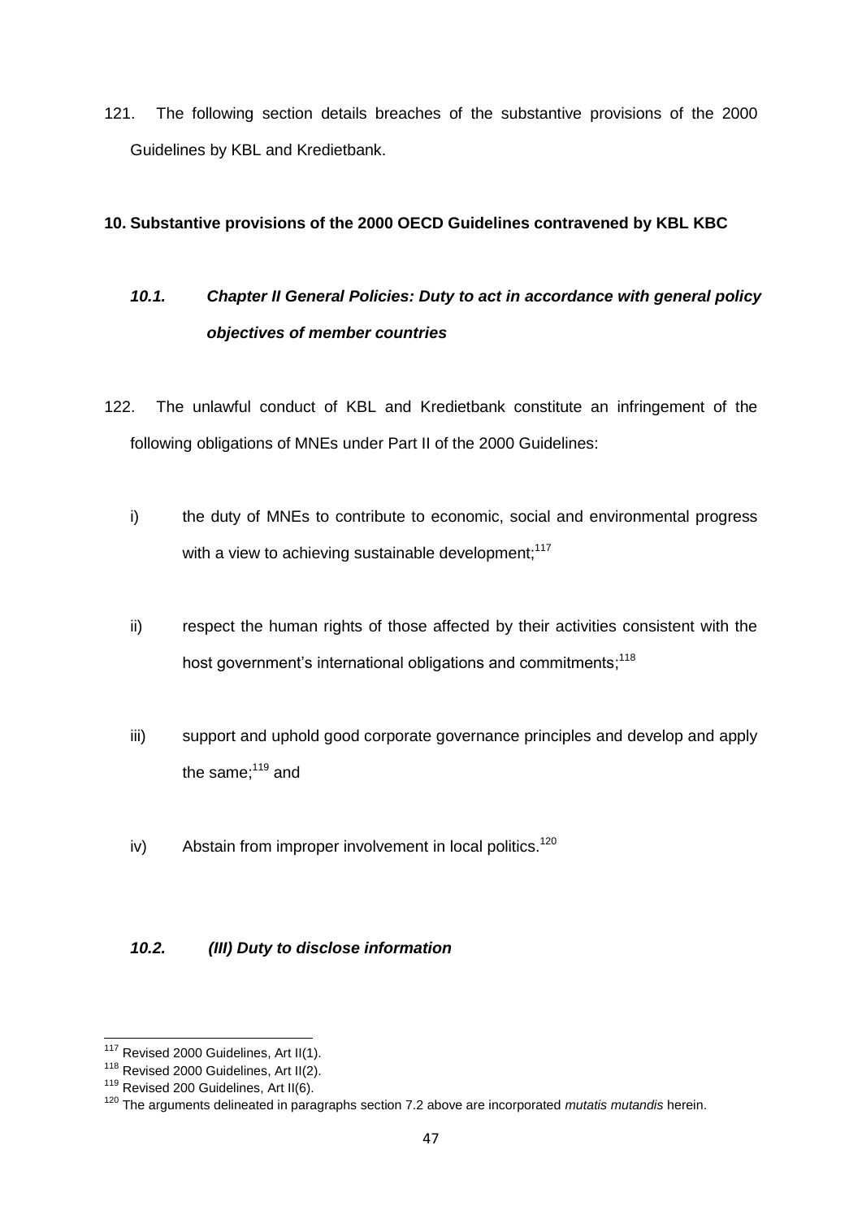121. The following section details breaches of the substantive provisions of the 2000 Guidelines by KBL and Kredietbank.

## 10. Substantive provisions of the 2000 OECD Guidelines contravened by KBL KBC

### *10.1. Chapter II General Policies: Duty to act in accordance with general policy objectives of member countries*

122. The unlawful conduct of KBL and Kredietbank constitute an infringement of the following obligations of MNEs under Part II of the 2000 Guidelines:

i) the duty of MNEs to contribute to economic, social and environmental progress with a view to achieving sustainable development;[117]

ii) respect the human rights of those affected by their activities consistent with the host government's international obligations and commitments;[118]

iii) support and uphold good corporate governance principles and develop and apply the same;[119] and

iv) Abstain from improper involvement in local politics.[120]

### *10.2. (III) Duty to disclose information*

---

[117] Revised 2000 Guidelines, Art II(1).

[118] Revised 2000 Guidelines, Art II(2).

[119] Revised 200 Guidelines, Art II(6).

[120] The arguments delineated in paragraphs section 7.2 above are incorporated *mutatis mutandis* herein.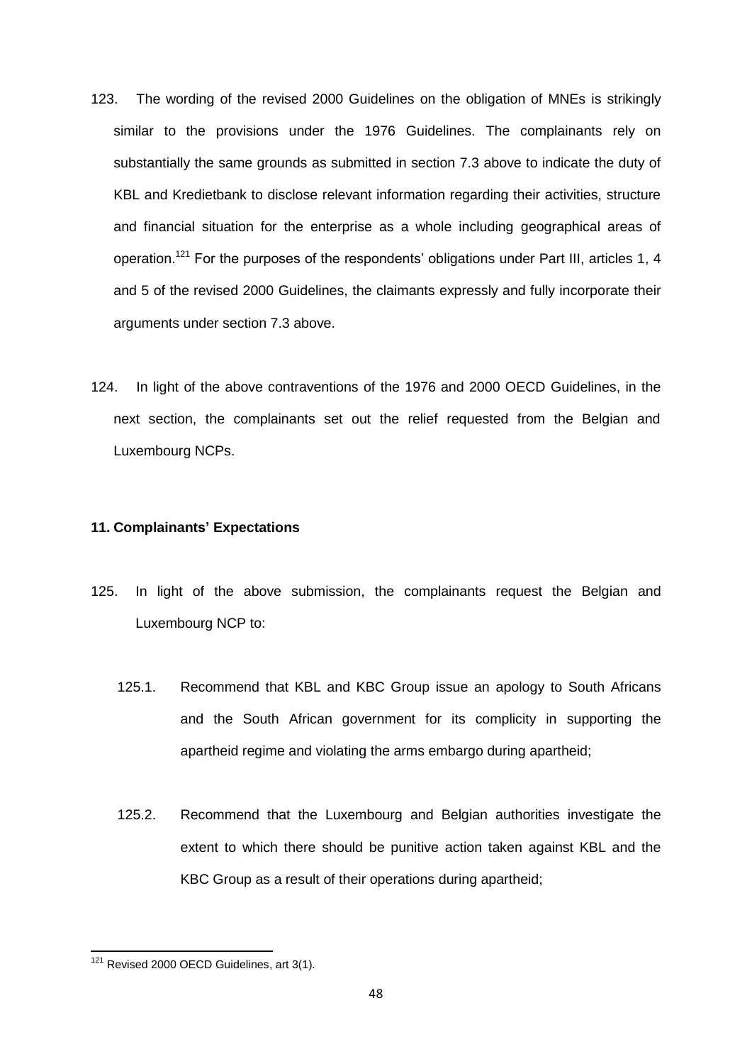123. The wording of the revised 2000 Guidelines on the obligation of MNEs is strikingly similar to the provisions under the 1976 Guidelines. The complainants rely on substantially the same grounds as submitted in section 7.3 above to indicate the duty of KBL and Kredietbank to disclose relevant information regarding their activities, structure and financial situation for the enterprise as a whole including geographical areas of operation.[121] For the purposes of the respondents' obligations under Part III, articles 1, 4 and 5 of the revised 2000 Guidelines, the claimants expressly and fully incorporate their arguments under section 7.3 above.

124. In light of the above contraventions of the 1976 and 2000 OECD Guidelines, in the next section, the complainants set out the relief requested from the Belgian and Luxembourg NCPs.

**11. Complainants' Expectations**

125. In light of the above submission, the complainants request the Belgian and Luxembourg NCP to:

125.1. Recommend that KBL and KBC Group issue an apology to South Africans and the South African government for its complicity in supporting the apartheid regime and violating the arms embargo during apartheid;

125.2. Recommend that the Luxembourg and Belgian authorities investigate the extent to which there should be punitive action taken against KBL and the KBC Group as a result of their operations during apartheid;

---

[121] Revised 2000 OECD Guidelines, art 3(1).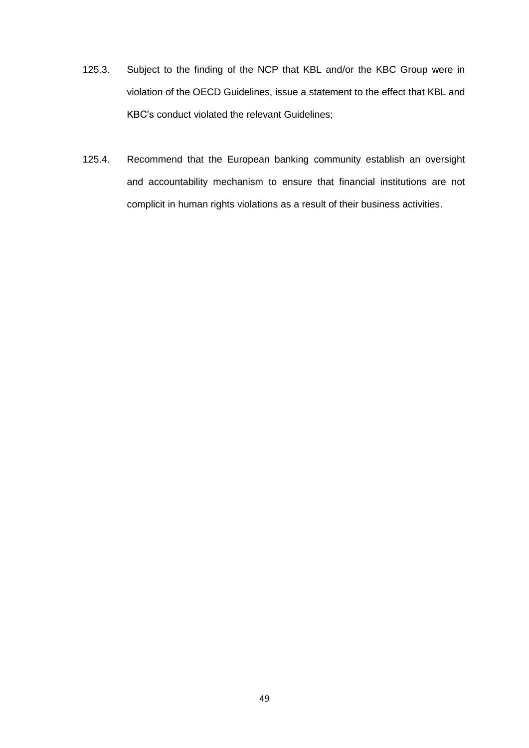125.3. Subject to the finding of the NCP that KBL and/or the KBC Group were in violation of the OECD Guidelines, issue a statement to the effect that KBL and KBC's conduct violated the relevant Guidelines;

125.4. Recommend that the European banking community establish an oversight and accountability mechanism to ensure that financial institutions are not complicit in human rights violations as a result of their business activities.